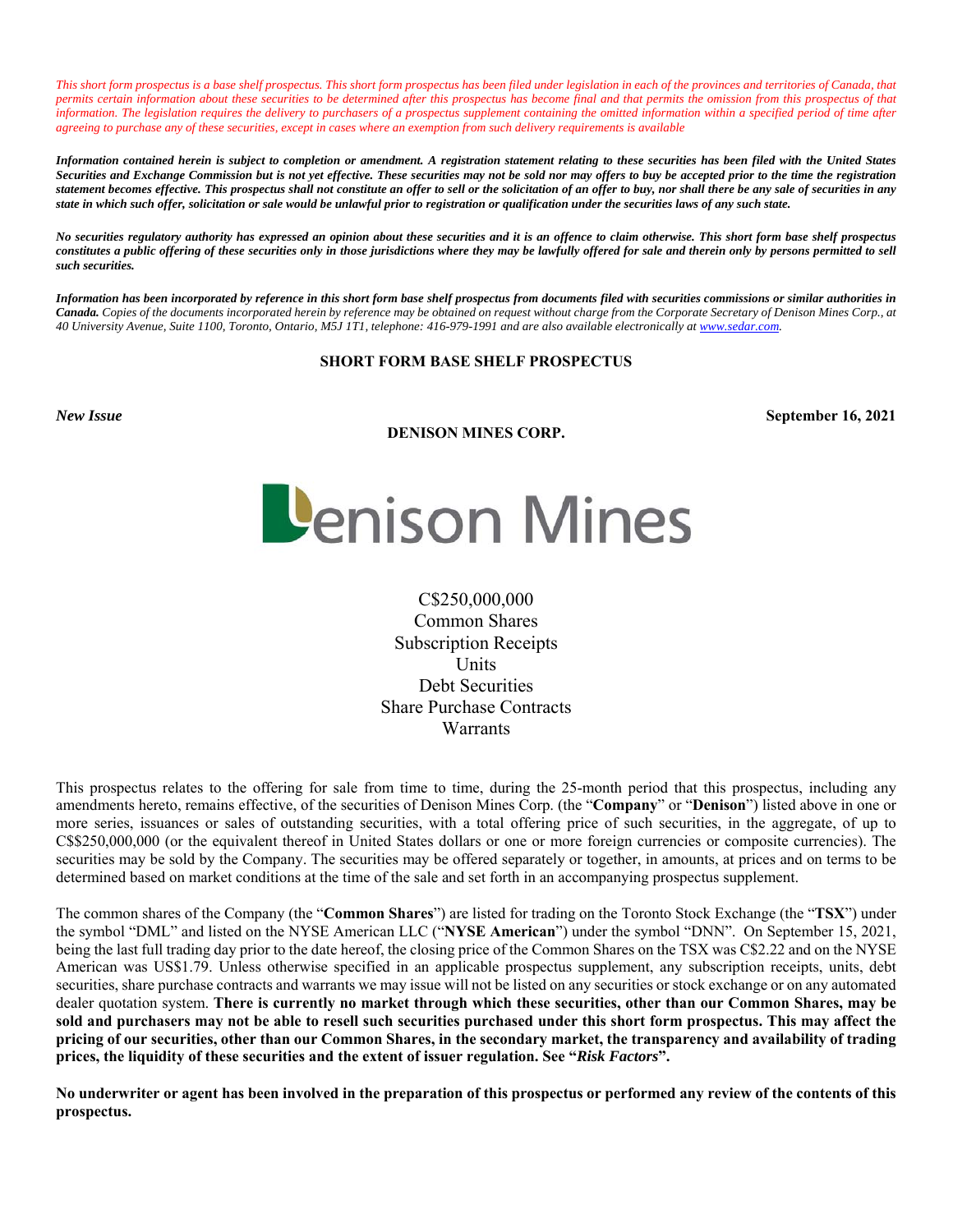*This short form prospectus is a base shelf prospectus. This short form prospectus has been filed under legislation in each of the provinces and territories of Canada, that permits certain information about these securities to be determined after this prospectus has become final and that permits the omission from this prospectus of that information. The legislation requires the delivery to purchasers of a prospectus supplement containing the omitted information within a specified period of time after agreeing to purchase any of these securities, except in cases where an exemption from such delivery requirements is available*

***Information contained herein is subject to completion or amendment. A registration statement relating to these securities has been filed with the United States Securities and Exchange Commission but is not yet effective. These securities may not be sold nor may offers to buy be accepted prior to the time the registration statement becomes effective. This prospectus shall not constitute an offer to sell or the solicitation of an offer to buy, nor shall there be any sale of securities in any state in which such offer, solicitation or sale would be unlawful prior to registration or qualification under the securities laws of any such state.***

***No securities regulatory authority has expressed an opinion about these securities and it is an offence to claim otherwise. This short form base shelf prospectus constitutes a public offering of these securities only in those jurisdictions where they may be lawfully offered for sale and therein only by persons permitted to sell such securities.***

***Information has been incorporated by reference in this short form base shelf prospectus from documents filed with securities commissions or similar authorities in Canada.*** *Copies of the documents incorporated herein by reference may be obtained on request without charge from the Corporate Secretary of Denison Mines Corp., at 40 University Avenue, Suite 1100, Toronto, Ontario, M5J 1T1, telephone: 416-979-1991 and are also available electronically at www.sedar.com.*

**SHORT FORM BASE SHELF PROSPECTUS**

***New Issue*** **September 16, 2021**

**DENISON MINES CORP.**

Denison Mines

C$250,000,000
Common Shares
Subscription Receipts
Units
Debt Securities
Share Purchase Contracts
Warrants

This prospectus relates to the offering for sale from time to time, during the 25-month period that this prospectus, including any amendments hereto, remains effective, of the securities of Denison Mines Corp. (the "**Company**" or "**Denison**") listed above in one or more series, issuances or sales of outstanding securities, with a total offering price of such securities, in the aggregate, of up to C$$250,000,000 (or the equivalent thereof in United States dollars or one or more foreign currencies or composite currencies). The securities may be sold by the Company. The securities may be offered separately or together, in amounts, at prices and on terms to be determined based on market conditions at the time of the sale and set forth in an accompanying prospectus supplement.

The common shares of the Company (the "**Common Shares**") are listed for trading on the Toronto Stock Exchange (the "**TSX**") under the symbol "DML" and listed on the NYSE American LLC ("**NYSE American**") under the symbol "DNN". On September 15, 2021, being the last full trading day prior to the date hereof, the closing price of the Common Shares on the TSX was C$2.22 and on the NYSE American was US$1.79. Unless otherwise specified in an applicable prospectus supplement, any subscription receipts, units, debt securities, share purchase contracts and warrants we may issue will not be listed on any securities or stock exchange or on any automated dealer quotation system. **There is currently no market through which these securities, other than our Common Shares, may be sold and purchasers may not be able to resell such securities purchased under this short form prospectus. This may affect the pricing of our securities, other than our Common Shares, in the secondary market, the transparency and availability of trading prices, the liquidity of these securities and the extent of issuer regulation. See "*Risk Factors*".**

**No underwriter or agent has been involved in the preparation of this prospectus or performed any review of the contents of this prospectus.**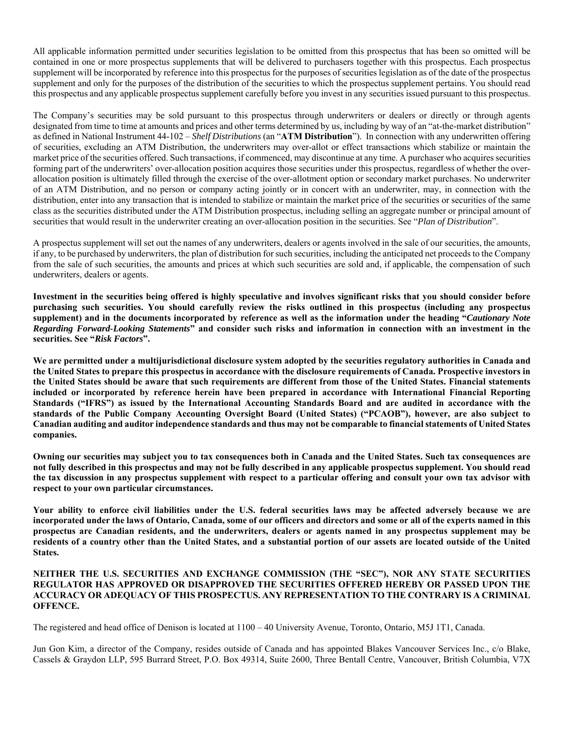All applicable information permitted under securities legislation to be omitted from this prospectus that has been so omitted will be contained in one or more prospectus supplements that will be delivered to purchasers together with this prospectus. Each prospectus supplement will be incorporated by reference into this prospectus for the purposes of securities legislation as of the date of the prospectus supplement and only for the purposes of the distribution of the securities to which the prospectus supplement pertains. You should read this prospectus and any applicable prospectus supplement carefully before you invest in any securities issued pursuant to this prospectus.

The Company's securities may be sold pursuant to this prospectus through underwriters or dealers or directly or through agents designated from time to time at amounts and prices and other terms determined by us, including by way of an "at-the-market distribution" as defined in National Instrument 44-102 – *Shelf Distributions* (an "**ATM Distribution**"). In connection with any underwritten offering of securities, excluding an ATM Distribution, the underwriters may over-allot or effect transactions which stabilize or maintain the market price of the securities offered. Such transactions, if commenced, may discontinue at any time. A purchaser who acquires securities forming part of the underwriters' over-allocation position acquires those securities under this prospectus, regardless of whether the over-allocation position is ultimately filled through the exercise of the over-allotment option or secondary market purchases. No underwriter of an ATM Distribution, and no person or company acting jointly or in concert with an underwriter, may, in connection with the distribution, enter into any transaction that is intended to stabilize or maintain the market price of the securities or securities of the same class as the securities distributed under the ATM Distribution prospectus, including selling an aggregate number or principal amount of securities that would result in the underwriter creating an over-allocation position in the securities. See "*Plan of Distribution*".

A prospectus supplement will set out the names of any underwriters, dealers or agents involved in the sale of our securities, the amounts, if any, to be purchased by underwriters, the plan of distribution for such securities, including the anticipated net proceeds to the Company from the sale of such securities, the amounts and prices at which such securities are sold and, if applicable, the compensation of such underwriters, dealers or agents.

**Investment in the securities being offered is highly speculative and involves significant risks that you should consider before purchasing such securities. You should carefully review the risks outlined in this prospectus (including any prospectus supplement) and in the documents incorporated by reference as well as the information under the heading "*Cautionary Note Regarding Forward-Looking Statements*" and consider such risks and information in connection with an investment in the securities. See "*Risk Factors*".**

**We are permitted under a multijurisdictional disclosure system adopted by the securities regulatory authorities in Canada and the United States to prepare this prospectus in accordance with the disclosure requirements of Canada. Prospective investors in the United States should be aware that such requirements are different from those of the United States. Financial statements included or incorporated by reference herein have been prepared in accordance with International Financial Reporting Standards ("IFRS") as issued by the International Accounting Standards Board and are audited in accordance with the standards of the Public Company Accounting Oversight Board (United States) ("PCAOB"), however, are also subject to Canadian auditing and auditor independence standards and thus may not be comparable to financial statements of United States companies.**

**Owning our securities may subject you to tax consequences both in Canada and the United States. Such tax consequences are not fully described in this prospectus and may not be fully described in any applicable prospectus supplement. You should read the tax discussion in any prospectus supplement with respect to a particular offering and consult your own tax advisor with respect to your own particular circumstances.**

**Your ability to enforce civil liabilities under the U.S. federal securities laws may be affected adversely because we are incorporated under the laws of Ontario, Canada, some of our officers and directors and some or all of the experts named in this prospectus are Canadian residents, and the underwriters, dealers or agents named in any prospectus supplement may be residents of a country other than the United States, and a substantial portion of our assets are located outside of the United States.**

**NEITHER THE U.S. SECURITIES AND EXCHANGE COMMISSION (THE "SEC"), NOR ANY STATE SECURITIES REGULATOR HAS APPROVED OR DISAPPROVED THE SECURITIES OFFERED HEREBY OR PASSED UPON THE ACCURACY OR ADEQUACY OF THIS PROSPECTUS. ANY REPRESENTATION TO THE CONTRARY IS A CRIMINAL OFFENCE.**

The registered and head office of Denison is located at 1100 – 40 University Avenue, Toronto, Ontario, M5J 1T1, Canada.

Jun Gon Kim, a director of the Company, resides outside of Canada and has appointed Blakes Vancouver Services Inc., c/o Blake, Cassels & Graydon LLP, 595 Burrard Street, P.O. Box 49314, Suite 2600, Three Bentall Centre, Vancouver, British Columbia, V7X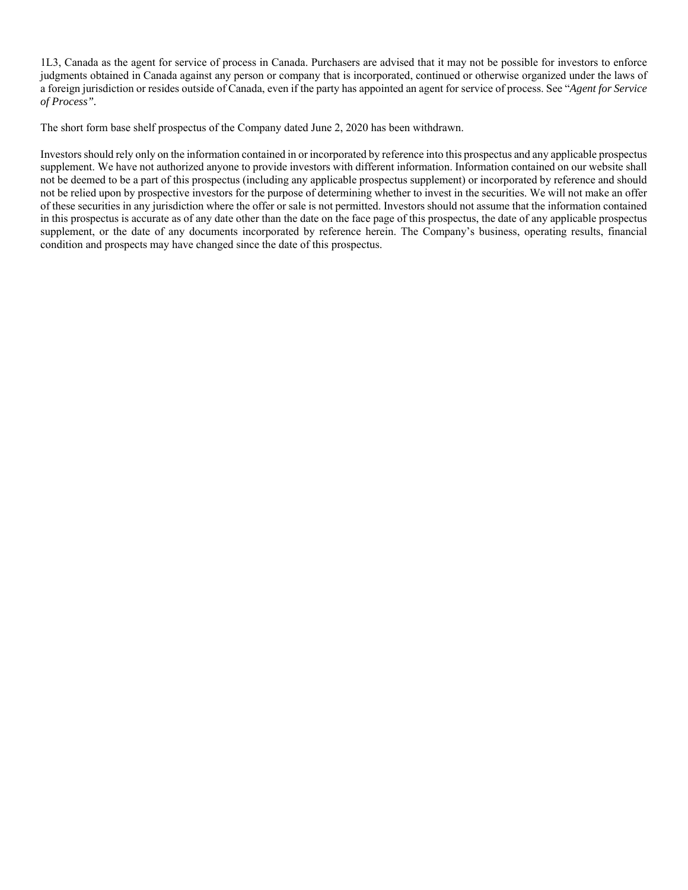1L3, Canada as the agent for service of process in Canada. Purchasers are advised that it may not be possible for investors to enforce judgments obtained in Canada against any person or company that is incorporated, continued or otherwise organized under the laws of a foreign jurisdiction or resides outside of Canada, even if the party has appointed an agent for service of process. See "*Agent for Service of Process"*.

The short form base shelf prospectus of the Company dated June 2, 2020 has been withdrawn.

Investors should rely only on the information contained in or incorporated by reference into this prospectus and any applicable prospectus supplement. We have not authorized anyone to provide investors with different information. Information contained on our website shall not be deemed to be a part of this prospectus (including any applicable prospectus supplement) or incorporated by reference and should not be relied upon by prospective investors for the purpose of determining whether to invest in the securities. We will not make an offer of these securities in any jurisdiction where the offer or sale is not permitted. Investors should not assume that the information contained in this prospectus is accurate as of any date other than the date on the face page of this prospectus, the date of any applicable prospectus supplement, or the date of any documents incorporated by reference herein. The Company's business, operating results, financial condition and prospects may have changed since the date of this prospectus.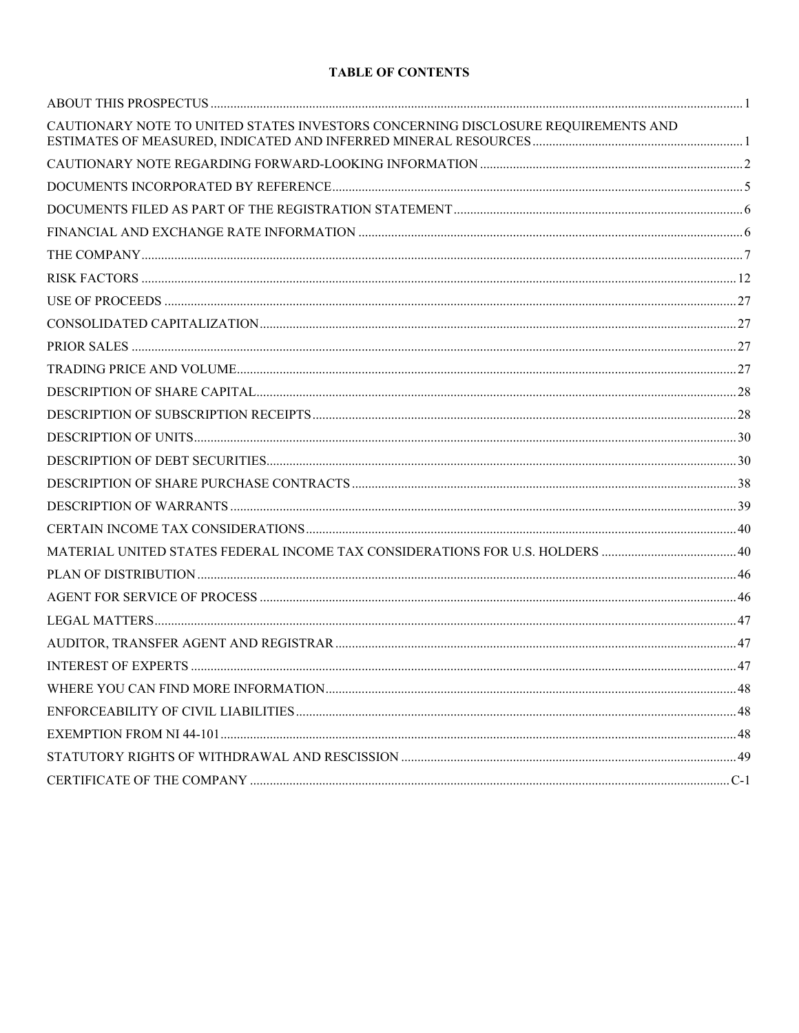## TABLE OF CONTENTS

| | |
|---|---|
| ABOUT THIS PROSPECTUS | 1 |
| CAUTIONARY NOTE TO UNITED STATES INVESTORS CONCERNING DISCLOSURE REQUIREMENTS AND ESTIMATES OF MEASURED, INDICATED AND INFERRED MINERAL RESOURCES | 1 |
| CAUTIONARY NOTE REGARDING FORWARD-LOOKING INFORMATION | 2 |
| DOCUMENTS INCORPORATED BY REFERENCE | 5 |
| DOCUMENTS FILED AS PART OF THE REGISTRATION STATEMENT | 6 |
| FINANCIAL AND EXCHANGE RATE INFORMATION | 6 |
| THE COMPANY | 7 |
| RISK FACTORS | 12 |
| USE OF PROCEEDS | 27 |
| CONSOLIDATED CAPITALIZATION | 27 |
| PRIOR SALES | 27 |
| TRADING PRICE AND VOLUME | 27 |
| DESCRIPTION OF SHARE CAPITAL | 28 |
| DESCRIPTION OF SUBSCRIPTION RECEIPTS | 28 |
| DESCRIPTION OF UNITS | 30 |
| DESCRIPTION OF DEBT SECURITIES | 30 |
| DESCRIPTION OF SHARE PURCHASE CONTRACTS | 38 |
| DESCRIPTION OF WARRANTS | 39 |
| CERTAIN INCOME TAX CONSIDERATIONS | 40 |
| MATERIAL UNITED STATES FEDERAL INCOME TAX CONSIDERATIONS FOR U.S. HOLDERS | 40 |
| PLAN OF DISTRIBUTION | 46 |
| AGENT FOR SERVICE OF PROCESS | 46 |
| LEGAL MATTERS | 47 |
| AUDITOR, TRANSFER AGENT AND REGISTRAR | 47 |
| INTEREST OF EXPERTS | 47 |
| WHERE YOU CAN FIND MORE INFORMATION | 48 |
| ENFORCEABILITY OF CIVIL LIABILITIES | 48 |
| EXEMPTION FROM NI 44-101 | 48 |
| STATUTORY RIGHTS OF WITHDRAWAL AND RESCISSION | 49 |
| CERTIFICATE OF THE COMPANY | C-1 |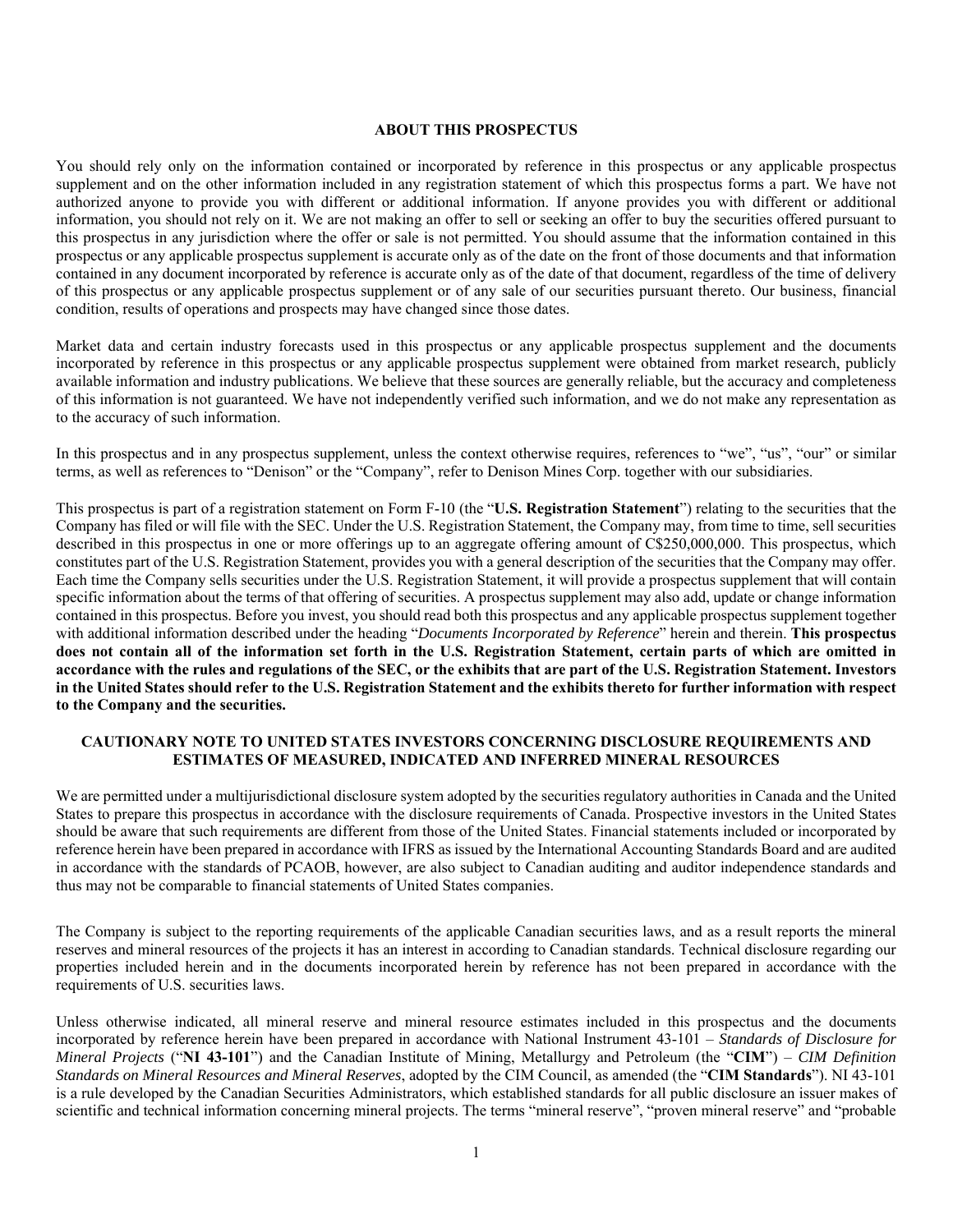## ABOUT THIS PROSPECTUS

You should rely only on the information contained or incorporated by reference in this prospectus or any applicable prospectus supplement and on the other information included in any registration statement of which this prospectus forms a part. We have not authorized anyone to provide you with different or additional information. If anyone provides you with different or additional information, you should not rely on it. We are not making an offer to sell or seeking an offer to buy the securities offered pursuant to this prospectus in any jurisdiction where the offer or sale is not permitted. You should assume that the information contained in this prospectus or any applicable prospectus supplement is accurate only as of the date on the front of those documents and that information contained in any document incorporated by reference is accurate only as of the date of that document, regardless of the time of delivery of this prospectus or any applicable prospectus supplement or of any sale of our securities pursuant thereto. Our business, financial condition, results of operations and prospects may have changed since those dates.

Market data and certain industry forecasts used in this prospectus or any applicable prospectus supplement and the documents incorporated by reference in this prospectus or any applicable prospectus supplement were obtained from market research, publicly available information and industry publications. We believe that these sources are generally reliable, but the accuracy and completeness of this information is not guaranteed. We have not independently verified such information, and we do not make any representation as to the accuracy of such information.

In this prospectus and in any prospectus supplement, unless the context otherwise requires, references to "we", "us", "our" or similar terms, as well as references to "Denison" or the "Company", refer to Denison Mines Corp. together with our subsidiaries.

This prospectus is part of a registration statement on Form F-10 (the "**U.S. Registration Statement**") relating to the securities that the Company has filed or will file with the SEC. Under the U.S. Registration Statement, the Company may, from time to time, sell securities described in this prospectus in one or more offerings up to an aggregate offering amount of C$250,000,000. This prospectus, which constitutes part of the U.S. Registration Statement, provides you with a general description of the securities that the Company may offer. Each time the Company sells securities under the U.S. Registration Statement, it will provide a prospectus supplement that will contain specific information about the terms of that offering of securities. A prospectus supplement may also add, update or change information contained in this prospectus. Before you invest, you should read both this prospectus and any applicable prospectus supplement together with additional information described under the heading "*Documents Incorporated by Reference*" herein and therein. **This prospectus does not contain all of the information set forth in the U.S. Registration Statement, certain parts of which are omitted in accordance with the rules and regulations of the SEC, or the exhibits that are part of the U.S. Registration Statement. Investors in the United States should refer to the U.S. Registration Statement and the exhibits thereto for further information with respect to the Company and the securities.**

## CAUTIONARY NOTE TO UNITED STATES INVESTORS CONCERNING DISCLOSURE REQUIREMENTS AND ESTIMATES OF MEASURED, INDICATED AND INFERRED MINERAL RESOURCES

We are permitted under a multijurisdictional disclosure system adopted by the securities regulatory authorities in Canada and the United States to prepare this prospectus in accordance with the disclosure requirements of Canada. Prospective investors in the United States should be aware that such requirements are different from those of the United States. Financial statements included or incorporated by reference herein have been prepared in accordance with IFRS as issued by the International Accounting Standards Board and are audited in accordance with the standards of PCAOB, however, are also subject to Canadian auditing and auditor independence standards and thus may not be comparable to financial statements of United States companies.

The Company is subject to the reporting requirements of the applicable Canadian securities laws, and as a result reports the mineral reserves and mineral resources of the projects it has an interest in according to Canadian standards. Technical disclosure regarding our properties included herein and in the documents incorporated herein by reference has not been prepared in accordance with the requirements of U.S. securities laws.

Unless otherwise indicated, all mineral reserve and mineral resource estimates included in this prospectus and the documents incorporated by reference herein have been prepared in accordance with National Instrument 43-101 – *Standards of Disclosure for Mineral Projects* ("**NI 43-101**") and the Canadian Institute of Mining, Metallurgy and Petroleum (the "**CIM**") – *CIM Definition Standards on Mineral Resources and Mineral Reserves*, adopted by the CIM Council, as amended (the "**CIM Standards**"). NI 43-101 is a rule developed by the Canadian Securities Administrators, which established standards for all public disclosure an issuer makes of scientific and technical information concerning mineral projects. The terms "mineral reserve", "proven mineral reserve" and "probable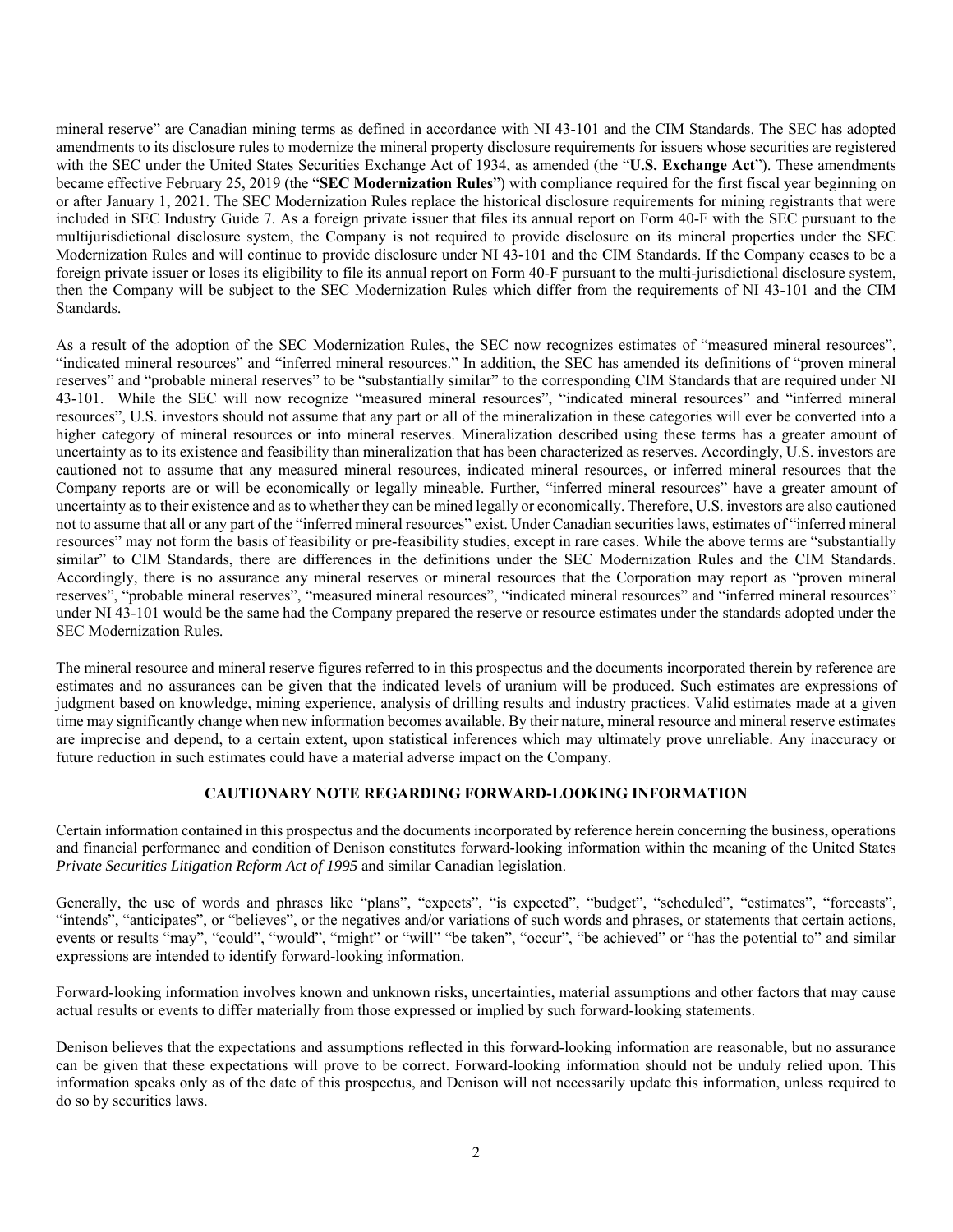mineral reserve" are Canadian mining terms as defined in accordance with NI 43-101 and the CIM Standards. The SEC has adopted amendments to its disclosure rules to modernize the mineral property disclosure requirements for issuers whose securities are registered with the SEC under the United States Securities Exchange Act of 1934, as amended (the "**U.S. Exchange Act**"). These amendments became effective February 25, 2019 (the "**SEC Modernization Rules**") with compliance required for the first fiscal year beginning on or after January 1, 2021. The SEC Modernization Rules replace the historical disclosure requirements for mining registrants that were included in SEC Industry Guide 7. As a foreign private issuer that files its annual report on Form 40-F with the SEC pursuant to the multijurisdictional disclosure system, the Company is not required to provide disclosure on its mineral properties under the SEC Modernization Rules and will continue to provide disclosure under NI 43-101 and the CIM Standards. If the Company ceases to be a foreign private issuer or loses its eligibility to file its annual report on Form 40-F pursuant to the multi-jurisdictional disclosure system, then the Company will be subject to the SEC Modernization Rules which differ from the requirements of NI 43-101 and the CIM Standards.

As a result of the adoption of the SEC Modernization Rules, the SEC now recognizes estimates of "measured mineral resources", "indicated mineral resources" and "inferred mineral resources." In addition, the SEC has amended its definitions of "proven mineral reserves" and "probable mineral reserves" to be "substantially similar" to the corresponding CIM Standards that are required under NI 43-101. While the SEC will now recognize "measured mineral resources", "indicated mineral resources" and "inferred mineral resources", U.S. investors should not assume that any part or all of the mineralization in these categories will ever be converted into a higher category of mineral resources or into mineral reserves. Mineralization described using these terms has a greater amount of uncertainty as to its existence and feasibility than mineralization that has been characterized as reserves. Accordingly, U.S. investors are cautioned not to assume that any measured mineral resources, indicated mineral resources, or inferred mineral resources that the Company reports are or will be economically or legally mineable. Further, "inferred mineral resources" have a greater amount of uncertainty as to their existence and as to whether they can be mined legally or economically. Therefore, U.S. investors are also cautioned not to assume that all or any part of the "inferred mineral resources" exist. Under Canadian securities laws, estimates of "inferred mineral resources" may not form the basis of feasibility or pre-feasibility studies, except in rare cases. While the above terms are "substantially similar" to CIM Standards, there are differences in the definitions under the SEC Modernization Rules and the CIM Standards. Accordingly, there is no assurance any mineral reserves or mineral resources that the Corporation may report as "proven mineral reserves", "probable mineral reserves", "measured mineral resources", "indicated mineral resources" and "inferred mineral resources" under NI 43-101 would be the same had the Company prepared the reserve or resource estimates under the standards adopted under the SEC Modernization Rules.

The mineral resource and mineral reserve figures referred to in this prospectus and the documents incorporated therein by reference are estimates and no assurances can be given that the indicated levels of uranium will be produced. Such estimates are expressions of judgment based on knowledge, mining experience, analysis of drilling results and industry practices. Valid estimates made at a given time may significantly change when new information becomes available. By their nature, mineral resource and mineral reserve estimates are imprecise and depend, to a certain extent, upon statistical inferences which may ultimately prove unreliable. Any inaccuracy or future reduction in such estimates could have a material adverse impact on the Company.

## CAUTIONARY NOTE REGARDING FORWARD-LOOKING INFORMATION

Certain information contained in this prospectus and the documents incorporated by reference herein concerning the business, operations and financial performance and condition of Denison constitutes forward-looking information within the meaning of the United States *Private Securities Litigation Reform Act of 1995* and similar Canadian legislation.

Generally, the use of words and phrases like "plans", "expects", "is expected", "budget", "scheduled", "estimates", "forecasts", "intends", "anticipates", or "believes", or the negatives and/or variations of such words and phrases, or statements that certain actions, events or results "may", "could", "would", "might" or "will" "be taken", "occur", "be achieved" or "has the potential to" and similar expressions are intended to identify forward-looking information.

Forward-looking information involves known and unknown risks, uncertainties, material assumptions and other factors that may cause actual results or events to differ materially from those expressed or implied by such forward-looking statements.

Denison believes that the expectations and assumptions reflected in this forward-looking information are reasonable, but no assurance can be given that these expectations will prove to be correct. Forward-looking information should not be unduly relied upon. This information speaks only as of the date of this prospectus, and Denison will not necessarily update this information, unless required to do so by securities laws.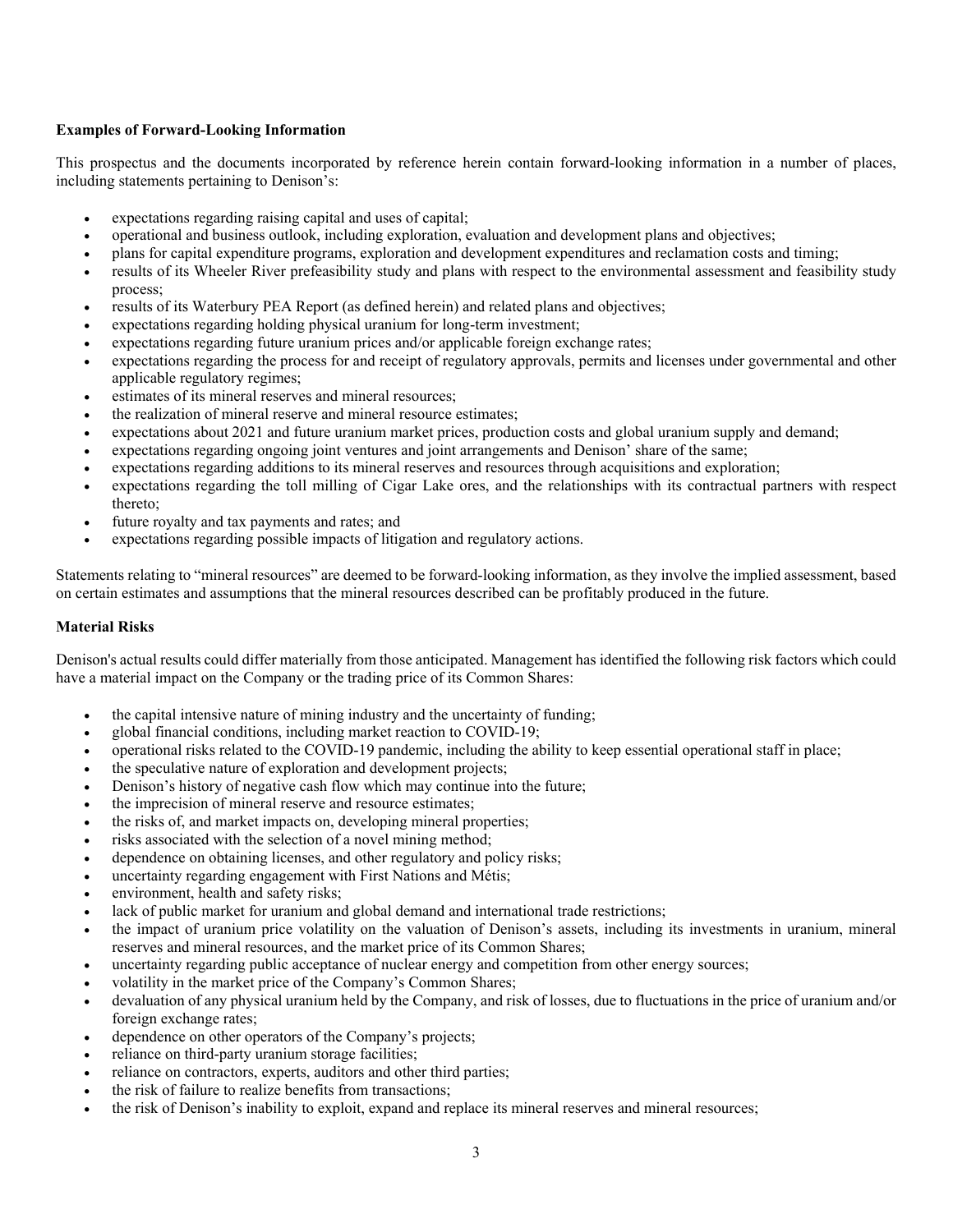**Examples of Forward-Looking Information**

This prospectus and the documents incorporated by reference herein contain forward-looking information in a number of places, including statements pertaining to Denison's:

- expectations regarding raising capital and uses of capital;
- operational and business outlook, including exploration, evaluation and development plans and objectives;
- plans for capital expenditure programs, exploration and development expenditures and reclamation costs and timing;
- results of its Wheeler River prefeasibility study and plans with respect to the environmental assessment and feasibility study process;
- results of its Waterbury PEA Report (as defined herein) and related plans and objectives;
- expectations regarding holding physical uranium for long-term investment;
- expectations regarding future uranium prices and/or applicable foreign exchange rates;
- expectations regarding the process for and receipt of regulatory approvals, permits and licenses under governmental and other applicable regulatory regimes;
- estimates of its mineral reserves and mineral resources;
- the realization of mineral reserve and mineral resource estimates;
- expectations about 2021 and future uranium market prices, production costs and global uranium supply and demand;
- expectations regarding ongoing joint ventures and joint arrangements and Denison' share of the same;
- expectations regarding additions to its mineral reserves and resources through acquisitions and exploration;
- expectations regarding the toll milling of Cigar Lake ores, and the relationships with its contractual partners with respect thereto;
- future royalty and tax payments and rates; and
- expectations regarding possible impacts of litigation and regulatory actions.

Statements relating to "mineral resources" are deemed to be forward-looking information, as they involve the implied assessment, based on certain estimates and assumptions that the mineral resources described can be profitably produced in the future.

**Material Risks**

Denison's actual results could differ materially from those anticipated. Management has identified the following risk factors which could have a material impact on the Company or the trading price of its Common Shares:

- the capital intensive nature of mining industry and the uncertainty of funding;
- global financial conditions, including market reaction to COVID-19;
- operational risks related to the COVID-19 pandemic, including the ability to keep essential operational staff in place;
- the speculative nature of exploration and development projects;
- Denison's history of negative cash flow which may continue into the future;
- the imprecision of mineral reserve and resource estimates;
- the risks of, and market impacts on, developing mineral properties;
- risks associated with the selection of a novel mining method;
- dependence on obtaining licenses, and other regulatory and policy risks;
- uncertainty regarding engagement with First Nations and Métis;
- environment, health and safety risks;
- lack of public market for uranium and global demand and international trade restrictions;
- the impact of uranium price volatility on the valuation of Denison's assets, including its investments in uranium, mineral reserves and mineral resources, and the market price of its Common Shares;
- uncertainty regarding public acceptance of nuclear energy and competition from other energy sources;
- volatility in the market price of the Company's Common Shares;
- devaluation of any physical uranium held by the Company, and risk of losses, due to fluctuations in the price of uranium and/or foreign exchange rates;
- dependence on other operators of the Company's projects;
- reliance on third-party uranium storage facilities;
- reliance on contractors, experts, auditors and other third parties;
- the risk of failure to realize benefits from transactions;
- the risk of Denison's inability to exploit, expand and replace its mineral reserves and mineral resources;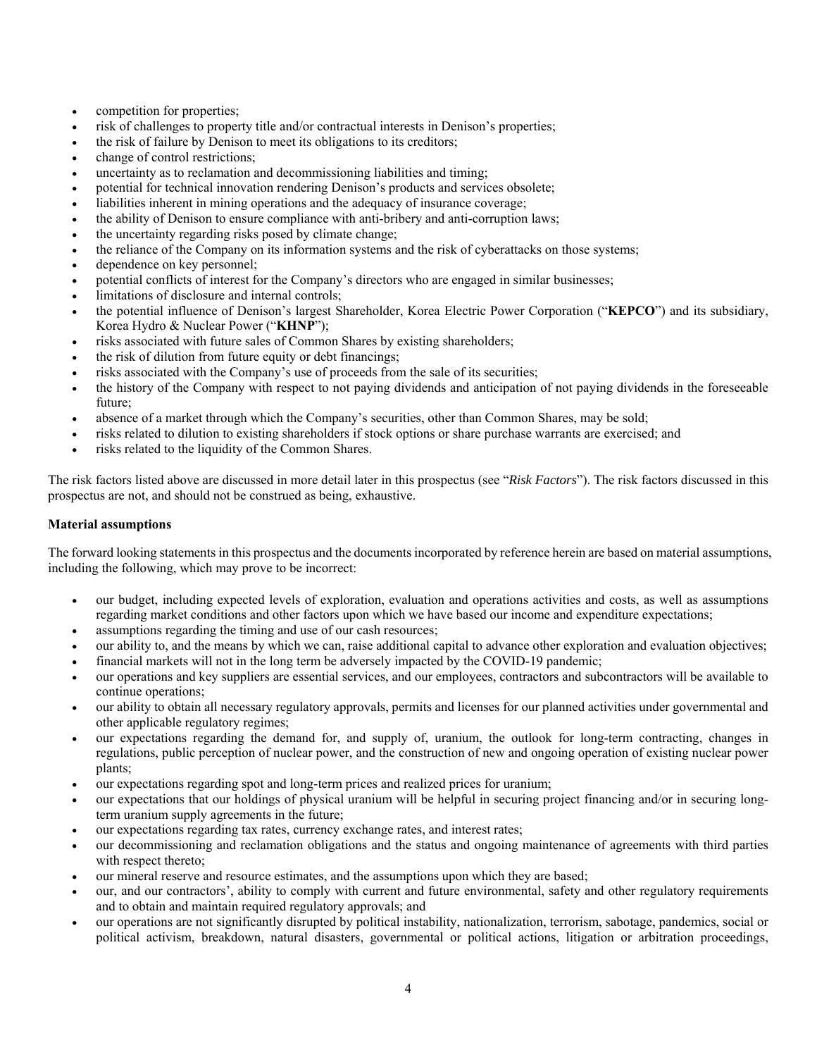- competition for properties;
- risk of challenges to property title and/or contractual interests in Denison's properties;
- the risk of failure by Denison to meet its obligations to its creditors;
- change of control restrictions;
- uncertainty as to reclamation and decommissioning liabilities and timing;
- potential for technical innovation rendering Denison's products and services obsolete;
- liabilities inherent in mining operations and the adequacy of insurance coverage;
- the ability of Denison to ensure compliance with anti-bribery and anti-corruption laws;
- the uncertainty regarding risks posed by climate change;
- the reliance of the Company on its information systems and the risk of cyberattacks on those systems;
- dependence on key personnel;
- potential conflicts of interest for the Company's directors who are engaged in similar businesses;
- limitations of disclosure and internal controls;
- the potential influence of Denison's largest Shareholder, Korea Electric Power Corporation ("**KEPCO**") and its subsidiary, Korea Hydro & Nuclear Power ("**KHNP**");
- risks associated with future sales of Common Shares by existing shareholders;
- the risk of dilution from future equity or debt financings;
- risks associated with the Company's use of proceeds from the sale of its securities;
- the history of the Company with respect to not paying dividends and anticipation of not paying dividends in the foreseeable future;
- absence of a market through which the Company's securities, other than Common Shares, may be sold;
- risks related to dilution to existing shareholders if stock options or share purchase warrants are exercised; and
- risks related to the liquidity of the Common Shares.

The risk factors listed above are discussed in more detail later in this prospectus (see "*Risk Factors*"). The risk factors discussed in this prospectus are not, and should not be construed as being, exhaustive.

**Material assumptions**

The forward looking statements in this prospectus and the documents incorporated by reference herein are based on material assumptions, including the following, which may prove to be incorrect:

- our budget, including expected levels of exploration, evaluation and operations activities and costs, as well as assumptions regarding market conditions and other factors upon which we have based our income and expenditure expectations;
- assumptions regarding the timing and use of our cash resources;
- our ability to, and the means by which we can, raise additional capital to advance other exploration and evaluation objectives;
- financial markets will not in the long term be adversely impacted by the COVID-19 pandemic;
- our operations and key suppliers are essential services, and our employees, contractors and subcontractors will be available to continue operations;
- our ability to obtain all necessary regulatory approvals, permits and licenses for our planned activities under governmental and other applicable regulatory regimes;
- our expectations regarding the demand for, and supply of, uranium, the outlook for long-term contracting, changes in regulations, public perception of nuclear power, and the construction of new and ongoing operation of existing nuclear power plants;
- our expectations regarding spot and long-term prices and realized prices for uranium;
- our expectations that our holdings of physical uranium will be helpful in securing project financing and/or in securing long-term uranium supply agreements in the future;
- our expectations regarding tax rates, currency exchange rates, and interest rates;
- our decommissioning and reclamation obligations and the status and ongoing maintenance of agreements with third parties with respect thereto;
- our mineral reserve and resource estimates, and the assumptions upon which they are based;
- our, and our contractors', ability to comply with current and future environmental, safety and other regulatory requirements and to obtain and maintain required regulatory approvals; and
- our operations are not significantly disrupted by political instability, nationalization, terrorism, sabotage, pandemics, social or political activism, breakdown, natural disasters, governmental or political actions, litigation or arbitration proceedings,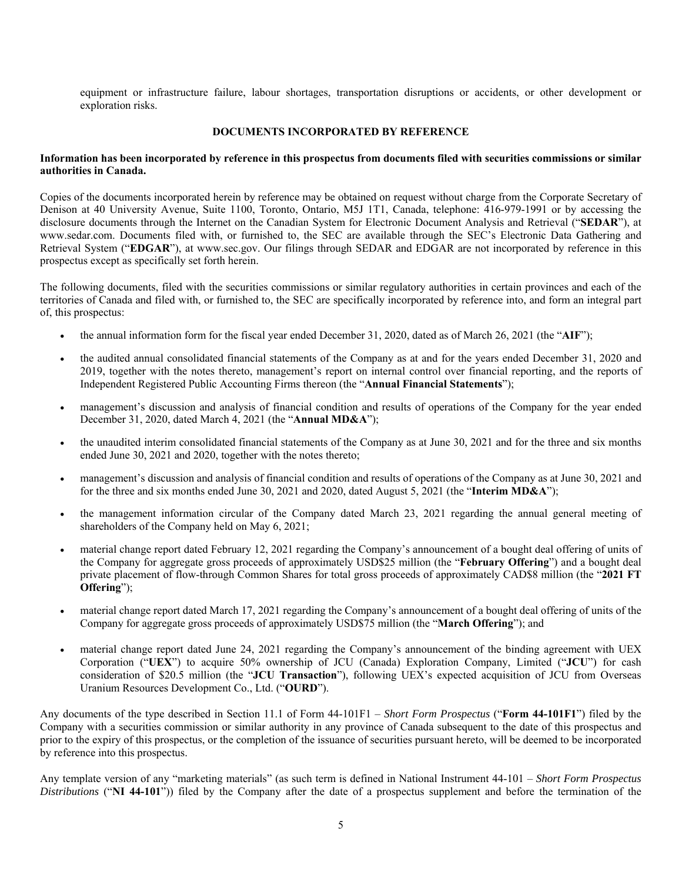equipment or infrastructure failure, labour shortages, transportation disruptions or accidents, or other development or exploration risks.

## DOCUMENTS INCORPORATED BY REFERENCE

**Information has been incorporated by reference in this prospectus from documents filed with securities commissions or similar authorities in Canada.**

Copies of the documents incorporated herein by reference may be obtained on request without charge from the Corporate Secretary of Denison at 40 University Avenue, Suite 1100, Toronto, Ontario, M5J 1T1, Canada, telephone: 416-979-1991 or by accessing the disclosure documents through the Internet on the Canadian System for Electronic Document Analysis and Retrieval ("**SEDAR**"), at www.sedar.com. Documents filed with, or furnished to, the SEC are available through the SEC's Electronic Data Gathering and Retrieval System ("**EDGAR**"), at www.sec.gov. Our filings through SEDAR and EDGAR are not incorporated by reference in this prospectus except as specifically set forth herein.

The following documents, filed with the securities commissions or similar regulatory authorities in certain provinces and each of the territories of Canada and filed with, or furnished to, the SEC are specifically incorporated by reference into, and form an integral part of, this prospectus:

- the annual information form for the fiscal year ended December 31, 2020, dated as of March 26, 2021 (the "**AIF**");
- the audited annual consolidated financial statements of the Company as at and for the years ended December 31, 2020 and 2019, together with the notes thereto, management's report on internal control over financial reporting, and the reports of Independent Registered Public Accounting Firms thereon (the "**Annual Financial Statements**");
- management's discussion and analysis of financial condition and results of operations of the Company for the year ended December 31, 2020, dated March 4, 2021 (the "**Annual MD&A**");
- the unaudited interim consolidated financial statements of the Company as at June 30, 2021 and for the three and six months ended June 30, 2021 and 2020, together with the notes thereto;
- management's discussion and analysis of financial condition and results of operations of the Company as at June 30, 2021 and for the three and six months ended June 30, 2021 and 2020, dated August 5, 2021 (the "**Interim MD&A**");
- the management information circular of the Company dated March 23, 2021 regarding the annual general meeting of shareholders of the Company held on May 6, 2021;
- material change report dated February 12, 2021 regarding the Company's announcement of a bought deal offering of units of the Company for aggregate gross proceeds of approximately USD$25 million (the "**February Offering**") and a bought deal private placement of flow-through Common Shares for total gross proceeds of approximately CAD$8 million (the "**2021 FT Offering**");
- material change report dated March 17, 2021 regarding the Company's announcement of a bought deal offering of units of the Company for aggregate gross proceeds of approximately USD$75 million (the "**March Offering**"); and
- material change report dated June 24, 2021 regarding the Company's announcement of the binding agreement with UEX Corporation ("**UEX**") to acquire 50% ownership of JCU (Canada) Exploration Company, Limited ("**JCU**") for cash consideration of $20.5 million (the "**JCU Transaction**"), following UEX's expected acquisition of JCU from Overseas Uranium Resources Development Co., Ltd. ("**OURD**").

Any documents of the type described in Section 11.1 of Form 44-101F1 – *Short Form Prospectus* ("**Form 44-101F1**") filed by the Company with a securities commission or similar authority in any province of Canada subsequent to the date of this prospectus and prior to the expiry of this prospectus, or the completion of the issuance of securities pursuant hereto, will be deemed to be incorporated by reference into this prospectus.

Any template version of any "marketing materials" (as such term is defined in National Instrument 44-101 – *Short Form Prospectus Distributions* ("**NI 44-101**")) filed by the Company after the date of a prospectus supplement and before the termination of the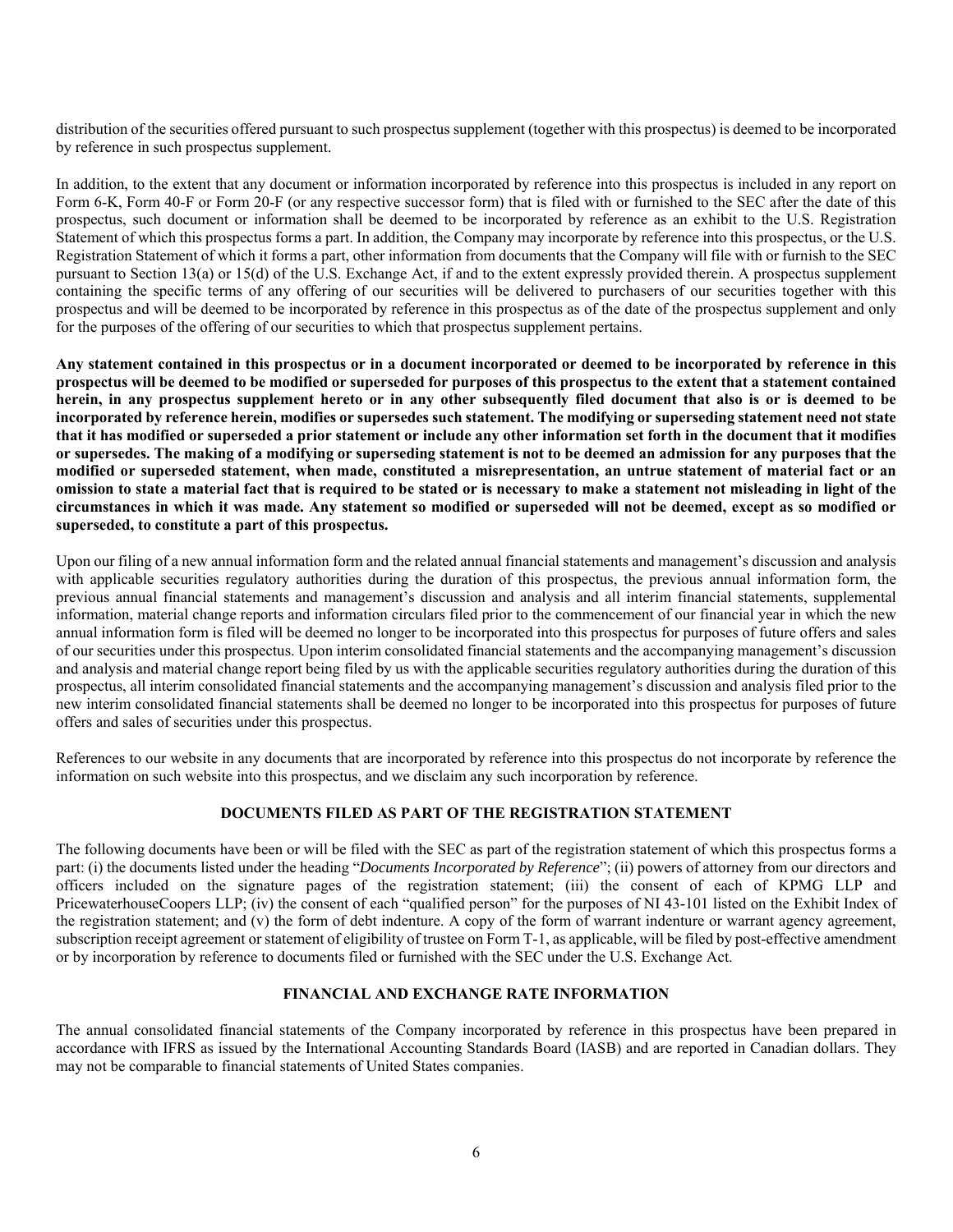distribution of the securities offered pursuant to such prospectus supplement (together with this prospectus) is deemed to be incorporated by reference in such prospectus supplement.

In addition, to the extent that any document or information incorporated by reference into this prospectus is included in any report on Form 6-K, Form 40-F or Form 20-F (or any respective successor form) that is filed with or furnished to the SEC after the date of this prospectus, such document or information shall be deemed to be incorporated by reference as an exhibit to the U.S. Registration Statement of which this prospectus forms a part. In addition, the Company may incorporate by reference into this prospectus, or the U.S. Registration Statement of which it forms a part, other information from documents that the Company will file with or furnish to the SEC pursuant to Section 13(a) or 15(d) of the U.S. Exchange Act, if and to the extent expressly provided therein. A prospectus supplement containing the specific terms of any offering of our securities will be delivered to purchasers of our securities together with this prospectus and will be deemed to be incorporated by reference in this prospectus as of the date of the prospectus supplement and only for the purposes of the offering of our securities to which that prospectus supplement pertains.

**Any statement contained in this prospectus or in a document incorporated or deemed to be incorporated by reference in this prospectus will be deemed to be modified or superseded for purposes of this prospectus to the extent that a statement contained herein, in any prospectus supplement hereto or in any other subsequently filed document that also is or is deemed to be incorporated by reference herein, modifies or supersedes such statement. The modifying or superseding statement need not state that it has modified or superseded a prior statement or include any other information set forth in the document that it modifies or supersedes. The making of a modifying or superseding statement is not to be deemed an admission for any purposes that the modified or superseded statement, when made, constituted a misrepresentation, an untrue statement of material fact or an omission to state a material fact that is required to be stated or is necessary to make a statement not misleading in light of the circumstances in which it was made. Any statement so modified or superseded will not be deemed, except as so modified or superseded, to constitute a part of this prospectus.**

Upon our filing of a new annual information form and the related annual financial statements and management's discussion and analysis with applicable securities regulatory authorities during the duration of this prospectus, the previous annual information form, the previous annual financial statements and management's discussion and analysis and all interim financial statements, supplemental information, material change reports and information circulars filed prior to the commencement of our financial year in which the new annual information form is filed will be deemed no longer to be incorporated into this prospectus for purposes of future offers and sales of our securities under this prospectus. Upon interim consolidated financial statements and the accompanying management's discussion and analysis and material change report being filed by us with the applicable securities regulatory authorities during the duration of this prospectus, all interim consolidated financial statements and the accompanying management's discussion and analysis filed prior to the new interim consolidated financial statements shall be deemed no longer to be incorporated into this prospectus for purposes of future offers and sales of securities under this prospectus.

References to our website in any documents that are incorporated by reference into this prospectus do not incorporate by reference the information on such website into this prospectus, and we disclaim any such incorporation by reference.

## DOCUMENTS FILED AS PART OF THE REGISTRATION STATEMENT

The following documents have been or will be filed with the SEC as part of the registration statement of which this prospectus forms a part: (i) the documents listed under the heading "*Documents Incorporated by Reference*"; (ii) powers of attorney from our directors and officers included on the signature pages of the registration statement; (iii) the consent of each of KPMG LLP and PricewaterhouseCoopers LLP; (iv) the consent of each "qualified person" for the purposes of NI 43-101 listed on the Exhibit Index of the registration statement; and (v) the form of debt indenture. A copy of the form of warrant indenture or warrant agency agreement, subscription receipt agreement or statement of eligibility of trustee on Form T-1, as applicable, will be filed by post-effective amendment or by incorporation by reference to documents filed or furnished with the SEC under the U.S. Exchange Act.

## FINANCIAL AND EXCHANGE RATE INFORMATION

The annual consolidated financial statements of the Company incorporated by reference in this prospectus have been prepared in accordance with IFRS as issued by the International Accounting Standards Board (IASB) and are reported in Canadian dollars. They may not be comparable to financial statements of United States companies.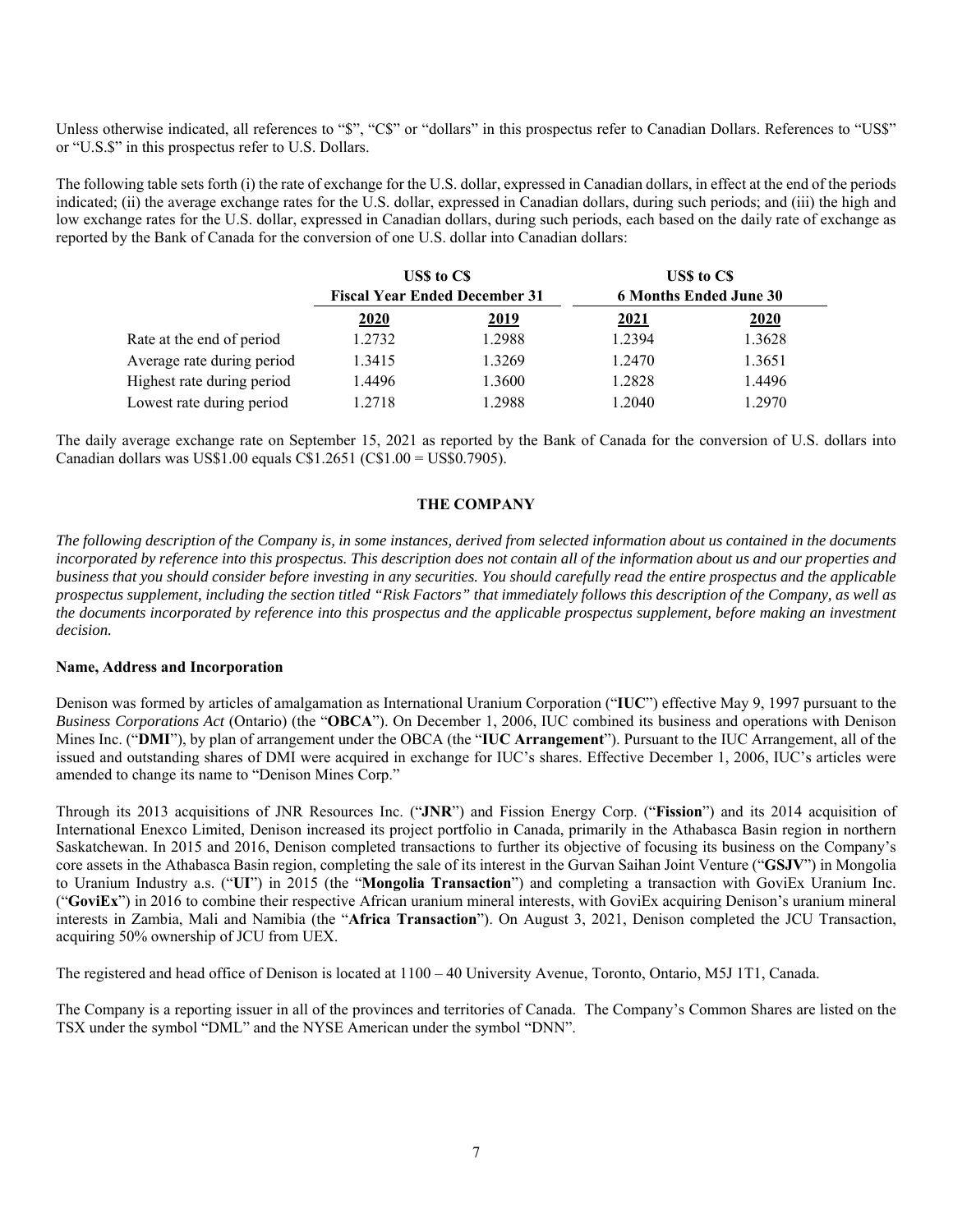Unless otherwise indicated, all references to "$", "C$" or "dollars" in this prospectus refer to Canadian Dollars. References to "US$" or "U.S.$" in this prospectus refer to U.S. Dollars.

The following table sets forth (i) the rate of exchange for the U.S. dollar, expressed in Canadian dollars, in effect at the end of the periods indicated; (ii) the average exchange rates for the U.S. dollar, expressed in Canadian dollars, during such periods; and (iii) the high and low exchange rates for the U.S. dollar, expressed in Canadian dollars, during such periods, each based on the daily rate of exchange as reported by the Bank of Canada for the conversion of one U.S. dollar into Canadian dollars:

| | **US$ to C$ Fiscal Year Ended December 31** | | **US$ to C$ 6 Months Ended June 30** | |
|---|---|---|---|---|
| | **2020** | **2019** | **2021** | **2020** |
| Rate at the end of period | 1.2732 | 1.2988 | 1.2394 | 1.3628 |
| Average rate during period | 1.3415 | 1.3269 | 1.2470 | 1.3651 |
| Highest rate during period | 1.4496 | 1.3600 | 1.2828 | 1.4496 |
| Lowest rate during period | 1.2718 | 1.2988 | 1.2040 | 1.2970 |

The daily average exchange rate on September 15, 2021 as reported by the Bank of Canada for the conversion of U.S. dollars into Canadian dollars was US$1.00 equals C$1.2651 (C$1.00 = US$0.7905).

## THE COMPANY

*The following description of the Company is, in some instances, derived from selected information about us contained in the documents incorporated by reference into this prospectus. This description does not contain all of the information about us and our properties and business that you should consider before investing in any securities. You should carefully read the entire prospectus and the applicable prospectus supplement, including the section titled "Risk Factors" that immediately follows this description of the Company, as well as the documents incorporated by reference into this prospectus and the applicable prospectus supplement, before making an investment decision.*

### Name, Address and Incorporation

Denison was formed by articles of amalgamation as International Uranium Corporation ("**IUC**") effective May 9, 1997 pursuant to the *Business Corporations Act* (Ontario) (the "**OBCA**"). On December 1, 2006, IUC combined its business and operations with Denison Mines Inc. ("**DMI**"), by plan of arrangement under the OBCA (the "**IUC Arrangement**"). Pursuant to the IUC Arrangement, all of the issued and outstanding shares of DMI were acquired in exchange for IUC's shares. Effective December 1, 2006, IUC's articles were amended to change its name to "Denison Mines Corp."

Through its 2013 acquisitions of JNR Resources Inc. ("**JNR**") and Fission Energy Corp. ("**Fission**") and its 2014 acquisition of International Enexco Limited, Denison increased its project portfolio in Canada, primarily in the Athabasca Basin region in northern Saskatchewan. In 2015 and 2016, Denison completed transactions to further its objective of focusing its business on the Company's core assets in the Athabasca Basin region, completing the sale of its interest in the Gurvan Saihan Joint Venture ("**GSJV**") in Mongolia to Uranium Industry a.s. ("**UI**") in 2015 (the "**Mongolia Transaction**") and completing a transaction with GoviEx Uranium Inc. ("**GoviEx**") in 2016 to combine their respective African uranium mineral interests, with GoviEx acquiring Denison's uranium mineral interests in Zambia, Mali and Namibia (the "**Africa Transaction**"). On August 3, 2021, Denison completed the JCU Transaction, acquiring 50% ownership of JCU from UEX.

The registered and head office of Denison is located at 1100 – 40 University Avenue, Toronto, Ontario, M5J 1T1, Canada.

The Company is a reporting issuer in all of the provinces and territories of Canada. The Company's Common Shares are listed on the TSX under the symbol "DML" and the NYSE American under the symbol "DNN".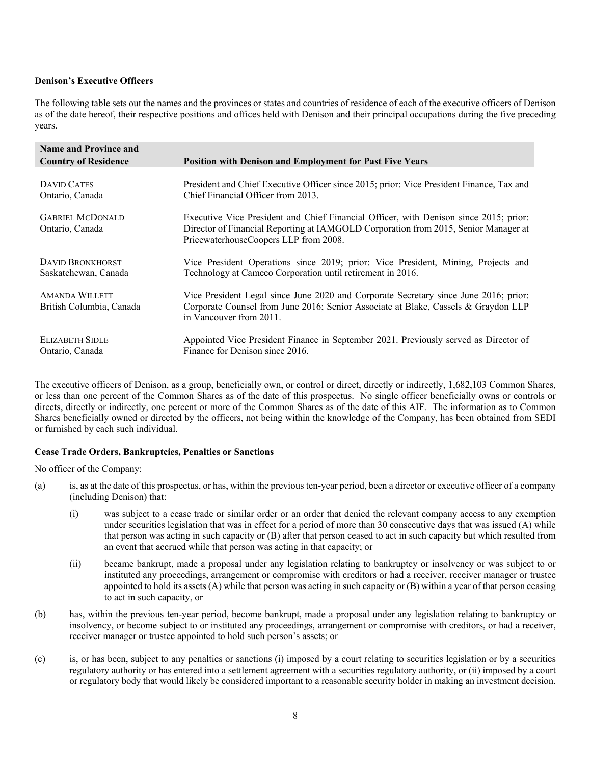**Denison's Executive Officers**

The following table sets out the names and the provinces or states and countries of residence of each of the executive officers of Denison as of the date hereof, their respective positions and offices held with Denison and their principal occupations during the five preceding years.

| Name and Province and Country of Residence | Position with Denison and Employment for Past Five Years |
| --- | --- |
| DAVID CATES<br>Ontario, Canada | President and Chief Executive Officer since 2015; prior: Vice President Finance, Tax and Chief Financial Officer from 2013. |
| GABRIEL MCDONALD<br>Ontario, Canada | Executive Vice President and Chief Financial Officer, with Denison since 2015; prior: Director of Financial Reporting at IAMGOLD Corporation from 2015, Senior Manager at PricewaterhouseCoopers LLP from 2008. |
| DAVID BRONKHORST<br>Saskatchewan, Canada | Vice President Operations since 2019; prior: Vice President, Mining, Projects and Technology at Cameco Corporation until retirement in 2016. |
| AMANDA WILLETT<br>British Columbia, Canada | Vice President Legal since June 2020 and Corporate Secretary since June 2016; prior: Corporate Counsel from June 2016; Senior Associate at Blake, Cassels & Graydon LLP in Vancouver from 2011. |
| ELIZABETH SIDLE<br>Ontario, Canada | Appointed Vice President Finance in September 2021. Previously served as Director of Finance for Denison since 2016. |

The executive officers of Denison, as a group, beneficially own, or control or direct, directly or indirectly, 1,682,103 Common Shares, or less than one percent of the Common Shares as of the date of this prospectus. No single officer beneficially owns or controls or directs, directly or indirectly, one percent or more of the Common Shares as of the date of this AIF. The information as to Common Shares beneficially owned or directed by the officers, not being within the knowledge of the Company, has been obtained from SEDI or furnished by each such individual.

**Cease Trade Orders, Bankruptcies, Penalties or Sanctions**

No officer of the Company:

(a) is, as at the date of this prospectus, or has, within the previous ten-year period, been a director or executive officer of a company (including Denison) that:

  (i) was subject to a cease trade or similar order or an order that denied the relevant company access to any exemption under securities legislation that was in effect for a period of more than 30 consecutive days that was issued (A) while that person was acting in such capacity or (B) after that person ceased to act in such capacity but which resulted from an event that accrued while that person was acting in that capacity; or

  (ii) became bankrupt, made a proposal under any legislation relating to bankruptcy or insolvency or was subject to or instituted any proceedings, arrangement or compromise with creditors or had a receiver, receiver manager or trustee appointed to hold its assets (A) while that person was acting in such capacity or (B) within a year of that person ceasing to act in such capacity, or

(b) has, within the previous ten-year period, become bankrupt, made a proposal under any legislation relating to bankruptcy or insolvency, or become subject to or instituted any proceedings, arrangement or compromise with creditors, or had a receiver, receiver manager or trustee appointed to hold such person's assets; or

(c) is, or has been, subject to any penalties or sanctions (i) imposed by a court relating to securities legislation or by a securities regulatory authority or has entered into a settlement agreement with a securities regulatory authority, or (ii) imposed by a court or regulatory body that would likely be considered important to a reasonable security holder in making an investment decision.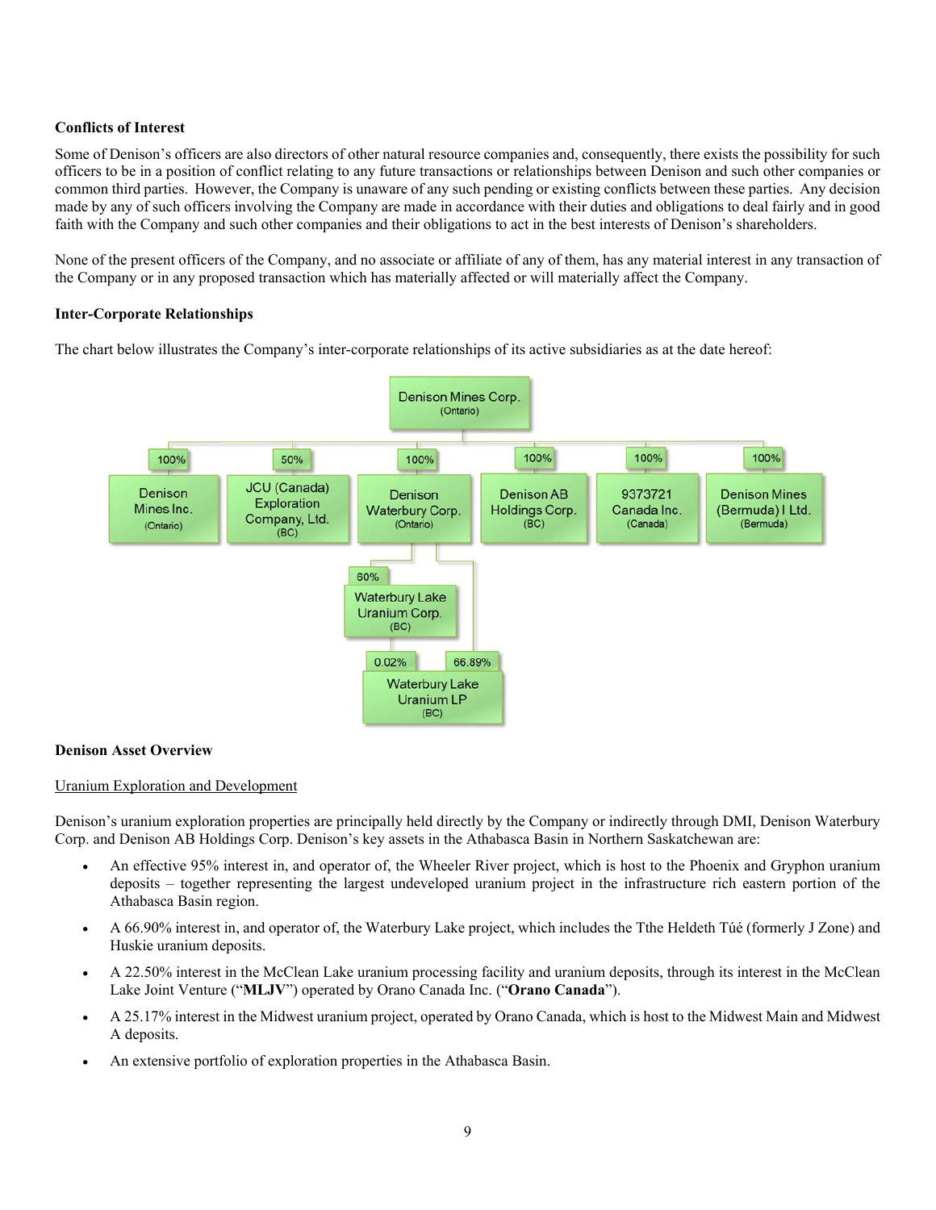**Conflicts of Interest**

Some of Denison's officers are also directors of other natural resource companies and, consequently, there exists the possibility for such officers to be in a position of conflict relating to any future transactions or relationships between Denison and such other companies or common third parties. However, the Company is unaware of any such pending or existing conflicts between these parties. Any decision made by any of such officers involving the Company are made in accordance with their duties and obligations to deal fairly and in good faith with the Company and such other companies and their obligations to act in the best interests of Denison's shareholders.

None of the present officers of the Company, and no associate or affiliate of any of them, has any material interest in any transaction of the Company or in any proposed transaction which has materially affected or will materially affect the Company.

**Inter-Corporate Relationships**

The chart below illustrates the Company's inter-corporate relationships of its active subsidiaries as at the date hereof:

- Denison Mines Corp. (Ontario)
  - 100% — Denison Mines Inc. (Ontario)
  - 50% — JCU (Canada) Exploration Company, Ltd. (BC)
  - 100% — Denison Waterbury Corp. (Ontario)
    - 60% — Waterbury Lake Uranium Corp. (BC)
      - 0.02% — Waterbury Lake Uranium LP (BC)
    - 66.89% — Waterbury Lake Uranium LP (BC)
  - 100% — Denison AB Holdings Corp. (BC)
  - 100% — 9373721 Canada Inc. (Canada)
  - 100% — Denison Mines (Bermuda) I Ltd. (Bermuda)

**Denison Asset Overview**

Uranium Exploration and Development

Denison's uranium exploration properties are principally held directly by the Company or indirectly through DMI, Denison Waterbury Corp. and Denison AB Holdings Corp. Denison's key assets in the Athabasca Basin in Northern Saskatchewan are:

- An effective 95% interest in, and operator of, the Wheeler River project, which is host to the Phoenix and Gryphon uranium deposits – together representing the largest undeveloped uranium project in the infrastructure rich eastern portion of the Athabasca Basin region.
- A 66.90% interest in, and operator of, the Waterbury Lake project, which includes the Tthe Heldeth Túé (formerly J Zone) and Huskie uranium deposits.
- A 22.50% interest in the McClean Lake uranium processing facility and uranium deposits, through its interest in the McClean Lake Joint Venture ("**MLJV**") operated by Orano Canada Inc. ("**Orano Canada**").
- A 25.17% interest in the Midwest uranium project, operated by Orano Canada, which is host to the Midwest Main and Midwest A deposits.
- An extensive portfolio of exploration properties in the Athabasca Basin.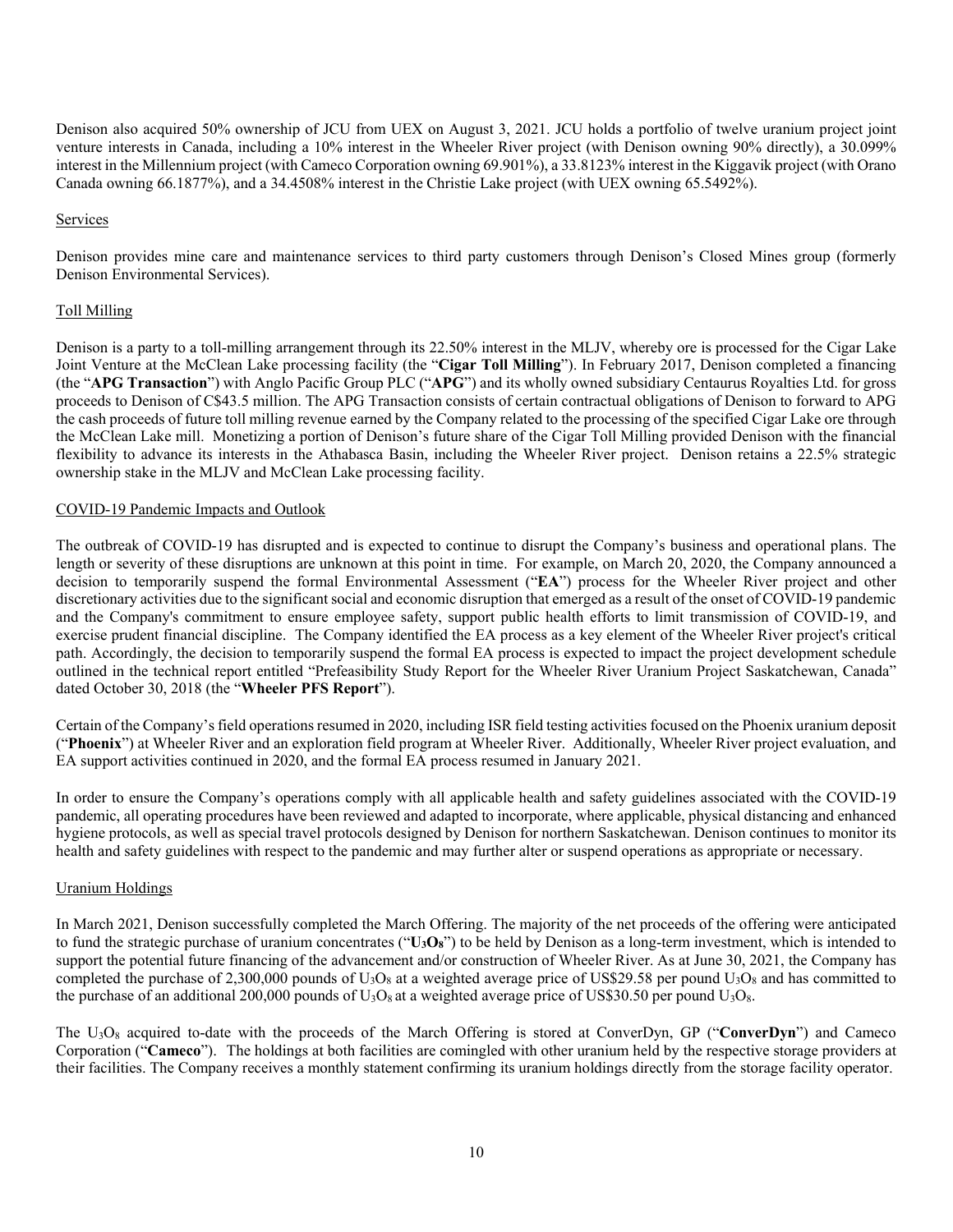Denison also acquired 50% ownership of JCU from UEX on August 3, 2021. JCU holds a portfolio of twelve uranium project joint venture interests in Canada, including a 10% interest in the Wheeler River project (with Denison owning 90% directly), a 30.099% interest in the Millennium project (with Cameco Corporation owning 69.901%), a 33.8123% interest in the Kiggavik project (with Orano Canada owning 66.1877%), and a 34.4508% interest in the Christie Lake project (with UEX owning 65.5492%).

## Services

Denison provides mine care and maintenance services to third party customers through Denison's Closed Mines group (formerly Denison Environmental Services).

## Toll Milling

Denison is a party to a toll-milling arrangement through its 22.50% interest in the MLJV, whereby ore is processed for the Cigar Lake Joint Venture at the McClean Lake processing facility (the "**Cigar Toll Milling**"). In February 2017, Denison completed a financing (the "**APG Transaction**") with Anglo Pacific Group PLC ("**APG**") and its wholly owned subsidiary Centaurus Royalties Ltd. for gross proceeds to Denison of C$43.5 million. The APG Transaction consists of certain contractual obligations of Denison to forward to APG the cash proceeds of future toll milling revenue earned by the Company related to the processing of the specified Cigar Lake ore through the McClean Lake mill. Monetizing a portion of Denison's future share of the Cigar Toll Milling provided Denison with the financial flexibility to advance its interests in the Athabasca Basin, including the Wheeler River project. Denison retains a 22.5% strategic ownership stake in the MLJV and McClean Lake processing facility.

## COVID-19 Pandemic Impacts and Outlook

The outbreak of COVID-19 has disrupted and is expected to continue to disrupt the Company's business and operational plans. The length or severity of these disruptions are unknown at this point in time. For example, on March 20, 2020, the Company announced a decision to temporarily suspend the formal Environmental Assessment ("**EA**") process for the Wheeler River project and other discretionary activities due to the significant social and economic disruption that emerged as a result of the onset of COVID-19 pandemic and the Company's commitment to ensure employee safety, support public health efforts to limit transmission of COVID-19, and exercise prudent financial discipline. The Company identified the EA process as a key element of the Wheeler River project's critical path. Accordingly, the decision to temporarily suspend the formal EA process is expected to impact the project development schedule outlined in the technical report entitled "Prefeasibility Study Report for the Wheeler River Uranium Project Saskatchewan, Canada" dated October 30, 2018 (the "**Wheeler PFS Report**").

Certain of the Company's field operations resumed in 2020, including ISR field testing activities focused on the Phoenix uranium deposit ("**Phoenix**") at Wheeler River and an exploration field program at Wheeler River. Additionally, Wheeler River project evaluation, and EA support activities continued in 2020, and the formal EA process resumed in January 2021.

In order to ensure the Company's operations comply with all applicable health and safety guidelines associated with the COVID-19 pandemic, all operating procedures have been reviewed and adapted to incorporate, where applicable, physical distancing and enhanced hygiene protocols, as well as special travel protocols designed by Denison for northern Saskatchewan. Denison continues to monitor its health and safety guidelines with respect to the pandemic and may further alter or suspend operations as appropriate or necessary.

## Uranium Holdings

In March 2021, Denison successfully completed the March Offering. The majority of the net proceeds of the offering were anticipated to fund the strategic purchase of uranium concentrates ("**$U_3O_8$**") to be held by Denison as a long-term investment, which is intended to support the potential future financing of the advancement and/or construction of Wheeler River. As at June 30, 2021, the Company has completed the purchase of 2,300,000 pounds of $U_3O_8$ at a weighted average price of US$29.58 per pound $U_3O_8$ and has committed to the purchase of an additional 200,000 pounds of $U_3O_8$ at a weighted average price of US$30.50 per pound $U_3O_8$.

The $U_3O_8$ acquired to-date with the proceeds of the March Offering is stored at ConverDyn, GP ("**ConverDyn**") and Cameco Corporation ("**Cameco**"). The holdings at both facilities are comingled with other uranium held by the respective storage providers at their facilities. The Company receives a monthly statement confirming its uranium holdings directly from the storage facility operator.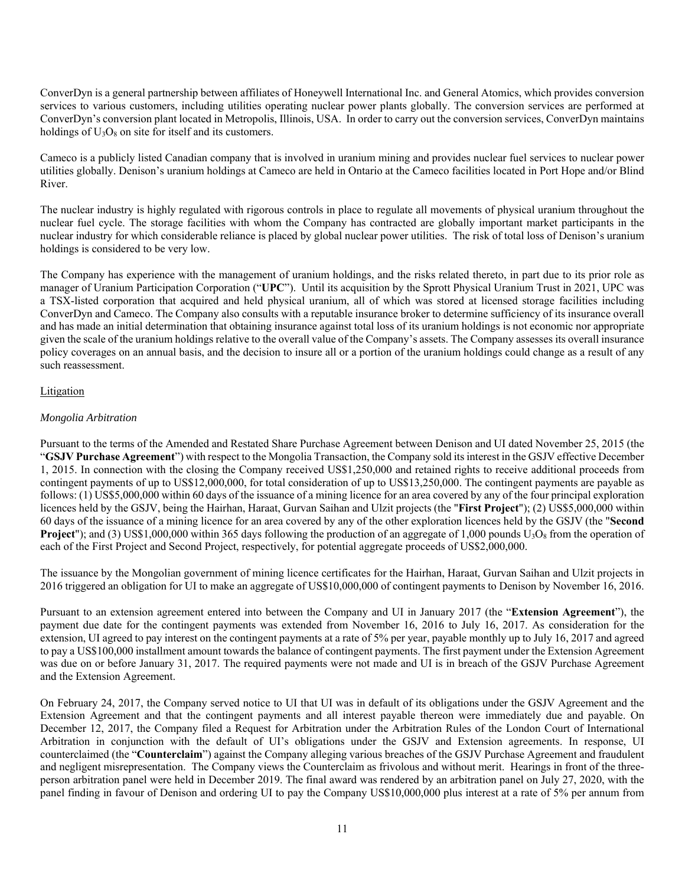ConverDyn is a general partnership between affiliates of Honeywell International Inc. and General Atomics, which provides conversion services to various customers, including utilities operating nuclear power plants globally. The conversion services are performed at ConverDyn's conversion plant located in Metropolis, Illinois, USA. In order to carry out the conversion services, ConverDyn maintains holdings of $U_3O_8$ on site for itself and its customers.

Cameco is a publicly listed Canadian company that is involved in uranium mining and provides nuclear fuel services to nuclear power utilities globally. Denison's uranium holdings at Cameco are held in Ontario at the Cameco facilities located in Port Hope and/or Blind River.

The nuclear industry is highly regulated with rigorous controls in place to regulate all movements of physical uranium throughout the nuclear fuel cycle. The storage facilities with whom the Company has contracted are globally important market participants in the nuclear industry for which considerable reliance is placed by global nuclear power utilities. The risk of total loss of Denison's uranium holdings is considered to be very low.

The Company has experience with the management of uranium holdings, and the risks related thereto, in part due to its prior role as manager of Uranium Participation Corporation ("**UPC**"). Until its acquisition by the Sprott Physical Uranium Trust in 2021, UPC was a TSX-listed corporation that acquired and held physical uranium, all of which was stored at licensed storage facilities including ConverDyn and Cameco. The Company also consults with a reputable insurance broker to determine sufficiency of its insurance overall and has made an initial determination that obtaining insurance against total loss of its uranium holdings is not economic nor appropriate given the scale of the uranium holdings relative to the overall value of the Company's assets. The Company assesses its overall insurance policy coverages on an annual basis, and the decision to insure all or a portion of the uranium holdings could change as a result of any such reassessment.

## Litigation

### *Mongolia Arbitration*

Pursuant to the terms of the Amended and Restated Share Purchase Agreement between Denison and UI dated November 25, 2015 (the "**GSJV Purchase Agreement**") with respect to the Mongolia Transaction, the Company sold its interest in the GSJV effective December 1, 2015. In connection with the closing the Company received US$1,250,000 and retained rights to receive additional proceeds from contingent payments of up to US$12,000,000, for total consideration of up to US$13,250,000. The contingent payments are payable as follows: (1) US$5,000,000 within 60 days of the issuance of a mining licence for an area covered by any of the four principal exploration licences held by the GSJV, being the Hairhan, Haraat, Gurvan Saihan and Ulzit projects (the "**First Project**"); (2) US$5,000,000 within 60 days of the issuance of a mining licence for an area covered by any of the other exploration licences held by the GSJV (the "**Second Project**"); and (3) US$1,000,000 within 365 days following the production of an aggregate of 1,000 pounds $U_3O_8$ from the operation of each of the First Project and Second Project, respectively, for potential aggregate proceeds of US$2,000,000.

The issuance by the Mongolian government of mining licence certificates for the Hairhan, Haraat, Gurvan Saihan and Ulzit projects in 2016 triggered an obligation for UI to make an aggregate of US$10,000,000 of contingent payments to Denison by November 16, 2016.

Pursuant to an extension agreement entered into between the Company and UI in January 2017 (the "**Extension Agreement**"), the payment due date for the contingent payments was extended from November 16, 2016 to July 16, 2017. As consideration for the extension, UI agreed to pay interest on the contingent payments at a rate of 5% per year, payable monthly up to July 16, 2017 and agreed to pay a US$100,000 installment amount towards the balance of contingent payments. The first payment under the Extension Agreement was due on or before January 31, 2017. The required payments were not made and UI is in breach of the GSJV Purchase Agreement and the Extension Agreement.

On February 24, 2017, the Company served notice to UI that UI was in default of its obligations under the GSJV Agreement and the Extension Agreement and that the contingent payments and all interest payable thereon were immediately due and payable. On December 12, 2017, the Company filed a Request for Arbitration under the Arbitration Rules of the London Court of International Arbitration in conjunction with the default of UI's obligations under the GSJV and Extension agreements. In response, UI counterclaimed (the "**Counterclaim**") against the Company alleging various breaches of the GSJV Purchase Agreement and fraudulent and negligent misrepresentation. The Company views the Counterclaim as frivolous and without merit. Hearings in front of the three-person arbitration panel were held in December 2019. The final award was rendered by an arbitration panel on July 27, 2020, with the panel finding in favour of Denison and ordering UI to pay the Company US$10,000,000 plus interest at a rate of 5% per annum from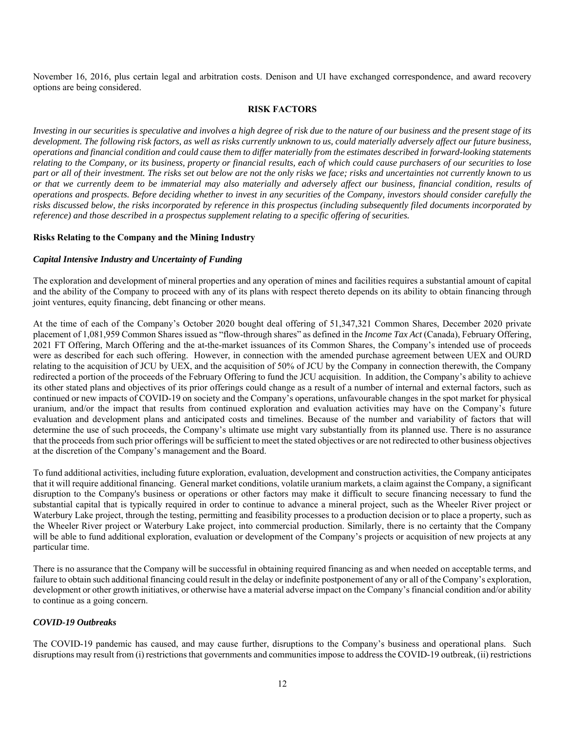November 16, 2016, plus certain legal and arbitration costs. Denison and UI have exchanged correspondence, and award recovery options are being considered.

## RISK FACTORS

*Investing in our securities is speculative and involves a high degree of risk due to the nature of our business and the present stage of its development. The following risk factors, as well as risks currently unknown to us, could materially adversely affect our future business, operations and financial condition and could cause them to differ materially from the estimates described in forward-looking statements relating to the Company, or its business, property or financial results, each of which could cause purchasers of our securities to lose part or all of their investment. The risks set out below are not the only risks we face; risks and uncertainties not currently known to us or that we currently deem to be immaterial may also materially and adversely affect our business, financial condition, results of operations and prospects. Before deciding whether to invest in any securities of the Company, investors should consider carefully the risks discussed below, the risks incorporated by reference in this prospectus (including subsequently filed documents incorporated by reference) and those described in a prospectus supplement relating to a specific offering of securities.*

### Risks Relating to the Company and the Mining Industry

#### *Capital Intensive Industry and Uncertainty of Funding*

The exploration and development of mineral properties and any operation of mines and facilities requires a substantial amount of capital and the ability of the Company to proceed with any of its plans with respect thereto depends on its ability to obtain financing through joint ventures, equity financing, debt financing or other means.

At the time of each of the Company's October 2020 bought deal offering of 51,347,321 Common Shares, December 2020 private placement of 1,081,959 Common Shares issued as "flow-through shares" as defined in the *Income Tax Act* (Canada), February Offering, 2021 FT Offering, March Offering and the at-the-market issuances of its Common Shares, the Company's intended use of proceeds were as described for each such offering. However, in connection with the amended purchase agreement between UEX and OURD relating to the acquisition of JCU by UEX, and the acquisition of 50% of JCU by the Company in connection therewith, the Company redirected a portion of the proceeds of the February Offering to fund the JCU acquisition. In addition, the Company's ability to achieve its other stated plans and objectives of its prior offerings could change as a result of a number of internal and external factors, such as continued or new impacts of COVID-19 on society and the Company's operations, unfavourable changes in the spot market for physical uranium, and/or the impact that results from continued exploration and evaluation activities may have on the Company's future evaluation and development plans and anticipated costs and timelines. Because of the number and variability of factors that will determine the use of such proceeds, the Company's ultimate use might vary substantially from its planned use. There is no assurance that the proceeds from such prior offerings will be sufficient to meet the stated objectives or are not redirected to other business objectives at the discretion of the Company's management and the Board.

To fund additional activities, including future exploration, evaluation, development and construction activities, the Company anticipates that it will require additional financing. General market conditions, volatile uranium markets, a claim against the Company, a significant disruption to the Company's business or operations or other factors may make it difficult to secure financing necessary to fund the substantial capital that is typically required in order to continue to advance a mineral project, such as the Wheeler River project or Waterbury Lake project, through the testing, permitting and feasibility processes to a production decision or to place a property, such as the Wheeler River project or Waterbury Lake project, into commercial production. Similarly, there is no certainty that the Company will be able to fund additional exploration, evaluation or development of the Company's projects or acquisition of new projects at any particular time.

There is no assurance that the Company will be successful in obtaining required financing as and when needed on acceptable terms, and failure to obtain such additional financing could result in the delay or indefinite postponement of any or all of the Company's exploration, development or other growth initiatives, or otherwise have a material adverse impact on the Company's financial condition and/or ability to continue as a going concern.

#### *COVID-19 Outbreaks*

The COVID-19 pandemic has caused, and may cause further, disruptions to the Company's business and operational plans. Such disruptions may result from (i) restrictions that governments and communities impose to address the COVID-19 outbreak, (ii) restrictions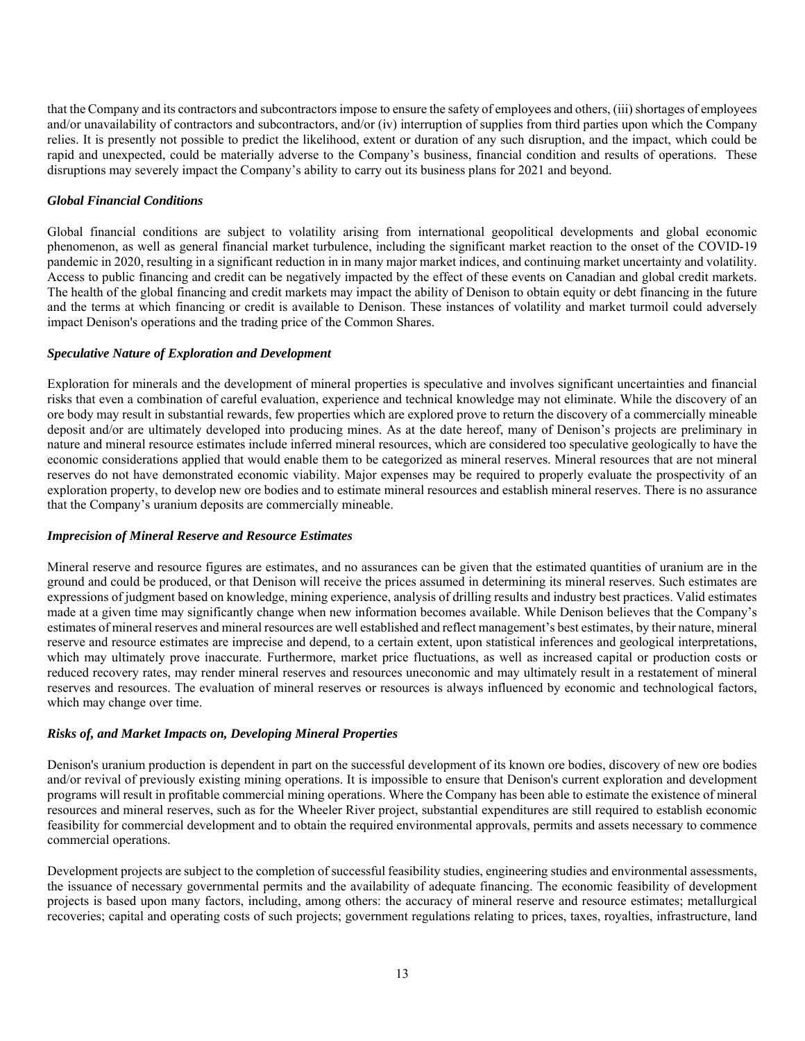that the Company and its contractors and subcontractors impose to ensure the safety of employees and others, (iii) shortages of employees and/or unavailability of contractors and subcontractors, and/or (iv) interruption of supplies from third parties upon which the Company relies. It is presently not possible to predict the likelihood, extent or duration of any such disruption, and the impact, which could be rapid and unexpected, could be materially adverse to the Company's business, financial condition and results of operations. These disruptions may severely impact the Company's ability to carry out its business plans for 2021 and beyond.

***Global Financial Conditions***

Global financial conditions are subject to volatility arising from international geopolitical developments and global economic phenomenon, as well as general financial market turbulence, including the significant market reaction to the onset of the COVID-19 pandemic in 2020, resulting in a significant reduction in in many major market indices, and continuing market uncertainty and volatility. Access to public financing and credit can be negatively impacted by the effect of these events on Canadian and global credit markets. The health of the global financing and credit markets may impact the ability of Denison to obtain equity or debt financing in the future and the terms at which financing or credit is available to Denison. These instances of volatility and market turmoil could adversely impact Denison's operations and the trading price of the Common Shares.

***Speculative Nature of Exploration and Development***

Exploration for minerals and the development of mineral properties is speculative and involves significant uncertainties and financial risks that even a combination of careful evaluation, experience and technical knowledge may not eliminate. While the discovery of an ore body may result in substantial rewards, few properties which are explored prove to return the discovery of a commercially mineable deposit and/or are ultimately developed into producing mines. As at the date hereof, many of Denison's projects are preliminary in nature and mineral resource estimates include inferred mineral resources, which are considered too speculative geologically to have the economic considerations applied that would enable them to be categorized as mineral reserves. Mineral resources that are not mineral reserves do not have demonstrated economic viability. Major expenses may be required to properly evaluate the prospectivity of an exploration property, to develop new ore bodies and to estimate mineral resources and establish mineral reserves. There is no assurance that the Company's uranium deposits are commercially mineable.

***Imprecision of Mineral Reserve and Resource Estimates***

Mineral reserve and resource figures are estimates, and no assurances can be given that the estimated quantities of uranium are in the ground and could be produced, or that Denison will receive the prices assumed in determining its mineral reserves. Such estimates are expressions of judgment based on knowledge, mining experience, analysis of drilling results and industry best practices. Valid estimates made at a given time may significantly change when new information becomes available. While Denison believes that the Company's estimates of mineral reserves and mineral resources are well established and reflect management's best estimates, by their nature, mineral reserve and resource estimates are imprecise and depend, to a certain extent, upon statistical inferences and geological interpretations, which may ultimately prove inaccurate. Furthermore, market price fluctuations, as well as increased capital or production costs or reduced recovery rates, may render mineral reserves and resources uneconomic and may ultimately result in a restatement of mineral reserves and resources. The evaluation of mineral reserves or resources is always influenced by economic and technological factors, which may change over time.

***Risks of, and Market Impacts on, Developing Mineral Properties***

Denison's uranium production is dependent in part on the successful development of its known ore bodies, discovery of new ore bodies and/or revival of previously existing mining operations. It is impossible to ensure that Denison's current exploration and development programs will result in profitable commercial mining operations. Where the Company has been able to estimate the existence of mineral resources and mineral reserves, such as for the Wheeler River project, substantial expenditures are still required to establish economic feasibility for commercial development and to obtain the required environmental approvals, permits and assets necessary to commence commercial operations.

Development projects are subject to the completion of successful feasibility studies, engineering studies and environmental assessments, the issuance of necessary governmental permits and the availability of adequate financing. The economic feasibility of development projects is based upon many factors, including, among others: the accuracy of mineral reserve and resource estimates; metallurgical recoveries; capital and operating costs of such projects; government regulations relating to prices, taxes, royalties, infrastructure, land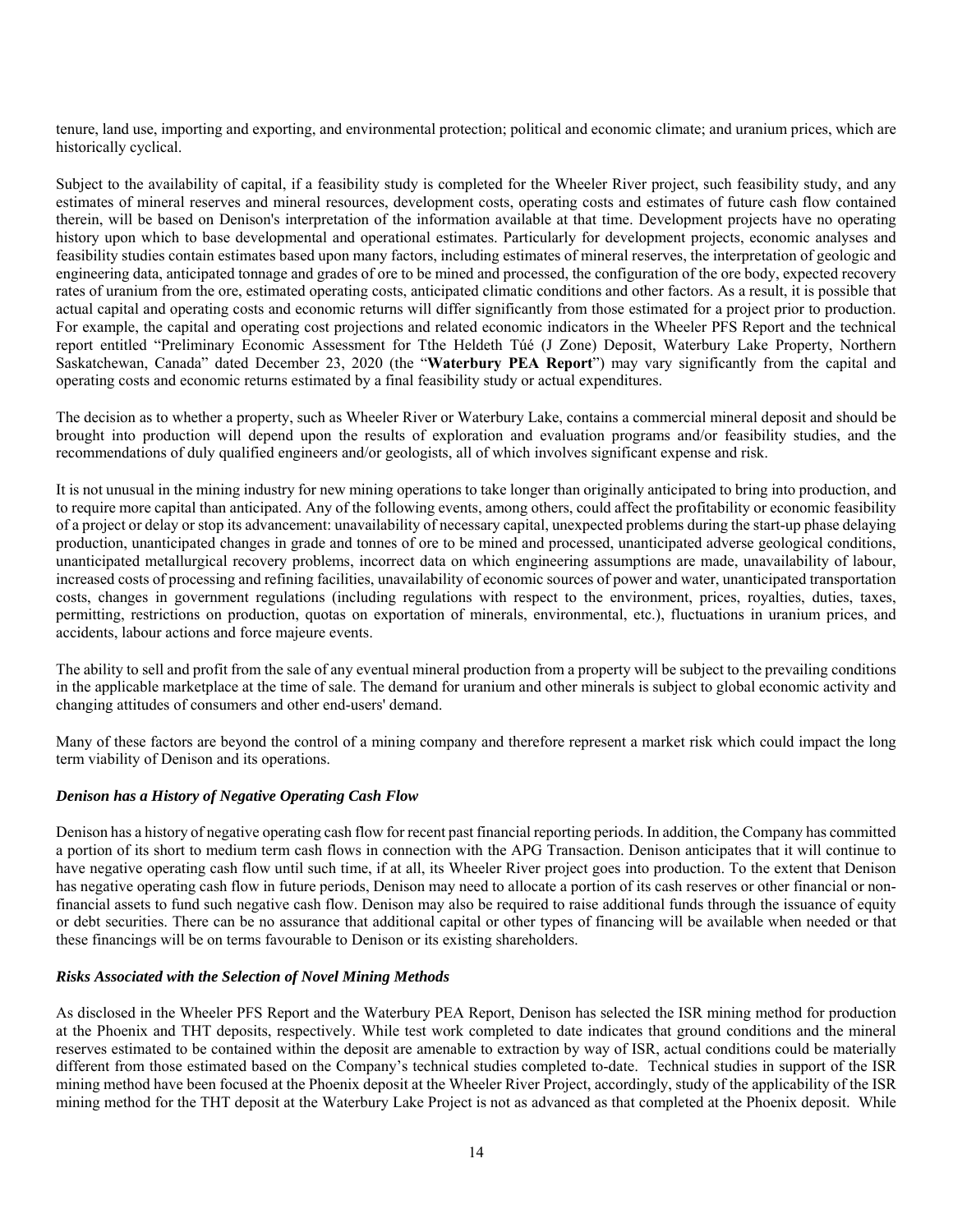tenure, land use, importing and exporting, and environmental protection; political and economic climate; and uranium prices, which are historically cyclical.

Subject to the availability of capital, if a feasibility study is completed for the Wheeler River project, such feasibility study, and any estimates of mineral reserves and mineral resources, development costs, operating costs and estimates of future cash flow contained therein, will be based on Denison's interpretation of the information available at that time. Development projects have no operating history upon which to base developmental and operational estimates. Particularly for development projects, economic analyses and feasibility studies contain estimates based upon many factors, including estimates of mineral reserves, the interpretation of geologic and engineering data, anticipated tonnage and grades of ore to be mined and processed, the configuration of the ore body, expected recovery rates of uranium from the ore, estimated operating costs, anticipated climatic conditions and other factors. As a result, it is possible that actual capital and operating costs and economic returns will differ significantly from those estimated for a project prior to production. For example, the capital and operating cost projections and related economic indicators in the Wheeler PFS Report and the technical report entitled "Preliminary Economic Assessment for Tthe Heldeth Túé (J Zone) Deposit, Waterbury Lake Property, Northern Saskatchewan, Canada" dated December 23, 2020 (the "**Waterbury PEA Report**") may vary significantly from the capital and operating costs and economic returns estimated by a final feasibility study or actual expenditures.

The decision as to whether a property, such as Wheeler River or Waterbury Lake, contains a commercial mineral deposit and should be brought into production will depend upon the results of exploration and evaluation programs and/or feasibility studies, and the recommendations of duly qualified engineers and/or geologists, all of which involves significant expense and risk.

It is not unusual in the mining industry for new mining operations to take longer than originally anticipated to bring into production, and to require more capital than anticipated. Any of the following events, among others, could affect the profitability or economic feasibility of a project or delay or stop its advancement: unavailability of necessary capital, unexpected problems during the start-up phase delaying production, unanticipated changes in grade and tonnes of ore to be mined and processed, unanticipated adverse geological conditions, unanticipated metallurgical recovery problems, incorrect data on which engineering assumptions are made, unavailability of labour, increased costs of processing and refining facilities, unavailability of economic sources of power and water, unanticipated transportation costs, changes in government regulations (including regulations with respect to the environment, prices, royalties, duties, taxes, permitting, restrictions on production, quotas on exportation of minerals, environmental, etc.), fluctuations in uranium prices, and accidents, labour actions and force majeure events.

The ability to sell and profit from the sale of any eventual mineral production from a property will be subject to the prevailing conditions in the applicable marketplace at the time of sale. The demand for uranium and other minerals is subject to global economic activity and changing attitudes of consumers and other end-users' demand.

Many of these factors are beyond the control of a mining company and therefore represent a market risk which could impact the long term viability of Denison and its operations.

### *Denison has a History of Negative Operating Cash Flow*

Denison has a history of negative operating cash flow for recent past financial reporting periods. In addition, the Company has committed a portion of its short to medium term cash flows in connection with the APG Transaction. Denison anticipates that it will continue to have negative operating cash flow until such time, if at all, its Wheeler River project goes into production. To the extent that Denison has negative operating cash flow in future periods, Denison may need to allocate a portion of its cash reserves or other financial or non-financial assets to fund such negative cash flow. Denison may also be required to raise additional funds through the issuance of equity or debt securities. There can be no assurance that additional capital or other types of financing will be available when needed or that these financings will be on terms favourable to Denison or its existing shareholders.

### *Risks Associated with the Selection of Novel Mining Methods*

As disclosed in the Wheeler PFS Report and the Waterbury PEA Report, Denison has selected the ISR mining method for production at the Phoenix and THT deposits, respectively. While test work completed to date indicates that ground conditions and the mineral reserves estimated to be contained within the deposit are amenable to extraction by way of ISR, actual conditions could be materially different from those estimated based on the Company's technical studies completed to-date. Technical studies in support of the ISR mining method have been focused at the Phoenix deposit at the Wheeler River Project, accordingly, study of the applicability of the ISR mining method for the THT deposit at the Waterbury Lake Project is not as advanced as that completed at the Phoenix deposit. While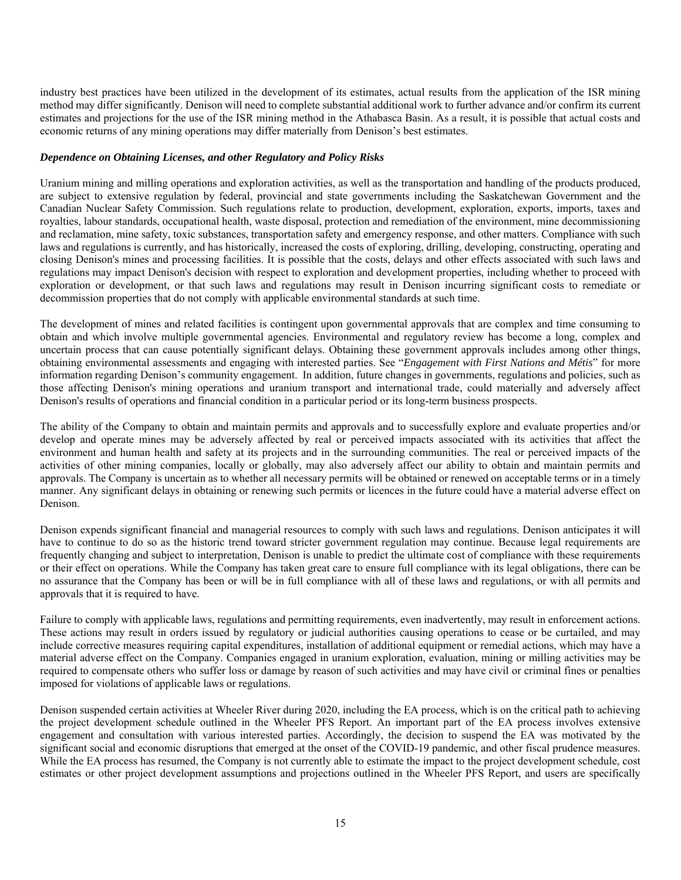industry best practices have been utilized in the development of its estimates, actual results from the application of the ISR mining method may differ significantly. Denison will need to complete substantial additional work to further advance and/or confirm its current estimates and projections for the use of the ISR mining method in the Athabasca Basin. As a result, it is possible that actual costs and economic returns of any mining operations may differ materially from Denison's best estimates.

***Dependence on Obtaining Licenses, and other Regulatory and Policy Risks***

Uranium mining and milling operations and exploration activities, as well as the transportation and handling of the products produced, are subject to extensive regulation by federal, provincial and state governments including the Saskatchewan Government and the Canadian Nuclear Safety Commission. Such regulations relate to production, development, exploration, exports, imports, taxes and royalties, labour standards, occupational health, waste disposal, protection and remediation of the environment, mine decommissioning and reclamation, mine safety, toxic substances, transportation safety and emergency response, and other matters. Compliance with such laws and regulations is currently, and has historically, increased the costs of exploring, drilling, developing, constructing, operating and closing Denison's mines and processing facilities. It is possible that the costs, delays and other effects associated with such laws and regulations may impact Denison's decision with respect to exploration and development properties, including whether to proceed with exploration or development, or that such laws and regulations may result in Denison incurring significant costs to remediate or decommission properties that do not comply with applicable environmental standards at such time.

The development of mines and related facilities is contingent upon governmental approvals that are complex and time consuming to obtain and which involve multiple governmental agencies. Environmental and regulatory review has become a long, complex and uncertain process that can cause potentially significant delays. Obtaining these government approvals includes among other things, obtaining environmental assessments and engaging with interested parties. See "*Engagement with First Nations and Métis*" for more information regarding Denison's community engagement. In addition, future changes in governments, regulations and policies, such as those affecting Denison's mining operations and uranium transport and international trade, could materially and adversely affect Denison's results of operations and financial condition in a particular period or its long-term business prospects.

The ability of the Company to obtain and maintain permits and approvals and to successfully explore and evaluate properties and/or develop and operate mines may be adversely affected by real or perceived impacts associated with its activities that affect the environment and human health and safety at its projects and in the surrounding communities. The real or perceived impacts of the activities of other mining companies, locally or globally, may also adversely affect our ability to obtain and maintain permits and approvals. The Company is uncertain as to whether all necessary permits will be obtained or renewed on acceptable terms or in a timely manner. Any significant delays in obtaining or renewing such permits or licences in the future could have a material adverse effect on Denison.

Denison expends significant financial and managerial resources to comply with such laws and regulations. Denison anticipates it will have to continue to do so as the historic trend toward stricter government regulation may continue. Because legal requirements are frequently changing and subject to interpretation, Denison is unable to predict the ultimate cost of compliance with these requirements or their effect on operations. While the Company has taken great care to ensure full compliance with its legal obligations, there can be no assurance that the Company has been or will be in full compliance with all of these laws and regulations, or with all permits and approvals that it is required to have.

Failure to comply with applicable laws, regulations and permitting requirements, even inadvertently, may result in enforcement actions. These actions may result in orders issued by regulatory or judicial authorities causing operations to cease or be curtailed, and may include corrective measures requiring capital expenditures, installation of additional equipment or remedial actions, which may have a material adverse effect on the Company. Companies engaged in uranium exploration, evaluation, mining or milling activities may be required to compensate others who suffer loss or damage by reason of such activities and may have civil or criminal fines or penalties imposed for violations of applicable laws or regulations.

Denison suspended certain activities at Wheeler River during 2020, including the EA process, which is on the critical path to achieving the project development schedule outlined in the Wheeler PFS Report. An important part of the EA process involves extensive engagement and consultation with various interested parties. Accordingly, the decision to suspend the EA was motivated by the significant social and economic disruptions that emerged at the onset of the COVID-19 pandemic, and other fiscal prudence measures. While the EA process has resumed, the Company is not currently able to estimate the impact to the project development schedule, cost estimates or other project development assumptions and projections outlined in the Wheeler PFS Report, and users are specifically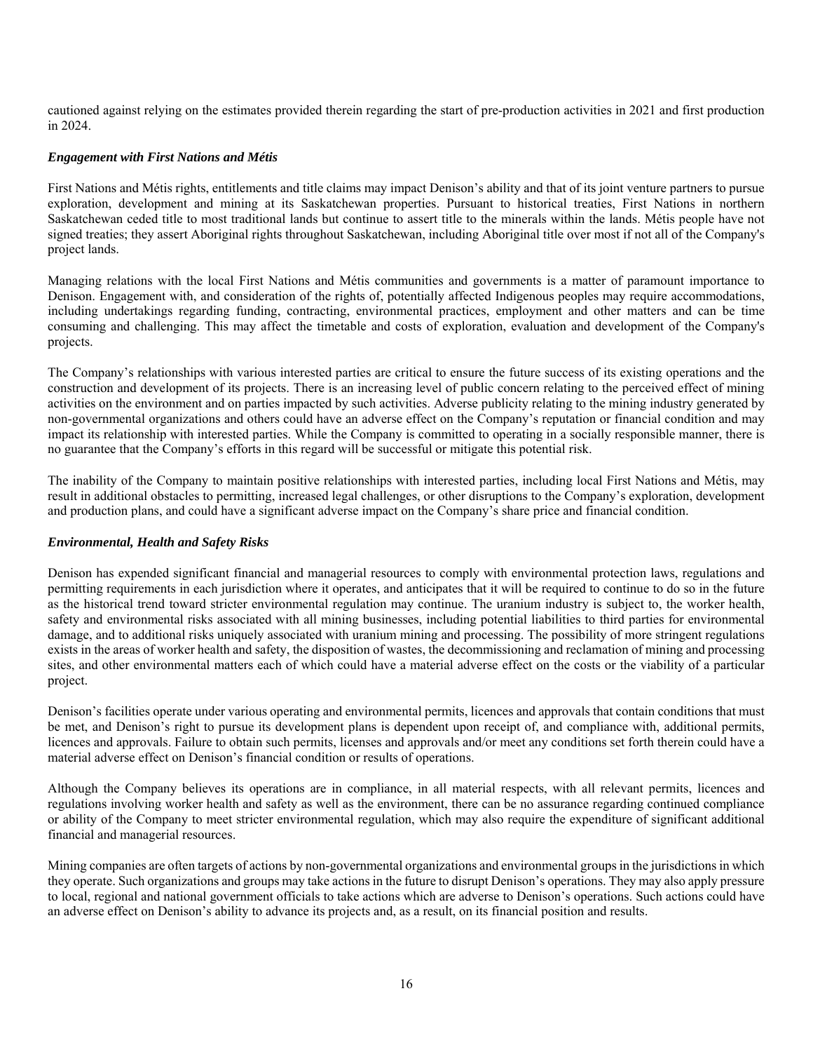cautioned against relying on the estimates provided therein regarding the start of pre-production activities in 2021 and first production in 2024.

***Engagement with First Nations and Métis***

First Nations and Métis rights, entitlements and title claims may impact Denison's ability and that of its joint venture partners to pursue exploration, development and mining at its Saskatchewan properties. Pursuant to historical treaties, First Nations in northern Saskatchewan ceded title to most traditional lands but continue to assert title to the minerals within the lands. Métis people have not signed treaties; they assert Aboriginal rights throughout Saskatchewan, including Aboriginal title over most if not all of the Company's project lands.

Managing relations with the local First Nations and Métis communities and governments is a matter of paramount importance to Denison. Engagement with, and consideration of the rights of, potentially affected Indigenous peoples may require accommodations, including undertakings regarding funding, contracting, environmental practices, employment and other matters and can be time consuming and challenging. This may affect the timetable and costs of exploration, evaluation and development of the Company's projects.

The Company's relationships with various interested parties are critical to ensure the future success of its existing operations and the construction and development of its projects. There is an increasing level of public concern relating to the perceived effect of mining activities on the environment and on parties impacted by such activities. Adverse publicity relating to the mining industry generated by non-governmental organizations and others could have an adverse effect on the Company's reputation or financial condition and may impact its relationship with interested parties. While the Company is committed to operating in a socially responsible manner, there is no guarantee that the Company's efforts in this regard will be successful or mitigate this potential risk.

The inability of the Company to maintain positive relationships with interested parties, including local First Nations and Métis, may result in additional obstacles to permitting, increased legal challenges, or other disruptions to the Company's exploration, development and production plans, and could have a significant adverse impact on the Company's share price and financial condition.

***Environmental, Health and Safety Risks***

Denison has expended significant financial and managerial resources to comply with environmental protection laws, regulations and permitting requirements in each jurisdiction where it operates, and anticipates that it will be required to continue to do so in the future as the historical trend toward stricter environmental regulation may continue. The uranium industry is subject to, the worker health, safety and environmental risks associated with all mining businesses, including potential liabilities to third parties for environmental damage, and to additional risks uniquely associated with uranium mining and processing. The possibility of more stringent regulations exists in the areas of worker health and safety, the disposition of wastes, the decommissioning and reclamation of mining and processing sites, and other environmental matters each of which could have a material adverse effect on the costs or the viability of a particular project.

Denison's facilities operate under various operating and environmental permits, licences and approvals that contain conditions that must be met, and Denison's right to pursue its development plans is dependent upon receipt of, and compliance with, additional permits, licences and approvals. Failure to obtain such permits, licenses and approvals and/or meet any conditions set forth therein could have a material adverse effect on Denison's financial condition or results of operations.

Although the Company believes its operations are in compliance, in all material respects, with all relevant permits, licences and regulations involving worker health and safety as well as the environment, there can be no assurance regarding continued compliance or ability of the Company to meet stricter environmental regulation, which may also require the expenditure of significant additional financial and managerial resources.

Mining companies are often targets of actions by non-governmental organizations and environmental groups in the jurisdictions in which they operate. Such organizations and groups may take actions in the future to disrupt Denison's operations. They may also apply pressure to local, regional and national government officials to take actions which are adverse to Denison's operations. Such actions could have an adverse effect on Denison's ability to advance its projects and, as a result, on its financial position and results.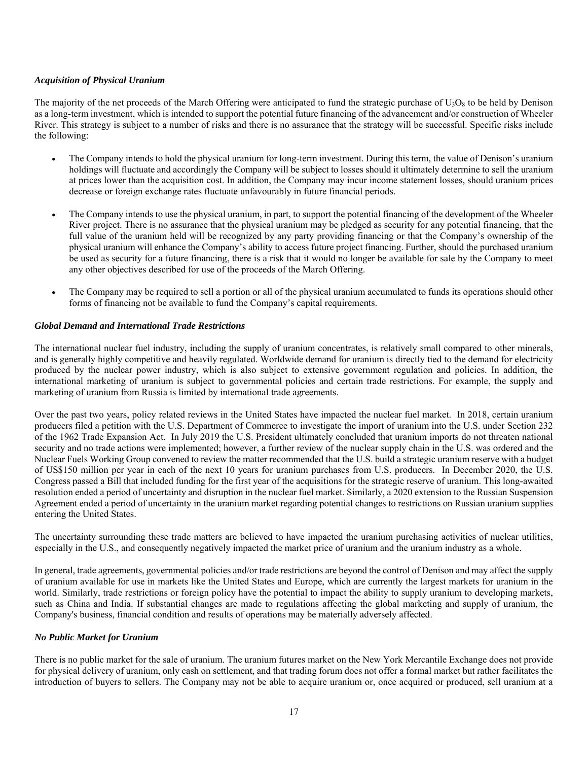### *Acquisition of Physical Uranium*

The majority of the net proceeds of the March Offering were anticipated to fund the strategic purchase of $U_3O_8$ to be held by Denison as a long-term investment, which is intended to support the potential future financing of the advancement and/or construction of Wheeler River. This strategy is subject to a number of risks and there is no assurance that the strategy will be successful. Specific risks include the following:

- The Company intends to hold the physical uranium for long-term investment. During this term, the value of Denison's uranium holdings will fluctuate and accordingly the Company will be subject to losses should it ultimately determine to sell the uranium at prices lower than the acquisition cost. In addition, the Company may incur income statement losses, should uranium prices decrease or foreign exchange rates fluctuate unfavourably in future financial periods.

- The Company intends to use the physical uranium, in part, to support the potential financing of the development of the Wheeler River project. There is no assurance that the physical uranium may be pledged as security for any potential financing, that the full value of the uranium held will be recognized by any party providing financing or that the Company's ownership of the physical uranium will enhance the Company's ability to access future project financing. Further, should the purchased uranium be used as security for a future financing, there is a risk that it would no longer be available for sale by the Company to meet any other objectives described for use of the proceeds of the March Offering.

- The Company may be required to sell a portion or all of the physical uranium accumulated to funds its operations should other forms of financing not be available to fund the Company's capital requirements.

### *Global Demand and International Trade Restrictions*

The international nuclear fuel industry, including the supply of uranium concentrates, is relatively small compared to other minerals, and is generally highly competitive and heavily regulated. Worldwide demand for uranium is directly tied to the demand for electricity produced by the nuclear power industry, which is also subject to extensive government regulation and policies. In addition, the international marketing of uranium is subject to governmental policies and certain trade restrictions. For example, the supply and marketing of uranium from Russia is limited by international trade agreements.

Over the past two years, policy related reviews in the United States have impacted the nuclear fuel market. In 2018, certain uranium producers filed a petition with the U.S. Department of Commerce to investigate the import of uranium into the U.S. under Section 232 of the 1962 Trade Expansion Act. In July 2019 the U.S. President ultimately concluded that uranium imports do not threaten national security and no trade actions were implemented; however, a further review of the nuclear supply chain in the U.S. was ordered and the Nuclear Fuels Working Group convened to review the matter recommended that the U.S. build a strategic uranium reserve with a budget of US$150 million per year in each of the next 10 years for uranium purchases from U.S. producers. In December 2020, the U.S. Congress passed a Bill that included funding for the first year of the acquisitions for the strategic reserve of uranium. This long-awaited resolution ended a period of uncertainty and disruption in the nuclear fuel market. Similarly, a 2020 extension to the Russian Suspension Agreement ended a period of uncertainty in the uranium market regarding potential changes to restrictions on Russian uranium supplies entering the United States.

The uncertainty surrounding these trade matters are believed to have impacted the uranium purchasing activities of nuclear utilities, especially in the U.S., and consequently negatively impacted the market price of uranium and the uranium industry as a whole.

In general, trade agreements, governmental policies and/or trade restrictions are beyond the control of Denison and may affect the supply of uranium available for use in markets like the United States and Europe, which are currently the largest markets for uranium in the world. Similarly, trade restrictions or foreign policy have the potential to impact the ability to supply uranium to developing markets, such as China and India. If substantial changes are made to regulations affecting the global marketing and supply of uranium, the Company's business, financial condition and results of operations may be materially adversely affected.

### *No Public Market for Uranium*

There is no public market for the sale of uranium. The uranium futures market on the New York Mercantile Exchange does not provide for physical delivery of uranium, only cash on settlement, and that trading forum does not offer a formal market but rather facilitates the introduction of buyers to sellers. The Company may not be able to acquire uranium or, once acquired or produced, sell uranium at a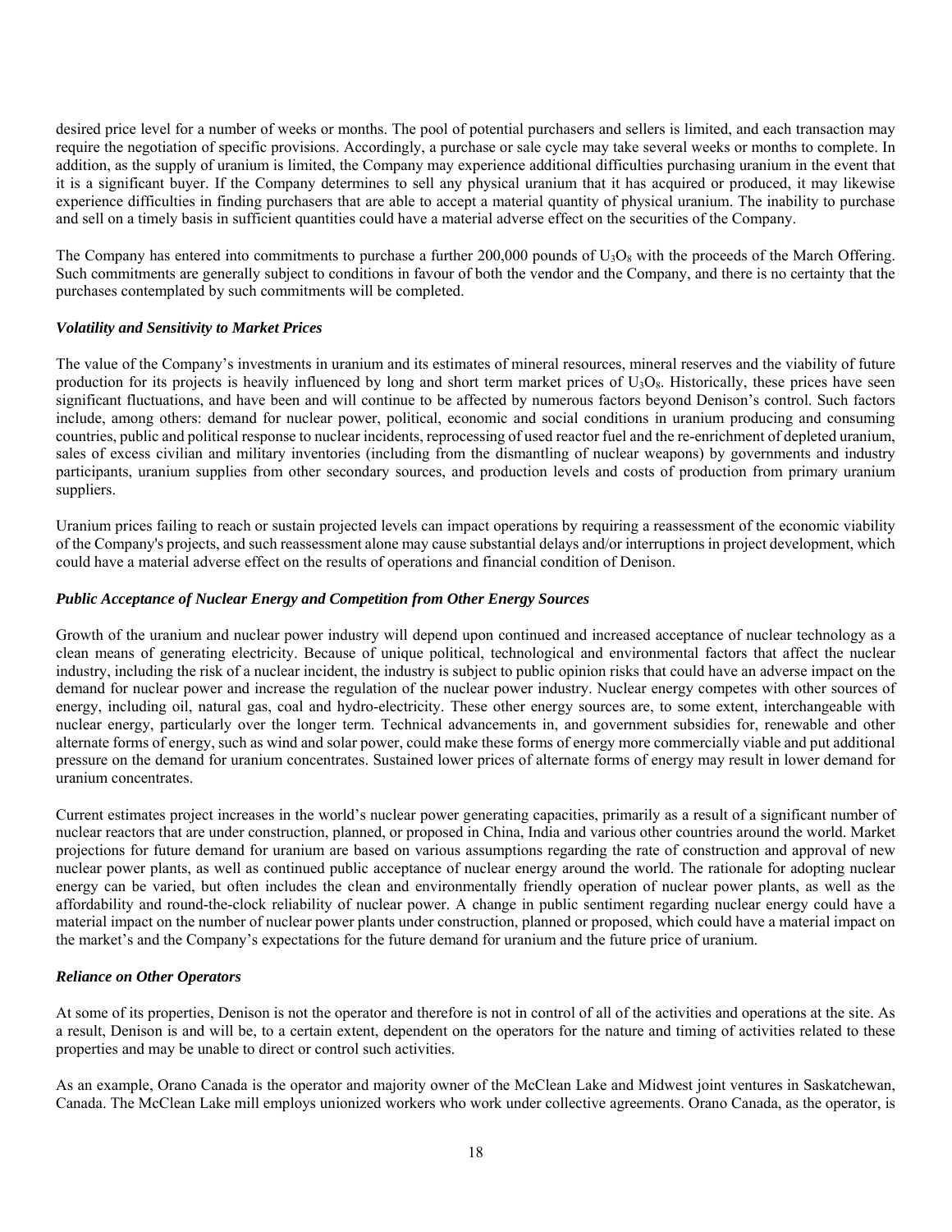desired price level for a number of weeks or months. The pool of potential purchasers and sellers is limited, and each transaction may require the negotiation of specific provisions. Accordingly, a purchase or sale cycle may take several weeks or months to complete. In addition, as the supply of uranium is limited, the Company may experience additional difficulties purchasing uranium in the event that it is a significant buyer. If the Company determines to sell any physical uranium that it has acquired or produced, it may likewise experience difficulties in finding purchasers that are able to accept a material quantity of physical uranium. The inability to purchase and sell on a timely basis in sufficient quantities could have a material adverse effect on the securities of the Company.

The Company has entered into commitments to purchase a further 200,000 pounds of $U_3O_8$ with the proceeds of the March Offering. Such commitments are generally subject to conditions in favour of both the vendor and the Company, and there is no certainty that the purchases contemplated by such commitments will be completed.

### *Volatility and Sensitivity to Market Prices*

The value of the Company's investments in uranium and its estimates of mineral resources, mineral reserves and the viability of future production for its projects is heavily influenced by long and short term market prices of $U_3O_8$. Historically, these prices have seen significant fluctuations, and have been and will continue to be affected by numerous factors beyond Denison's control. Such factors include, among others: demand for nuclear power, political, economic and social conditions in uranium producing and consuming countries, public and political response to nuclear incidents, reprocessing of used reactor fuel and the re-enrichment of depleted uranium, sales of excess civilian and military inventories (including from the dismantling of nuclear weapons) by governments and industry participants, uranium supplies from other secondary sources, and production levels and costs of production from primary uranium suppliers.

Uranium prices failing to reach or sustain projected levels can impact operations by requiring a reassessment of the economic viability of the Company's projects, and such reassessment alone may cause substantial delays and/or interruptions in project development, which could have a material adverse effect on the results of operations and financial condition of Denison.

### *Public Acceptance of Nuclear Energy and Competition from Other Energy Sources*

Growth of the uranium and nuclear power industry will depend upon continued and increased acceptance of nuclear technology as a clean means of generating electricity. Because of unique political, technological and environmental factors that affect the nuclear industry, including the risk of a nuclear incident, the industry is subject to public opinion risks that could have an adverse impact on the demand for nuclear power and increase the regulation of the nuclear power industry. Nuclear energy competes with other sources of energy, including oil, natural gas, coal and hydro-electricity. These other energy sources are, to some extent, interchangeable with nuclear energy, particularly over the longer term. Technical advancements in, and government subsidies for, renewable and other alternate forms of energy, such as wind and solar power, could make these forms of energy more commercially viable and put additional pressure on the demand for uranium concentrates. Sustained lower prices of alternate forms of energy may result in lower demand for uranium concentrates.

Current estimates project increases in the world's nuclear power generating capacities, primarily as a result of a significant number of nuclear reactors that are under construction, planned, or proposed in China, India and various other countries around the world. Market projections for future demand for uranium are based on various assumptions regarding the rate of construction and approval of new nuclear power plants, as well as continued public acceptance of nuclear energy around the world. The rationale for adopting nuclear energy can be varied, but often includes the clean and environmentally friendly operation of nuclear power plants, as well as the affordability and round-the-clock reliability of nuclear power. A change in public sentiment regarding nuclear energy could have a material impact on the number of nuclear power plants under construction, planned or proposed, which could have a material impact on the market's and the Company's expectations for the future demand for uranium and the future price of uranium.

### *Reliance on Other Operators*

At some of its properties, Denison is not the operator and therefore is not in control of all of the activities and operations at the site. As a result, Denison is and will be, to a certain extent, dependent on the operators for the nature and timing of activities related to these properties and may be unable to direct or control such activities.

As an example, Orano Canada is the operator and majority owner of the McClean Lake and Midwest joint ventures in Saskatchewan, Canada. The McClean Lake mill employs unionized workers who work under collective agreements. Orano Canada, as the operator, is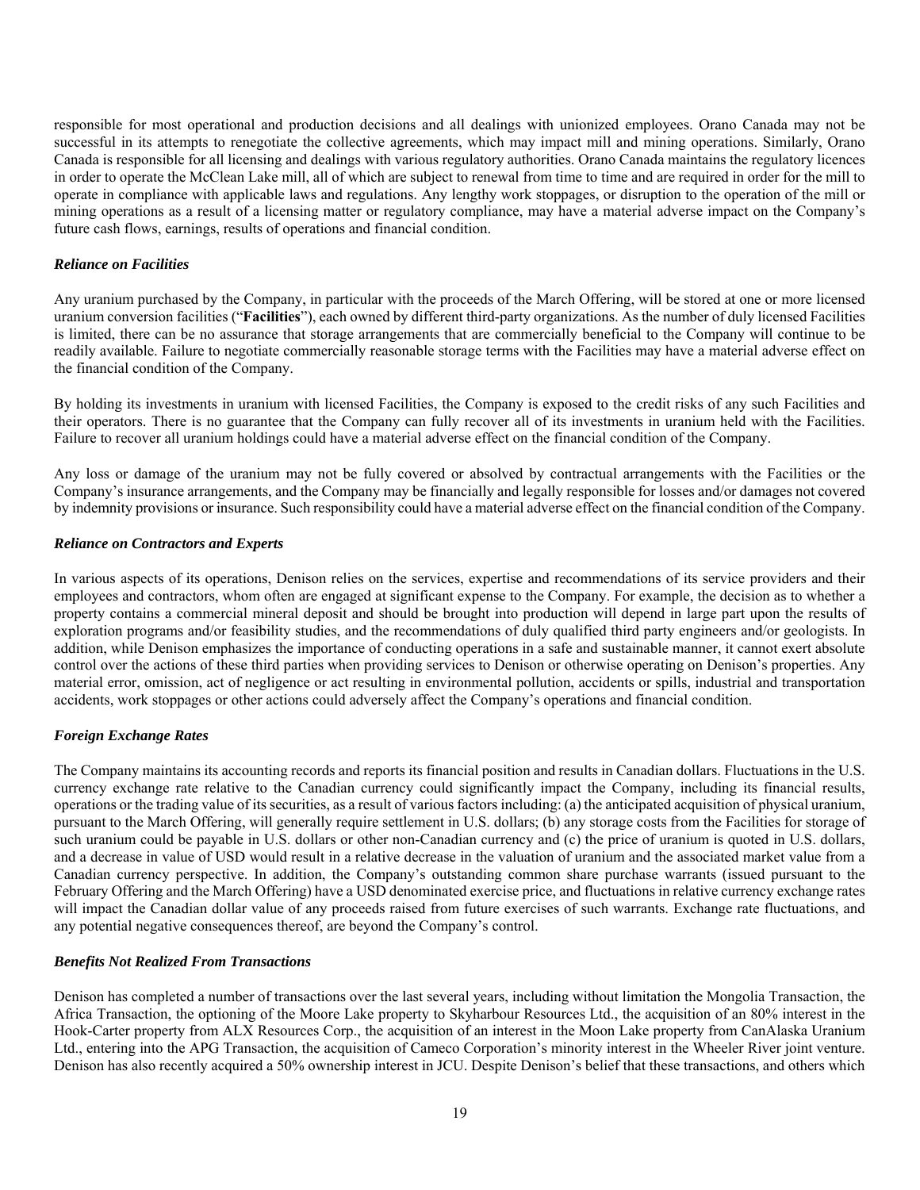responsible for most operational and production decisions and all dealings with unionized employees. Orano Canada may not be successful in its attempts to renegotiate the collective agreements, which may impact mill and mining operations. Similarly, Orano Canada is responsible for all licensing and dealings with various regulatory authorities. Orano Canada maintains the regulatory licences in order to operate the McClean Lake mill, all of which are subject to renewal from time to time and are required in order for the mill to operate in compliance with applicable laws and regulations. Any lengthy work stoppages, or disruption to the operation of the mill or mining operations as a result of a licensing matter or regulatory compliance, may have a material adverse impact on the Company's future cash flows, earnings, results of operations and financial condition.

***Reliance on Facilities***

Any uranium purchased by the Company, in particular with the proceeds of the March Offering, will be stored at one or more licensed uranium conversion facilities ("**Facilities**"), each owned by different third-party organizations. As the number of duly licensed Facilities is limited, there can be no assurance that storage arrangements that are commercially beneficial to the Company will continue to be readily available. Failure to negotiate commercially reasonable storage terms with the Facilities may have a material adverse effect on the financial condition of the Company.

By holding its investments in uranium with licensed Facilities, the Company is exposed to the credit risks of any such Facilities and their operators. There is no guarantee that the Company can fully recover all of its investments in uranium held with the Facilities. Failure to recover all uranium holdings could have a material adverse effect on the financial condition of the Company.

Any loss or damage of the uranium may not be fully covered or absolved by contractual arrangements with the Facilities or the Company's insurance arrangements, and the Company may be financially and legally responsible for losses and/or damages not covered by indemnity provisions or insurance. Such responsibility could have a material adverse effect on the financial condition of the Company.

***Reliance on Contractors and Experts***

In various aspects of its operations, Denison relies on the services, expertise and recommendations of its service providers and their employees and contractors, whom often are engaged at significant expense to the Company. For example, the decision as to whether a property contains a commercial mineral deposit and should be brought into production will depend in large part upon the results of exploration programs and/or feasibility studies, and the recommendations of duly qualified third party engineers and/or geologists. In addition, while Denison emphasizes the importance of conducting operations in a safe and sustainable manner, it cannot exert absolute control over the actions of these third parties when providing services to Denison or otherwise operating on Denison's properties. Any material error, omission, act of negligence or act resulting in environmental pollution, accidents or spills, industrial and transportation accidents, work stoppages or other actions could adversely affect the Company's operations and financial condition.

***Foreign Exchange Rates***

The Company maintains its accounting records and reports its financial position and results in Canadian dollars. Fluctuations in the U.S. currency exchange rate relative to the Canadian currency could significantly impact the Company, including its financial results, operations or the trading value of its securities, as a result of various factors including: (a) the anticipated acquisition of physical uranium, pursuant to the March Offering, will generally require settlement in U.S. dollars; (b) any storage costs from the Facilities for storage of such uranium could be payable in U.S. dollars or other non-Canadian currency and (c) the price of uranium is quoted in U.S. dollars, and a decrease in value of USD would result in a relative decrease in the valuation of uranium and the associated market value from a Canadian currency perspective. In addition, the Company's outstanding common share purchase warrants (issued pursuant to the February Offering and the March Offering) have a USD denominated exercise price, and fluctuations in relative currency exchange rates will impact the Canadian dollar value of any proceeds raised from future exercises of such warrants. Exchange rate fluctuations, and any potential negative consequences thereof, are beyond the Company's control.

***Benefits Not Realized From Transactions***

Denison has completed a number of transactions over the last several years, including without limitation the Mongolia Transaction, the Africa Transaction, the optioning of the Moore Lake property to Skyharbour Resources Ltd., the acquisition of an 80% interest in the Hook-Carter property from ALX Resources Corp., the acquisition of an interest in the Moon Lake property from CanAlaska Uranium Ltd., entering into the APG Transaction, the acquisition of Cameco Corporation's minority interest in the Wheeler River joint venture. Denison has also recently acquired a 50% ownership interest in JCU. Despite Denison's belief that these transactions, and others which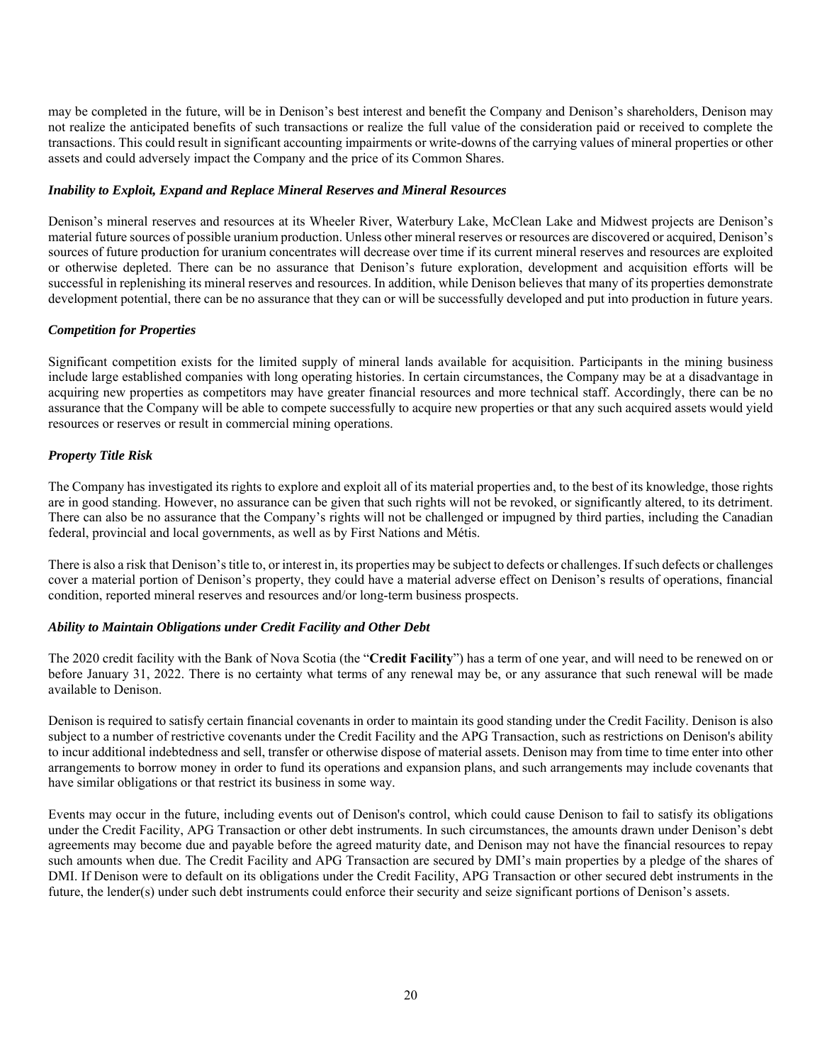may be completed in the future, will be in Denison's best interest and benefit the Company and Denison's shareholders, Denison may not realize the anticipated benefits of such transactions or realize the full value of the consideration paid or received to complete the transactions. This could result in significant accounting impairments or write-downs of the carrying values of mineral properties or other assets and could adversely impact the Company and the price of its Common Shares.

***Inability to Exploit, Expand and Replace Mineral Reserves and Mineral Resources***

Denison's mineral reserves and resources at its Wheeler River, Waterbury Lake, McClean Lake and Midwest projects are Denison's material future sources of possible uranium production. Unless other mineral reserves or resources are discovered or acquired, Denison's sources of future production for uranium concentrates will decrease over time if its current mineral reserves and resources are exploited or otherwise depleted. There can be no assurance that Denison's future exploration, development and acquisition efforts will be successful in replenishing its mineral reserves and resources. In addition, while Denison believes that many of its properties demonstrate development potential, there can be no assurance that they can or will be successfully developed and put into production in future years.

***Competition for Properties***

Significant competition exists for the limited supply of mineral lands available for acquisition. Participants in the mining business include large established companies with long operating histories. In certain circumstances, the Company may be at a disadvantage in acquiring new properties as competitors may have greater financial resources and more technical staff. Accordingly, there can be no assurance that the Company will be able to compete successfully to acquire new properties or that any such acquired assets would yield resources or reserves or result in commercial mining operations.

***Property Title Risk***

The Company has investigated its rights to explore and exploit all of its material properties and, to the best of its knowledge, those rights are in good standing. However, no assurance can be given that such rights will not be revoked, or significantly altered, to its detriment. There can also be no assurance that the Company's rights will not be challenged or impugned by third parties, including the Canadian federal, provincial and local governments, as well as by First Nations and Métis.

There is also a risk that Denison's title to, or interest in, its properties may be subject to defects or challenges. If such defects or challenges cover a material portion of Denison's property, they could have a material adverse effect on Denison's results of operations, financial condition, reported mineral reserves and resources and/or long-term business prospects.

***Ability to Maintain Obligations under Credit Facility and Other Debt***

The 2020 credit facility with the Bank of Nova Scotia (the "**Credit Facility**") has a term of one year, and will need to be renewed on or before January 31, 2022. There is no certainty what terms of any renewal may be, or any assurance that such renewal will be made available to Denison.

Denison is required to satisfy certain financial covenants in order to maintain its good standing under the Credit Facility. Denison is also subject to a number of restrictive covenants under the Credit Facility and the APG Transaction, such as restrictions on Denison's ability to incur additional indebtedness and sell, transfer or otherwise dispose of material assets. Denison may from time to time enter into other arrangements to borrow money in order to fund its operations and expansion plans, and such arrangements may include covenants that have similar obligations or that restrict its business in some way.

Events may occur in the future, including events out of Denison's control, which could cause Denison to fail to satisfy its obligations under the Credit Facility, APG Transaction or other debt instruments. In such circumstances, the amounts drawn under Denison's debt agreements may become due and payable before the agreed maturity date, and Denison may not have the financial resources to repay such amounts when due. The Credit Facility and APG Transaction are secured by DMI's main properties by a pledge of the shares of DMI. If Denison were to default on its obligations under the Credit Facility, APG Transaction or other secured debt instruments in the future, the lender(s) under such debt instruments could enforce their security and seize significant portions of Denison's assets.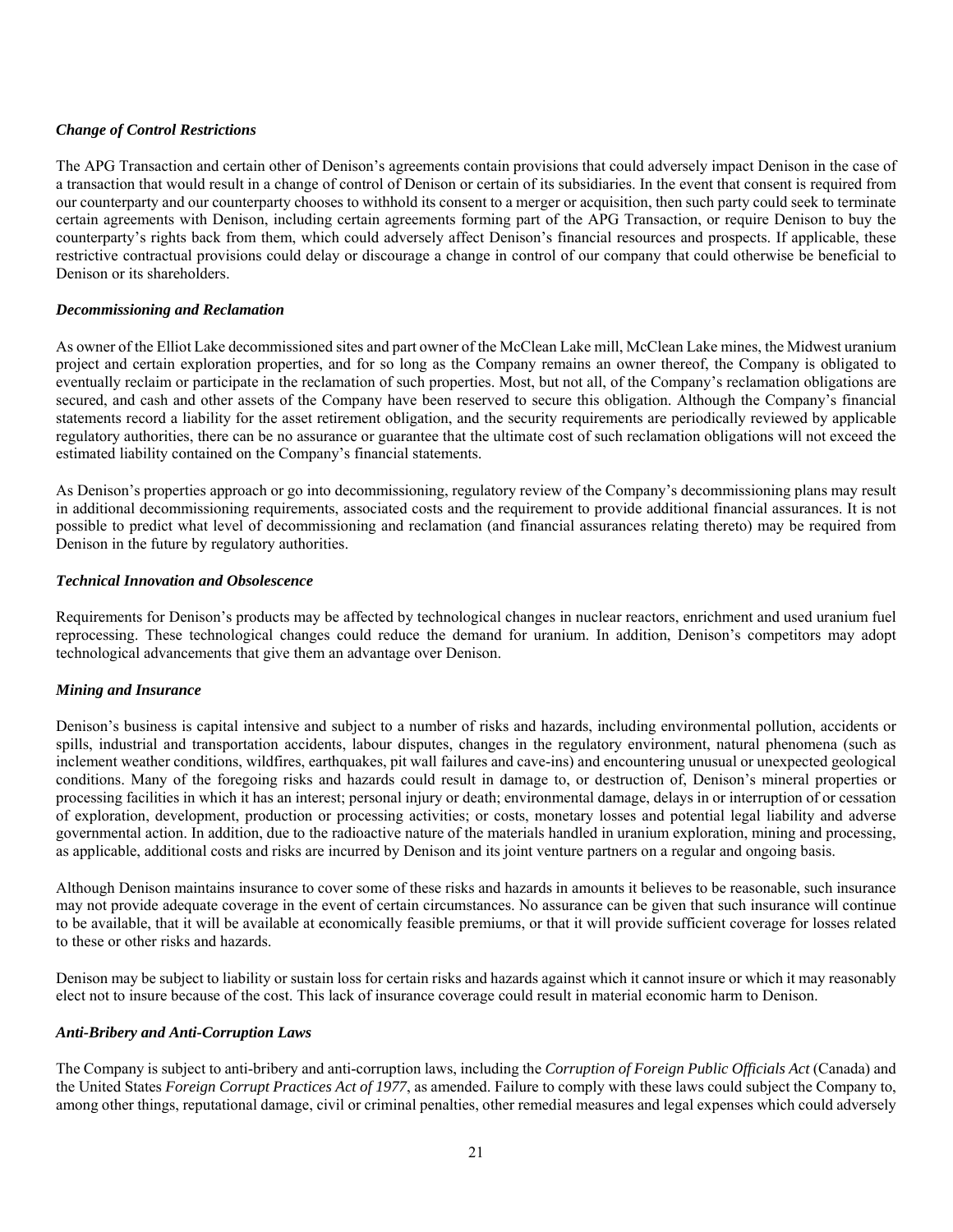### *Change of Control Restrictions*

The APG Transaction and certain other of Denison's agreements contain provisions that could adversely impact Denison in the case of a transaction that would result in a change of control of Denison or certain of its subsidiaries. In the event that consent is required from our counterparty and our counterparty chooses to withhold its consent to a merger or acquisition, then such party could seek to terminate certain agreements with Denison, including certain agreements forming part of the APG Transaction, or require Denison to buy the counterparty's rights back from them, which could adversely affect Denison's financial resources and prospects. If applicable, these restrictive contractual provisions could delay or discourage a change in control of our company that could otherwise be beneficial to Denison or its shareholders.

### *Decommissioning and Reclamation*

As owner of the Elliot Lake decommissioned sites and part owner of the McClean Lake mill, McClean Lake mines, the Midwest uranium project and certain exploration properties, and for so long as the Company remains an owner thereof, the Company is obligated to eventually reclaim or participate in the reclamation of such properties. Most, but not all, of the Company's reclamation obligations are secured, and cash and other assets of the Company have been reserved to secure this obligation. Although the Company's financial statements record a liability for the asset retirement obligation, and the security requirements are periodically reviewed by applicable regulatory authorities, there can be no assurance or guarantee that the ultimate cost of such reclamation obligations will not exceed the estimated liability contained on the Company's financial statements.

As Denison's properties approach or go into decommissioning, regulatory review of the Company's decommissioning plans may result in additional decommissioning requirements, associated costs and the requirement to provide additional financial assurances. It is not possible to predict what level of decommissioning and reclamation (and financial assurances relating thereto) may be required from Denison in the future by regulatory authorities.

### *Technical Innovation and Obsolescence*

Requirements for Denison's products may be affected by technological changes in nuclear reactors, enrichment and used uranium fuel reprocessing. These technological changes could reduce the demand for uranium. In addition, Denison's competitors may adopt technological advancements that give them an advantage over Denison.

### *Mining and Insurance*

Denison's business is capital intensive and subject to a number of risks and hazards, including environmental pollution, accidents or spills, industrial and transportation accidents, labour disputes, changes in the regulatory environment, natural phenomena (such as inclement weather conditions, wildfires, earthquakes, pit wall failures and cave-ins) and encountering unusual or unexpected geological conditions. Many of the foregoing risks and hazards could result in damage to, or destruction of, Denison's mineral properties or processing facilities in which it has an interest; personal injury or death; environmental damage, delays in or interruption of or cessation of exploration, development, production or processing activities; or costs, monetary losses and potential legal liability and adverse governmental action. In addition, due to the radioactive nature of the materials handled in uranium exploration, mining and processing, as applicable, additional costs and risks are incurred by Denison and its joint venture partners on a regular and ongoing basis.

Although Denison maintains insurance to cover some of these risks and hazards in amounts it believes to be reasonable, such insurance may not provide adequate coverage in the event of certain circumstances. No assurance can be given that such insurance will continue to be available, that it will be available at economically feasible premiums, or that it will provide sufficient coverage for losses related to these or other risks and hazards.

Denison may be subject to liability or sustain loss for certain risks and hazards against which it cannot insure or which it may reasonably elect not to insure because of the cost. This lack of insurance coverage could result in material economic harm to Denison.

### *Anti-Bribery and Anti-Corruption Laws*

The Company is subject to anti-bribery and anti-corruption laws, including the *Corruption of Foreign Public Officials Act* (Canada) and the United States *Foreign Corrupt Practices Act of 1977*, as amended. Failure to comply with these laws could subject the Company to, among other things, reputational damage, civil or criminal penalties, other remedial measures and legal expenses which could adversely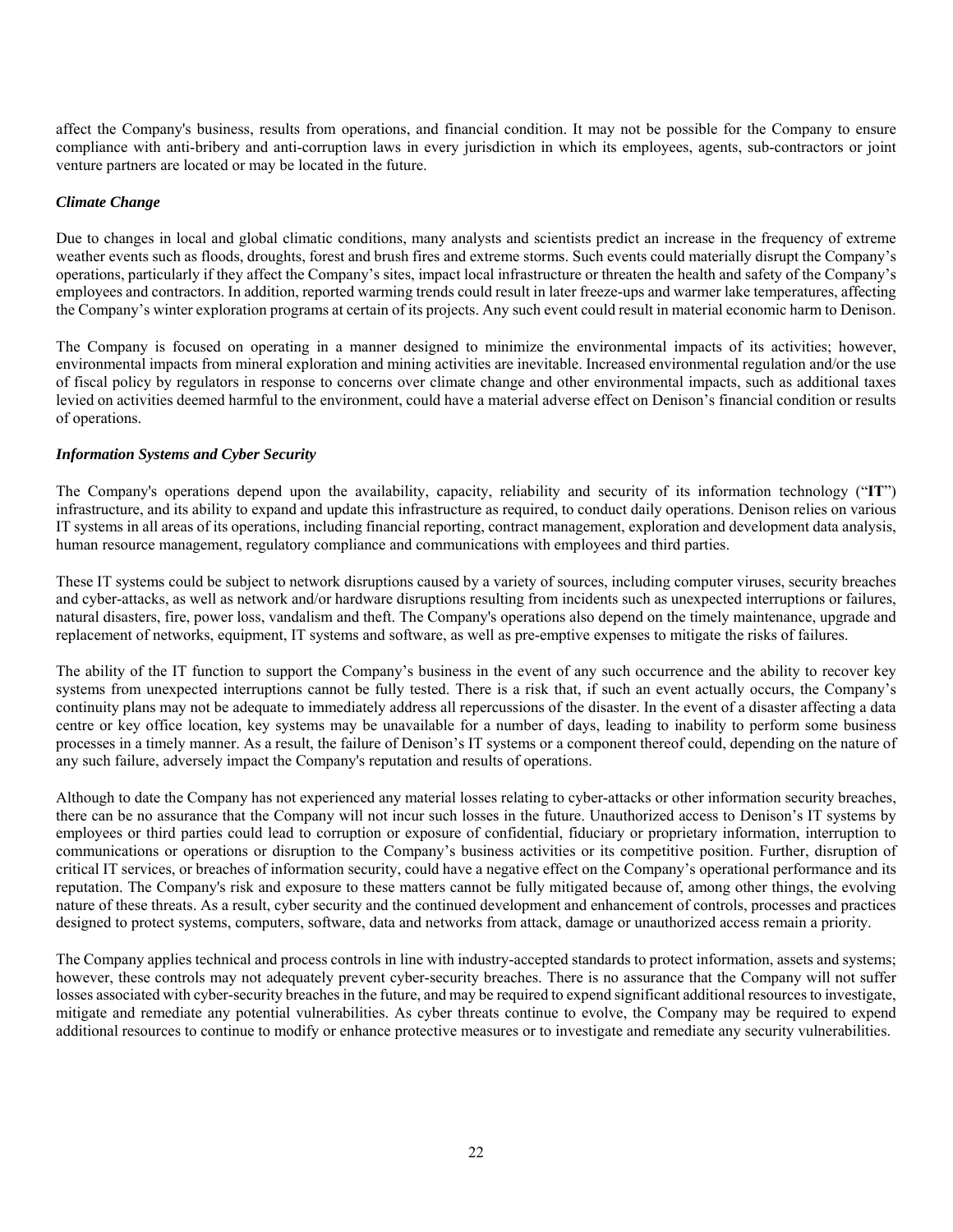affect the Company's business, results from operations, and financial condition. It may not be possible for the Company to ensure compliance with anti-bribery and anti-corruption laws in every jurisdiction in which its employees, agents, sub-contractors or joint venture partners are located or may be located in the future.

### *Climate Change*

Due to changes in local and global climatic conditions, many analysts and scientists predict an increase in the frequency of extreme weather events such as floods, droughts, forest and brush fires and extreme storms. Such events could materially disrupt the Company's operations, particularly if they affect the Company's sites, impact local infrastructure or threaten the health and safety of the Company's employees and contractors. In addition, reported warming trends could result in later freeze-ups and warmer lake temperatures, affecting the Company's winter exploration programs at certain of its projects. Any such event could result in material economic harm to Denison.

The Company is focused on operating in a manner designed to minimize the environmental impacts of its activities; however, environmental impacts from mineral exploration and mining activities are inevitable. Increased environmental regulation and/or the use of fiscal policy by regulators in response to concerns over climate change and other environmental impacts, such as additional taxes levied on activities deemed harmful to the environment, could have a material adverse effect on Denison's financial condition or results of operations.

### *Information Systems and Cyber Security*

The Company's operations depend upon the availability, capacity, reliability and security of its information technology ("**IT**") infrastructure, and its ability to expand and update this infrastructure as required, to conduct daily operations. Denison relies on various IT systems in all areas of its operations, including financial reporting, contract management, exploration and development data analysis, human resource management, regulatory compliance and communications with employees and third parties.

These IT systems could be subject to network disruptions caused by a variety of sources, including computer viruses, security breaches and cyber-attacks, as well as network and/or hardware disruptions resulting from incidents such as unexpected interruptions or failures, natural disasters, fire, power loss, vandalism and theft. The Company's operations also depend on the timely maintenance, upgrade and replacement of networks, equipment, IT systems and software, as well as pre-emptive expenses to mitigate the risks of failures.

The ability of the IT function to support the Company's business in the event of any such occurrence and the ability to recover key systems from unexpected interruptions cannot be fully tested. There is a risk that, if such an event actually occurs, the Company's continuity plans may not be adequate to immediately address all repercussions of the disaster. In the event of a disaster affecting a data centre or key office location, key systems may be unavailable for a number of days, leading to inability to perform some business processes in a timely manner. As a result, the failure of Denison's IT systems or a component thereof could, depending on the nature of any such failure, adversely impact the Company's reputation and results of operations.

Although to date the Company has not experienced any material losses relating to cyber-attacks or other information security breaches, there can be no assurance that the Company will not incur such losses in the future. Unauthorized access to Denison's IT systems by employees or third parties could lead to corruption or exposure of confidential, fiduciary or proprietary information, interruption to communications or operations or disruption to the Company's business activities or its competitive position. Further, disruption of critical IT services, or breaches of information security, could have a negative effect on the Company's operational performance and its reputation. The Company's risk and exposure to these matters cannot be fully mitigated because of, among other things, the evolving nature of these threats. As a result, cyber security and the continued development and enhancement of controls, processes and practices designed to protect systems, computers, software, data and networks from attack, damage or unauthorized access remain a priority.

The Company applies technical and process controls in line with industry-accepted standards to protect information, assets and systems; however, these controls may not adequately prevent cyber-security breaches. There is no assurance that the Company will not suffer losses associated with cyber-security breaches in the future, and may be required to expend significant additional resources to investigate, mitigate and remediate any potential vulnerabilities. As cyber threats continue to evolve, the Company may be required to expend additional resources to continue to modify or enhance protective measures or to investigate and remediate any security vulnerabilities.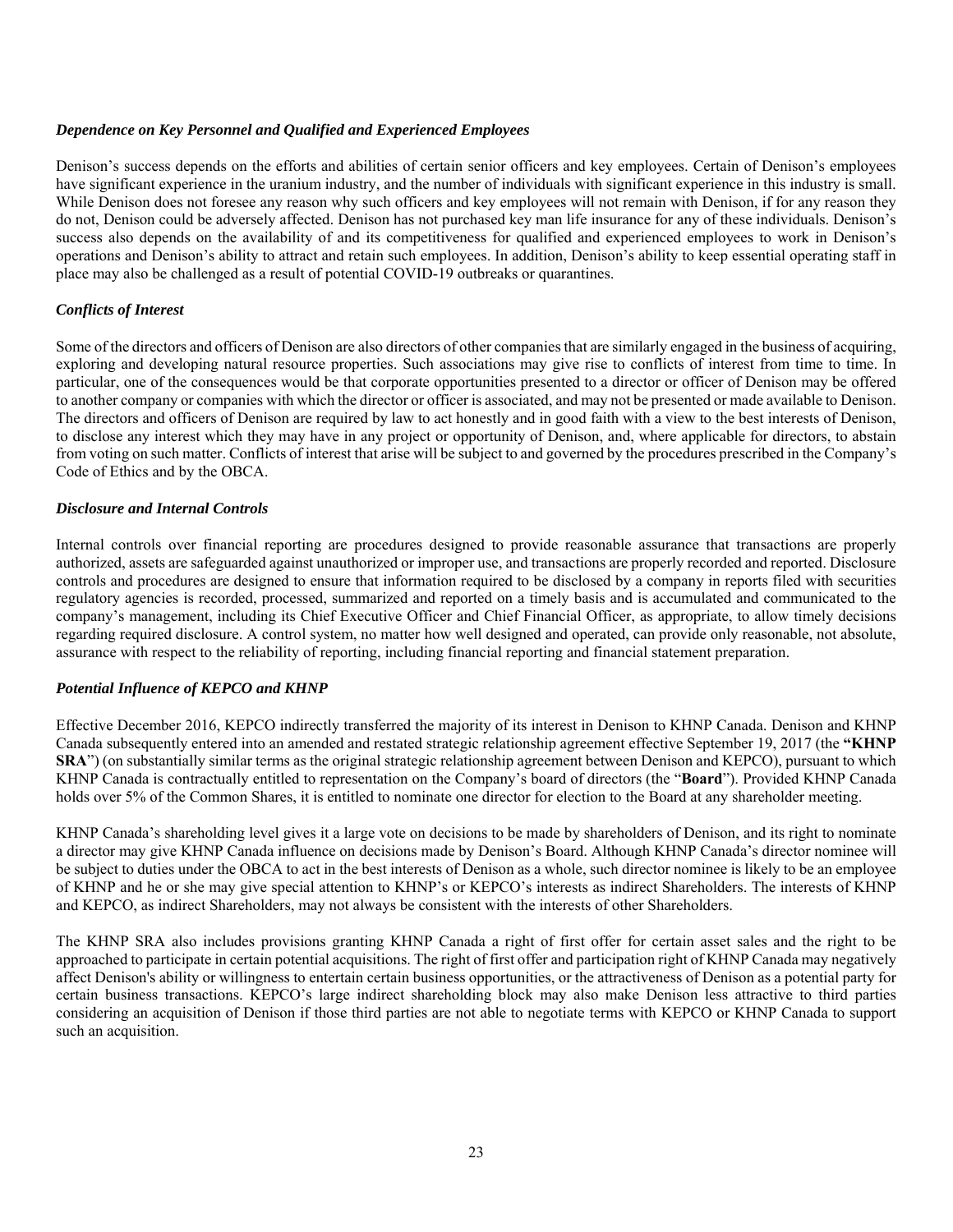***Dependence on Key Personnel and Qualified and Experienced Employees***

Denison's success depends on the efforts and abilities of certain senior officers and key employees. Certain of Denison's employees have significant experience in the uranium industry, and the number of individuals with significant experience in this industry is small. While Denison does not foresee any reason why such officers and key employees will not remain with Denison, if for any reason they do not, Denison could be adversely affected. Denison has not purchased key man life insurance for any of these individuals. Denison's success also depends on the availability of and its competitiveness for qualified and experienced employees to work in Denison's operations and Denison's ability to attract and retain such employees. In addition, Denison's ability to keep essential operating staff in place may also be challenged as a result of potential COVID-19 outbreaks or quarantines.

***Conflicts of Interest***

Some of the directors and officers of Denison are also directors of other companies that are similarly engaged in the business of acquiring, exploring and developing natural resource properties. Such associations may give rise to conflicts of interest from time to time. In particular, one of the consequences would be that corporate opportunities presented to a director or officer of Denison may be offered to another company or companies with which the director or officer is associated, and may not be presented or made available to Denison. The directors and officers of Denison are required by law to act honestly and in good faith with a view to the best interests of Denison, to disclose any interest which they may have in any project or opportunity of Denison, and, where applicable for directors, to abstain from voting on such matter. Conflicts of interest that arise will be subject to and governed by the procedures prescribed in the Company's Code of Ethics and by the OBCA.

***Disclosure and Internal Controls***

Internal controls over financial reporting are procedures designed to provide reasonable assurance that transactions are properly authorized, assets are safeguarded against unauthorized or improper use, and transactions are properly recorded and reported. Disclosure controls and procedures are designed to ensure that information required to be disclosed by a company in reports filed with securities regulatory agencies is recorded, processed, summarized and reported on a timely basis and is accumulated and communicated to the company's management, including its Chief Executive Officer and Chief Financial Officer, as appropriate, to allow timely decisions regarding required disclosure. A control system, no matter how well designed and operated, can provide only reasonable, not absolute, assurance with respect to the reliability of reporting, including financial reporting and financial statement preparation.

***Potential Influence of KEPCO and KHNP***

Effective December 2016, KEPCO indirectly transferred the majority of its interest in Denison to KHNP Canada. Denison and KHNP Canada subsequently entered into an amended and restated strategic relationship agreement effective September 19, 2017 (the **"KHNP SRA"**) (on substantially similar terms as the original strategic relationship agreement between Denison and KEPCO), pursuant to which KHNP Canada is contractually entitled to representation on the Company's board of directors (the "**Board**"). Provided KHNP Canada holds over 5% of the Common Shares, it is entitled to nominate one director for election to the Board at any shareholder meeting.

KHNP Canada's shareholding level gives it a large vote on decisions to be made by shareholders of Denison, and its right to nominate a director may give KHNP Canada influence on decisions made by Denison's Board. Although KHNP Canada's director nominee will be subject to duties under the OBCA to act in the best interests of Denison as a whole, such director nominee is likely to be an employee of KHNP and he or she may give special attention to KHNP's or KEPCO's interests as indirect Shareholders. The interests of KHNP and KEPCO, as indirect Shareholders, may not always be consistent with the interests of other Shareholders.

The KHNP SRA also includes provisions granting KHNP Canada a right of first offer for certain asset sales and the right to be approached to participate in certain potential acquisitions. The right of first offer and participation right of KHNP Canada may negatively affect Denison's ability or willingness to entertain certain business opportunities, or the attractiveness of Denison as a potential party for certain business transactions. KEPCO's large indirect shareholding block may also make Denison less attractive to third parties considering an acquisition of Denison if those third parties are not able to negotiate terms with KEPCO or KHNP Canada to support such an acquisition.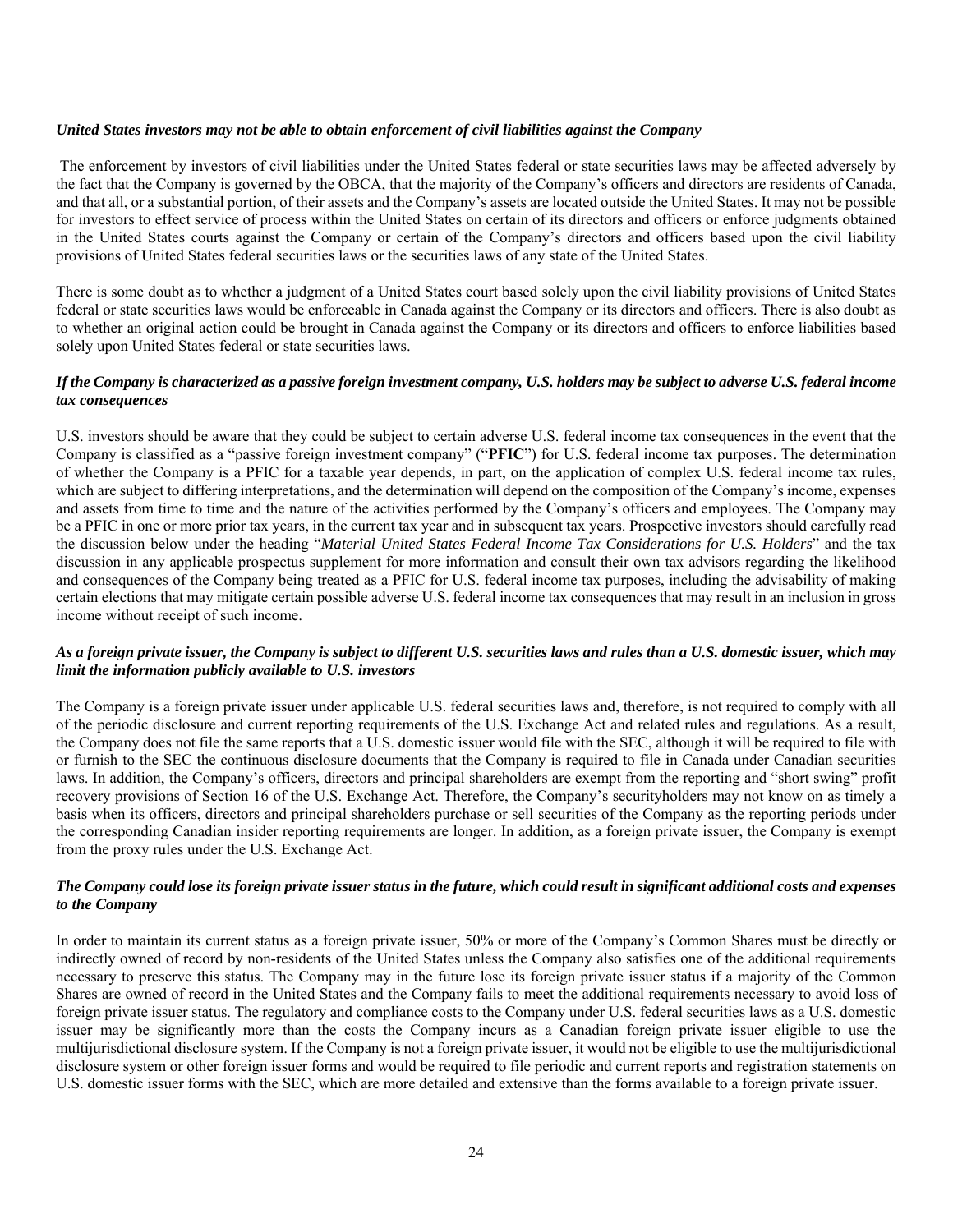***United States investors may not be able to obtain enforcement of civil liabilities against the Company***

The enforcement by investors of civil liabilities under the United States federal or state securities laws may be affected adversely by the fact that the Company is governed by the OBCA, that the majority of the Company's officers and directors are residents of Canada, and that all, or a substantial portion, of their assets and the Company's assets are located outside the United States. It may not be possible for investors to effect service of process within the United States on certain of its directors and officers or enforce judgments obtained in the United States courts against the Company or certain of the Company's directors and officers based upon the civil liability provisions of United States federal securities laws or the securities laws of any state of the United States.

There is some doubt as to whether a judgment of a United States court based solely upon the civil liability provisions of United States federal or state securities laws would be enforceable in Canada against the Company or its directors and officers. There is also doubt as to whether an original action could be brought in Canada against the Company or its directors and officers to enforce liabilities based solely upon United States federal or state securities laws.

***If the Company is characterized as a passive foreign investment company, U.S. holders may be subject to adverse U.S. federal income tax consequences***

U.S. investors should be aware that they could be subject to certain adverse U.S. federal income tax consequences in the event that the Company is classified as a "passive foreign investment company" ("**PFIC**") for U.S. federal income tax purposes. The determination of whether the Company is a PFIC for a taxable year depends, in part, on the application of complex U.S. federal income tax rules, which are subject to differing interpretations, and the determination will depend on the composition of the Company's income, expenses and assets from time to time and the nature of the activities performed by the Company's officers and employees. The Company may be a PFIC in one or more prior tax years, in the current tax year and in subsequent tax years. Prospective investors should carefully read the discussion below under the heading "*Material United States Federal Income Tax Considerations for U.S. Holders*" and the tax discussion in any applicable prospectus supplement for more information and consult their own tax advisors regarding the likelihood and consequences of the Company being treated as a PFIC for U.S. federal income tax purposes, including the advisability of making certain elections that may mitigate certain possible adverse U.S. federal income tax consequences that may result in an inclusion in gross income without receipt of such income.

***As a foreign private issuer, the Company is subject to different U.S. securities laws and rules than a U.S. domestic issuer, which may limit the information publicly available to U.S. investors***

The Company is a foreign private issuer under applicable U.S. federal securities laws and, therefore, is not required to comply with all of the periodic disclosure and current reporting requirements of the U.S. Exchange Act and related rules and regulations. As a result, the Company does not file the same reports that a U.S. domestic issuer would file with the SEC, although it will be required to file with or furnish to the SEC the continuous disclosure documents that the Company is required to file in Canada under Canadian securities laws. In addition, the Company's officers, directors and principal shareholders are exempt from the reporting and "short swing" profit recovery provisions of Section 16 of the U.S. Exchange Act. Therefore, the Company's securityholders may not know on as timely a basis when its officers, directors and principal shareholders purchase or sell securities of the Company as the reporting periods under the corresponding Canadian insider reporting requirements are longer. In addition, as a foreign private issuer, the Company is exempt from the proxy rules under the U.S. Exchange Act.

***The Company could lose its foreign private issuer status in the future, which could result in significant additional costs and expenses to the Company***

In order to maintain its current status as a foreign private issuer, 50% or more of the Company's Common Shares must be directly or indirectly owned of record by non-residents of the United States unless the Company also satisfies one of the additional requirements necessary to preserve this status. The Company may in the future lose its foreign private issuer status if a majority of the Common Shares are owned of record in the United States and the Company fails to meet the additional requirements necessary to avoid loss of foreign private issuer status. The regulatory and compliance costs to the Company under U.S. federal securities laws as a U.S. domestic issuer may be significantly more than the costs the Company incurs as a Canadian foreign private issuer eligible to use the multijurisdictional disclosure system. If the Company is not a foreign private issuer, it would not be eligible to use the multijurisdictional disclosure system or other foreign issuer forms and would be required to file periodic and current reports and registration statements on U.S. domestic issuer forms with the SEC, which are more detailed and extensive than the forms available to a foreign private issuer.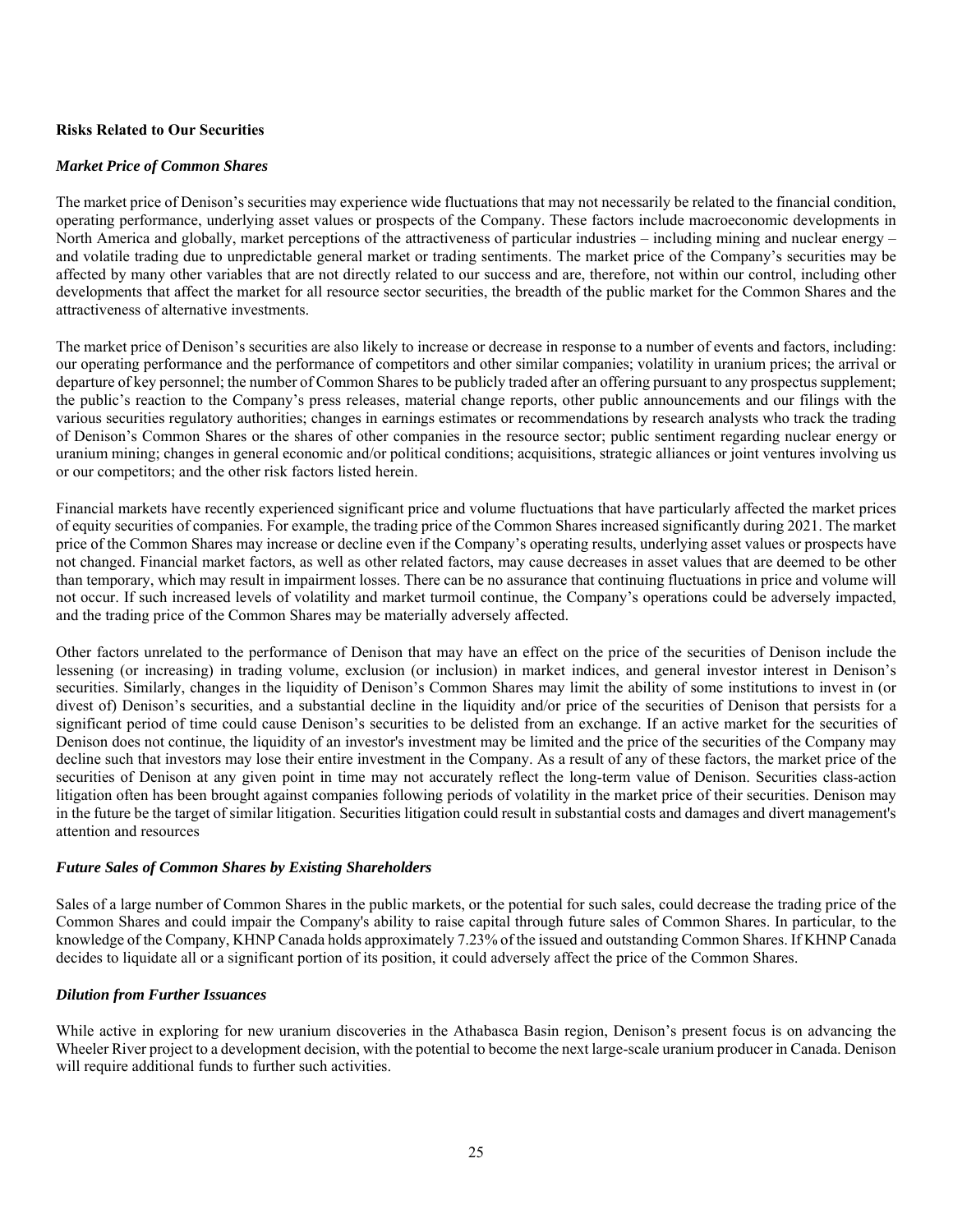### Risks Related to Our Securities

#### *Market Price of Common Shares*

The market price of Denison's securities may experience wide fluctuations that may not necessarily be related to the financial condition, operating performance, underlying asset values or prospects of the Company. These factors include macroeconomic developments in North America and globally, market perceptions of the attractiveness of particular industries – including mining and nuclear energy – and volatile trading due to unpredictable general market or trading sentiments. The market price of the Company's securities may be affected by many other variables that are not directly related to our success and are, therefore, not within our control, including other developments that affect the market for all resource sector securities, the breadth of the public market for the Common Shares and the attractiveness of alternative investments.

The market price of Denison's securities are also likely to increase or decrease in response to a number of events and factors, including: our operating performance and the performance of competitors and other similar companies; volatility in uranium prices; the arrival or departure of key personnel; the number of Common Shares to be publicly traded after an offering pursuant to any prospectus supplement; the public's reaction to the Company's press releases, material change reports, other public announcements and our filings with the various securities regulatory authorities; changes in earnings estimates or recommendations by research analysts who track the trading of Denison's Common Shares or the shares of other companies in the resource sector; public sentiment regarding nuclear energy or uranium mining; changes in general economic and/or political conditions; acquisitions, strategic alliances or joint ventures involving us or our competitors; and the other risk factors listed herein.

Financial markets have recently experienced significant price and volume fluctuations that have particularly affected the market prices of equity securities of companies. For example, the trading price of the Common Shares increased significantly during 2021. The market price of the Common Shares may increase or decline even if the Company's operating results, underlying asset values or prospects have not changed. Financial market factors, as well as other related factors, may cause decreases in asset values that are deemed to be other than temporary, which may result in impairment losses. There can be no assurance that continuing fluctuations in price and volume will not occur. If such increased levels of volatility and market turmoil continue, the Company's operations could be adversely impacted, and the trading price of the Common Shares may be materially adversely affected.

Other factors unrelated to the performance of Denison that may have an effect on the price of the securities of Denison include the lessening (or increasing) in trading volume, exclusion (or inclusion) in market indices, and general investor interest in Denison's securities. Similarly, changes in the liquidity of Denison's Common Shares may limit the ability of some institutions to invest in (or divest of) Denison's securities, and a substantial decline in the liquidity and/or price of the securities of Denison that persists for a significant period of time could cause Denison's securities to be delisted from an exchange. If an active market for the securities of Denison does not continue, the liquidity of an investor's investment may be limited and the price of the securities of the Company may decline such that investors may lose their entire investment in the Company. As a result of any of these factors, the market price of the securities of Denison at any given point in time may not accurately reflect the long-term value of Denison. Securities class-action litigation often has been brought against companies following periods of volatility in the market price of their securities. Denison may in the future be the target of similar litigation. Securities litigation could result in substantial costs and damages and divert management's attention and resources

#### *Future Sales of Common Shares by Existing Shareholders*

Sales of a large number of Common Shares in the public markets, or the potential for such sales, could decrease the trading price of the Common Shares and could impair the Company's ability to raise capital through future sales of Common Shares. In particular, to the knowledge of the Company, KHNP Canada holds approximately 7.23% of the issued and outstanding Common Shares. If KHNP Canada decides to liquidate all or a significant portion of its position, it could adversely affect the price of the Common Shares.

#### *Dilution from Further Issuances*

While active in exploring for new uranium discoveries in the Athabasca Basin region, Denison's present focus is on advancing the Wheeler River project to a development decision, with the potential to become the next large-scale uranium producer in Canada. Denison will require additional funds to further such activities.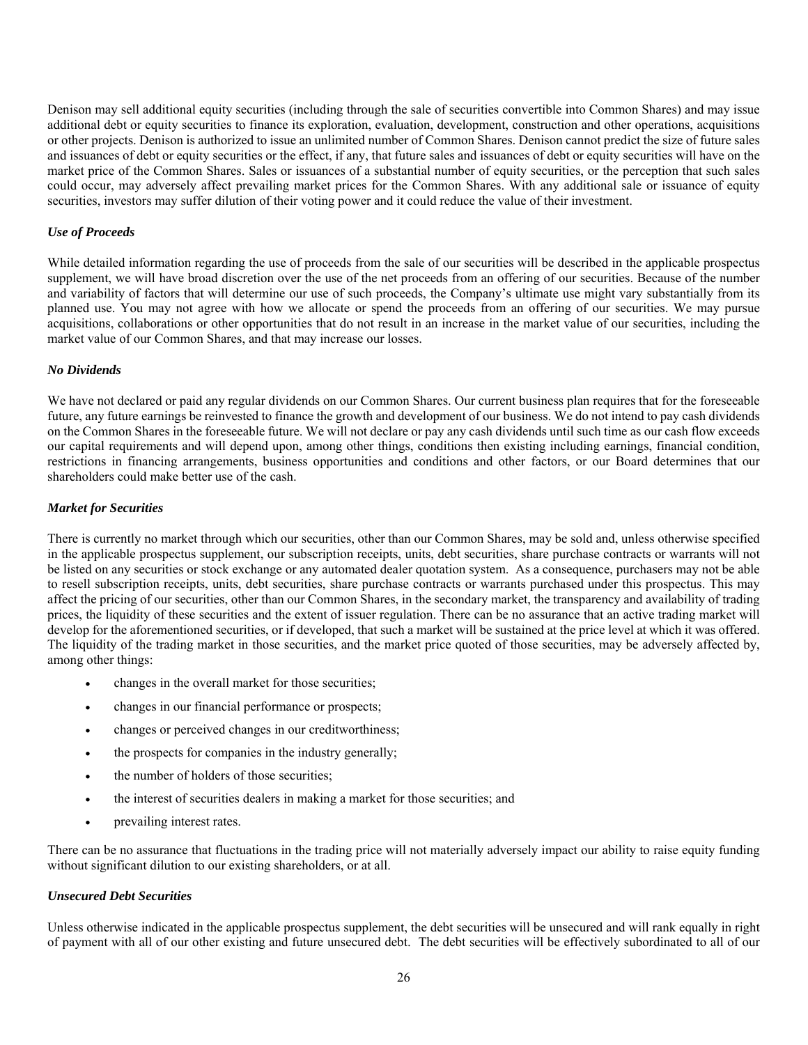Denison may sell additional equity securities (including through the sale of securities convertible into Common Shares) and may issue additional debt or equity securities to finance its exploration, evaluation, development, construction and other operations, acquisitions or other projects. Denison is authorized to issue an unlimited number of Common Shares. Denison cannot predict the size of future sales and issuances of debt or equity securities or the effect, if any, that future sales and issuances of debt or equity securities will have on the market price of the Common Shares. Sales or issuances of a substantial number of equity securities, or the perception that such sales could occur, may adversely affect prevailing market prices for the Common Shares. With any additional sale or issuance of equity securities, investors may suffer dilution of their voting power and it could reduce the value of their investment.

***Use of Proceeds***

While detailed information regarding the use of proceeds from the sale of our securities will be described in the applicable prospectus supplement, we will have broad discretion over the use of the net proceeds from an offering of our securities. Because of the number and variability of factors that will determine our use of such proceeds, the Company's ultimate use might vary substantially from its planned use. You may not agree with how we allocate or spend the proceeds from an offering of our securities. We may pursue acquisitions, collaborations or other opportunities that do not result in an increase in the market value of our securities, including the market value of our Common Shares, and that may increase our losses.

***No Dividends***

We have not declared or paid any regular dividends on our Common Shares. Our current business plan requires that for the foreseeable future, any future earnings be reinvested to finance the growth and development of our business. We do not intend to pay cash dividends on the Common Shares in the foreseeable future. We will not declare or pay any cash dividends until such time as our cash flow exceeds our capital requirements and will depend upon, among other things, conditions then existing including earnings, financial condition, restrictions in financing arrangements, business opportunities and conditions and other factors, or our Board determines that our shareholders could make better use of the cash.

***Market for Securities***

There is currently no market through which our securities, other than our Common Shares, may be sold and, unless otherwise specified in the applicable prospectus supplement, our subscription receipts, units, debt securities, share purchase contracts or warrants will not be listed on any securities or stock exchange or any automated dealer quotation system. As a consequence, purchasers may not be able to resell subscription receipts, units, debt securities, share purchase contracts or warrants purchased under this prospectus. This may affect the pricing of our securities, other than our Common Shares, in the secondary market, the transparency and availability of trading prices, the liquidity of these securities and the extent of issuer regulation. There can be no assurance that an active trading market will develop for the aforementioned securities, or if developed, that such a market will be sustained at the price level at which it was offered. The liquidity of the trading market in those securities, and the market price quoted of those securities, may be adversely affected by, among other things:

- changes in the overall market for those securities;
- changes in our financial performance or prospects;
- changes or perceived changes in our creditworthiness;
- the prospects for companies in the industry generally;
- the number of holders of those securities;
- the interest of securities dealers in making a market for those securities; and
- prevailing interest rates.

There can be no assurance that fluctuations in the trading price will not materially adversely impact our ability to raise equity funding without significant dilution to our existing shareholders, or at all.

***Unsecured Debt Securities***

Unless otherwise indicated in the applicable prospectus supplement, the debt securities will be unsecured and will rank equally in right of payment with all of our other existing and future unsecured debt. The debt securities will be effectively subordinated to all of our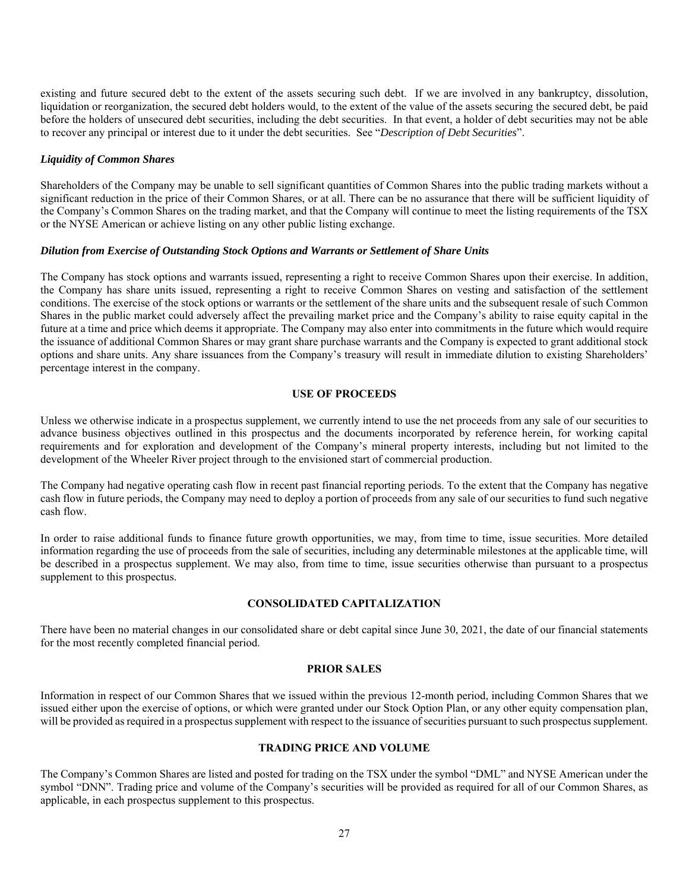existing and future secured debt to the extent of the assets securing such debt. If we are involved in any bankruptcy, dissolution, liquidation or reorganization, the secured debt holders would, to the extent of the value of the assets securing the secured debt, be paid before the holders of unsecured debt securities, including the debt securities. In that event, a holder of debt securities may not be able to recover any principal or interest due to it under the debt securities. See "*Description of Debt Securities*".

***Liquidity of Common Shares***

Shareholders of the Company may be unable to sell significant quantities of Common Shares into the public trading markets without a significant reduction in the price of their Common Shares, or at all. There can be no assurance that there will be sufficient liquidity of the Company's Common Shares on the trading market, and that the Company will continue to meet the listing requirements of the TSX or the NYSE American or achieve listing on any other public listing exchange.

***Dilution from Exercise of Outstanding Stock Options and Warrants or Settlement of Share Units***

The Company has stock options and warrants issued, representing a right to receive Common Shares upon their exercise. In addition, the Company has share units issued, representing a right to receive Common Shares on vesting and satisfaction of the settlement conditions. The exercise of the stock options or warrants or the settlement of the share units and the subsequent resale of such Common Shares in the public market could adversely affect the prevailing market price and the Company's ability to raise equity capital in the future at a time and price which deems it appropriate. The Company may also enter into commitments in the future which would require the issuance of additional Common Shares or may grant share purchase warrants and the Company is expected to grant additional stock options and share units. Any share issuances from the Company's treasury will result in immediate dilution to existing Shareholders' percentage interest in the company.

## USE OF PROCEEDS

Unless we otherwise indicate in a prospectus supplement, we currently intend to use the net proceeds from any sale of our securities to advance business objectives outlined in this prospectus and the documents incorporated by reference herein, for working capital requirements and for exploration and development of the Company's mineral property interests, including but not limited to the development of the Wheeler River project through to the envisioned start of commercial production.

The Company had negative operating cash flow in recent past financial reporting periods. To the extent that the Company has negative cash flow in future periods, the Company may need to deploy a portion of proceeds from any sale of our securities to fund such negative cash flow.

In order to raise additional funds to finance future growth opportunities, we may, from time to time, issue securities. More detailed information regarding the use of proceeds from the sale of securities, including any determinable milestones at the applicable time, will be described in a prospectus supplement. We may also, from time to time, issue securities otherwise than pursuant to a prospectus supplement to this prospectus.

## CONSOLIDATED CAPITALIZATION

There have been no material changes in our consolidated share or debt capital since June 30, 2021, the date of our financial statements for the most recently completed financial period.

## PRIOR SALES

Information in respect of our Common Shares that we issued within the previous 12-month period, including Common Shares that we issued either upon the exercise of options, or which were granted under our Stock Option Plan, or any other equity compensation plan, will be provided as required in a prospectus supplement with respect to the issuance of securities pursuant to such prospectus supplement.

## TRADING PRICE AND VOLUME

The Company's Common Shares are listed and posted for trading on the TSX under the symbol "DML" and NYSE American under the symbol "DNN". Trading price and volume of the Company's securities will be provided as required for all of our Common Shares, as applicable, in each prospectus supplement to this prospectus.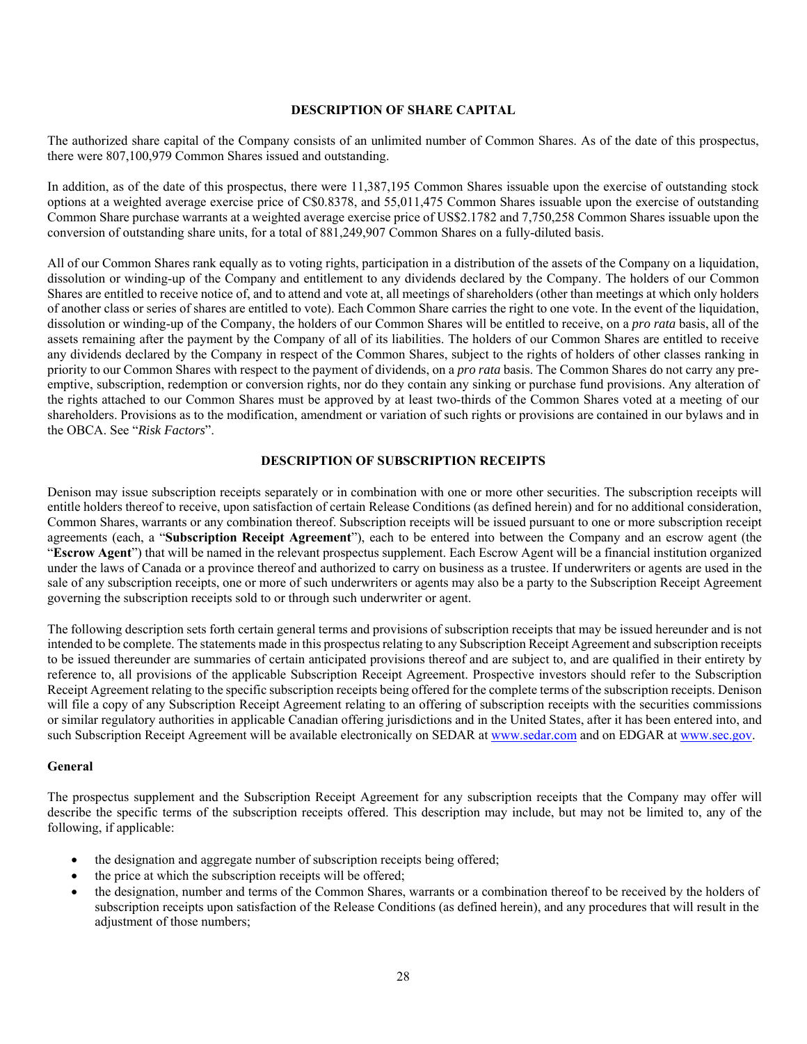## DESCRIPTION OF SHARE CAPITAL

The authorized share capital of the Company consists of an unlimited number of Common Shares. As of the date of this prospectus, there were 807,100,979 Common Shares issued and outstanding.

In addition, as of the date of this prospectus, there were 11,387,195 Common Shares issuable upon the exercise of outstanding stock options at a weighted average exercise price of C$0.8378, and 55,011,475 Common Shares issuable upon the exercise of outstanding Common Share purchase warrants at a weighted average exercise price of US$2.1782 and 7,750,258 Common Shares issuable upon the conversion of outstanding share units, for a total of 881,249,907 Common Shares on a fully-diluted basis.

All of our Common Shares rank equally as to voting rights, participation in a distribution of the assets of the Company on a liquidation, dissolution or winding-up of the Company and entitlement to any dividends declared by the Company. The holders of our Common Shares are entitled to receive notice of, and to attend and vote at, all meetings of shareholders (other than meetings at which only holders of another class or series of shares are entitled to vote). Each Common Share carries the right to one vote. In the event of the liquidation, dissolution or winding-up of the Company, the holders of our Common Shares will be entitled to receive, on a *pro rata* basis, all of the assets remaining after the payment by the Company of all of its liabilities. The holders of our Common Shares are entitled to receive any dividends declared by the Company in respect of the Common Shares, subject to the rights of holders of other classes ranking in priority to our Common Shares with respect to the payment of dividends, on a *pro rata* basis. The Common Shares do not carry any pre-emptive, subscription, redemption or conversion rights, nor do they contain any sinking or purchase fund provisions. Any alteration of the rights attached to our Common Shares must be approved by at least two-thirds of the Common Shares voted at a meeting of our shareholders. Provisions as to the modification, amendment or variation of such rights or provisions are contained in our bylaws and in the OBCA. See "*Risk Factors*".

## DESCRIPTION OF SUBSCRIPTION RECEIPTS

Denison may issue subscription receipts separately or in combination with one or more other securities. The subscription receipts will entitle holders thereof to receive, upon satisfaction of certain Release Conditions (as defined herein) and for no additional consideration, Common Shares, warrants or any combination thereof. Subscription receipts will be issued pursuant to one or more subscription receipt agreements (each, a "**Subscription Receipt Agreement**"), each to be entered into between the Company and an escrow agent (the "**Escrow Agent**") that will be named in the relevant prospectus supplement. Each Escrow Agent will be a financial institution organized under the laws of Canada or a province thereof and authorized to carry on business as a trustee. If underwriters or agents are used in the sale of any subscription receipts, one or more of such underwriters or agents may also be a party to the Subscription Receipt Agreement governing the subscription receipts sold to or through such underwriter or agent.

The following description sets forth certain general terms and provisions of subscription receipts that may be issued hereunder and is not intended to be complete. The statements made in this prospectus relating to any Subscription Receipt Agreement and subscription receipts to be issued thereunder are summaries of certain anticipated provisions thereof and are subject to, and are qualified in their entirety by reference to, all provisions of the applicable Subscription Receipt Agreement. Prospective investors should refer to the Subscription Receipt Agreement relating to the specific subscription receipts being offered for the complete terms of the subscription receipts. Denison will file a copy of any Subscription Receipt Agreement relating to an offering of subscription receipts with the securities commissions or similar regulatory authorities in applicable Canadian offering jurisdictions and in the United States, after it has been entered into, and such Subscription Receipt Agreement will be available electronically on SEDAR at www.sedar.com and on EDGAR at www.sec.gov.

### General

The prospectus supplement and the Subscription Receipt Agreement for any subscription receipts that the Company may offer will describe the specific terms of the subscription receipts offered. This description may include, but may not be limited to, any of the following, if applicable:

- the designation and aggregate number of subscription receipts being offered;
- the price at which the subscription receipts will be offered;
- the designation, number and terms of the Common Shares, warrants or a combination thereof to be received by the holders of subscription receipts upon satisfaction of the Release Conditions (as defined herein), and any procedures that will result in the adjustment of those numbers;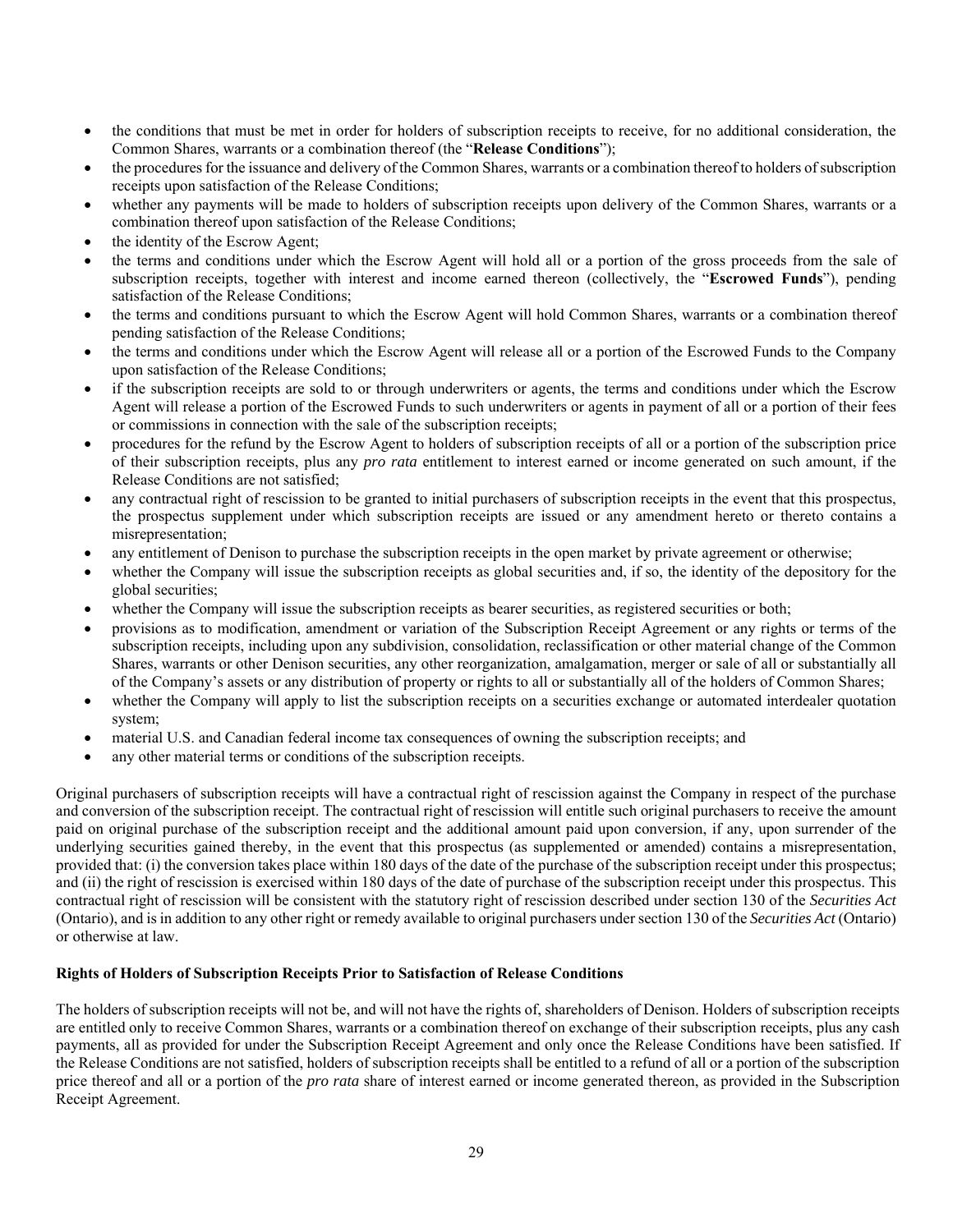- the conditions that must be met in order for holders of subscription receipts to receive, for no additional consideration, the Common Shares, warrants or a combination thereof (the "**Release Conditions**");
- the procedures for the issuance and delivery of the Common Shares, warrants or a combination thereof to holders of subscription receipts upon satisfaction of the Release Conditions;
- whether any payments will be made to holders of subscription receipts upon delivery of the Common Shares, warrants or a combination thereof upon satisfaction of the Release Conditions;
- the identity of the Escrow Agent;
- the terms and conditions under which the Escrow Agent will hold all or a portion of the gross proceeds from the sale of subscription receipts, together with interest and income earned thereon (collectively, the "**Escrowed Funds**"), pending satisfaction of the Release Conditions;
- the terms and conditions pursuant to which the Escrow Agent will hold Common Shares, warrants or a combination thereof pending satisfaction of the Release Conditions;
- the terms and conditions under which the Escrow Agent will release all or a portion of the Escrowed Funds to the Company upon satisfaction of the Release Conditions;
- if the subscription receipts are sold to or through underwriters or agents, the terms and conditions under which the Escrow Agent will release a portion of the Escrowed Funds to such underwriters or agents in payment of all or a portion of their fees or commissions in connection with the sale of the subscription receipts;
- procedures for the refund by the Escrow Agent to holders of subscription receipts of all or a portion of the subscription price of their subscription receipts, plus any *pro rata* entitlement to interest earned or income generated on such amount, if the Release Conditions are not satisfied;
- any contractual right of rescission to be granted to initial purchasers of subscription receipts in the event that this prospectus, the prospectus supplement under which subscription receipts are issued or any amendment hereto or thereto contains a misrepresentation;
- any entitlement of Denison to purchase the subscription receipts in the open market by private agreement or otherwise;
- whether the Company will issue the subscription receipts as global securities and, if so, the identity of the depository for the global securities;
- whether the Company will issue the subscription receipts as bearer securities, as registered securities or both;
- provisions as to modification, amendment or variation of the Subscription Receipt Agreement or any rights or terms of the subscription receipts, including upon any subdivision, consolidation, reclassification or other material change of the Common Shares, warrants or other Denison securities, any other reorganization, amalgamation, merger or sale of all or substantially all of the Company's assets or any distribution of property or rights to all or substantially all of the holders of Common Shares;
- whether the Company will apply to list the subscription receipts on a securities exchange or automated interdealer quotation system;
- material U.S. and Canadian federal income tax consequences of owning the subscription receipts; and
- any other material terms or conditions of the subscription receipts.

Original purchasers of subscription receipts will have a contractual right of rescission against the Company in respect of the purchase and conversion of the subscription receipt. The contractual right of rescission will entitle such original purchasers to receive the amount paid on original purchase of the subscription receipt and the additional amount paid upon conversion, if any, upon surrender of the underlying securities gained thereby, in the event that this prospectus (as supplemented or amended) contains a misrepresentation, provided that: (i) the conversion takes place within 180 days of the date of the purchase of the subscription receipt under this prospectus; and (ii) the right of rescission is exercised within 180 days of the date of purchase of the subscription receipt under this prospectus. This contractual right of rescission will be consistent with the statutory right of rescission described under section 130 of the *Securities Act* (Ontario), and is in addition to any other right or remedy available to original purchasers under section 130 of the *Securities Act* (Ontario) or otherwise at law.

**Rights of Holders of Subscription Receipts Prior to Satisfaction of Release Conditions**

The holders of subscription receipts will not be, and will not have the rights of, shareholders of Denison. Holders of subscription receipts are entitled only to receive Common Shares, warrants or a combination thereof on exchange of their subscription receipts, plus any cash payments, all as provided for under the Subscription Receipt Agreement and only once the Release Conditions have been satisfied. If the Release Conditions are not satisfied, holders of subscription receipts shall be entitled to a refund of all or a portion of the subscription price thereof and all or a portion of the *pro rata* share of interest earned or income generated thereon, as provided in the Subscription Receipt Agreement.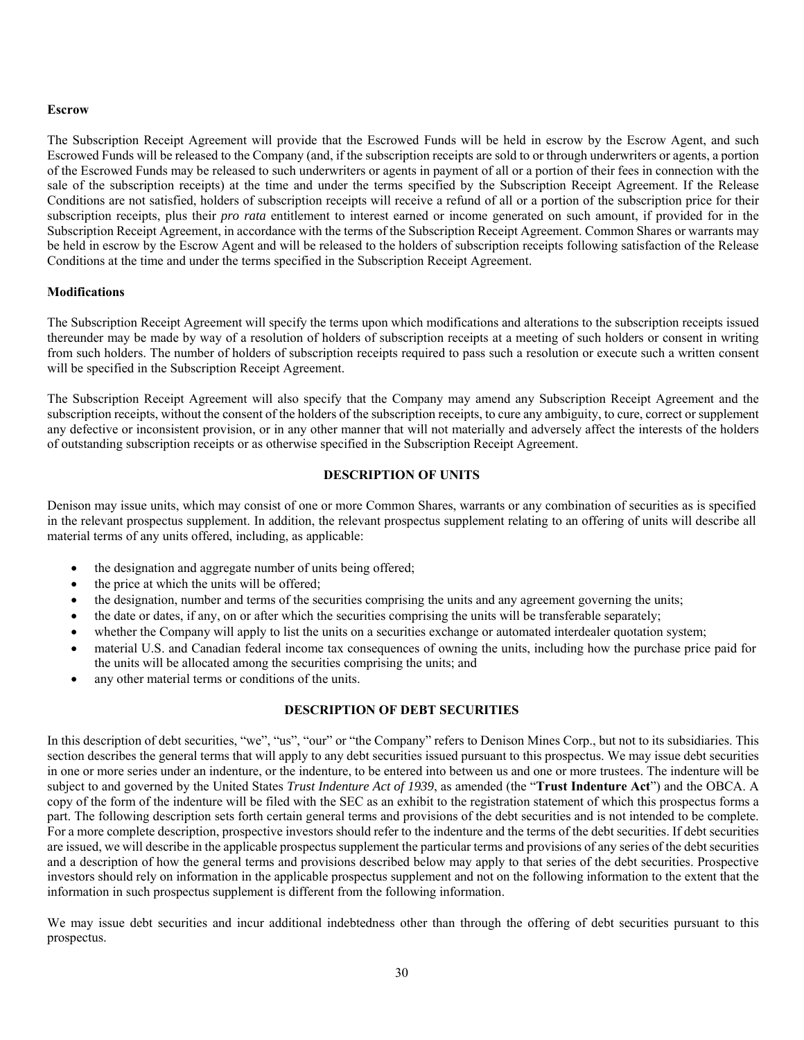**Escrow**

The Subscription Receipt Agreement will provide that the Escrowed Funds will be held in escrow by the Escrow Agent, and such Escrowed Funds will be released to the Company (and, if the subscription receipts are sold to or through underwriters or agents, a portion of the Escrowed Funds may be released to such underwriters or agents in payment of all or a portion of their fees in connection with the sale of the subscription receipts) at the time and under the terms specified by the Subscription Receipt Agreement. If the Release Conditions are not satisfied, holders of subscription receipts will receive a refund of all or a portion of the subscription price for their subscription receipts, plus their *pro rata* entitlement to interest earned or income generated on such amount, if provided for in the Subscription Receipt Agreement, in accordance with the terms of the Subscription Receipt Agreement. Common Shares or warrants may be held in escrow by the Escrow Agent and will be released to the holders of subscription receipts following satisfaction of the Release Conditions at the time and under the terms specified in the Subscription Receipt Agreement.

**Modifications**

The Subscription Receipt Agreement will specify the terms upon which modifications and alterations to the subscription receipts issued thereunder may be made by way of a resolution of holders of subscription receipts at a meeting of such holders or consent in writing from such holders. The number of holders of subscription receipts required to pass such a resolution or execute such a written consent will be specified in the Subscription Receipt Agreement.

The Subscription Receipt Agreement will also specify that the Company may amend any Subscription Receipt Agreement and the subscription receipts, without the consent of the holders of the subscription receipts, to cure any ambiguity, to cure, correct or supplement any defective or inconsistent provision, or in any other manner that will not materially and adversely affect the interests of the holders of outstanding subscription receipts or as otherwise specified in the Subscription Receipt Agreement.

## DESCRIPTION OF UNITS

Denison may issue units, which may consist of one or more Common Shares, warrants or any combination of securities as is specified in the relevant prospectus supplement. In addition, the relevant prospectus supplement relating to an offering of units will describe all material terms of any units offered, including, as applicable:

- the designation and aggregate number of units being offered;
- the price at which the units will be offered;
- the designation, number and terms of the securities comprising the units and any agreement governing the units;
- the date or dates, if any, on or after which the securities comprising the units will be transferable separately;
- whether the Company will apply to list the units on a securities exchange or automated interdealer quotation system;
- material U.S. and Canadian federal income tax consequences of owning the units, including how the purchase price paid for the units will be allocated among the securities comprising the units; and
- any other material terms or conditions of the units.

## DESCRIPTION OF DEBT SECURITIES

In this description of debt securities, "we", "us", "our" or "the Company" refers to Denison Mines Corp., but not to its subsidiaries. This section describes the general terms that will apply to any debt securities issued pursuant to this prospectus. We may issue debt securities in one or more series under an indenture, or the indenture, to be entered into between us and one or more trustees. The indenture will be subject to and governed by the United States *Trust Indenture Act of 1939*, as amended (the "**Trust Indenture Act**") and the OBCA. A copy of the form of the indenture will be filed with the SEC as an exhibit to the registration statement of which this prospectus forms a part. The following description sets forth certain general terms and provisions of the debt securities and is not intended to be complete. For a more complete description, prospective investors should refer to the indenture and the terms of the debt securities. If debt securities are issued, we will describe in the applicable prospectus supplement the particular terms and provisions of any series of the debt securities and a description of how the general terms and provisions described below may apply to that series of the debt securities. Prospective investors should rely on information in the applicable prospectus supplement and not on the following information to the extent that the information in such prospectus supplement is different from the following information.

We may issue debt securities and incur additional indebtedness other than through the offering of debt securities pursuant to this prospectus.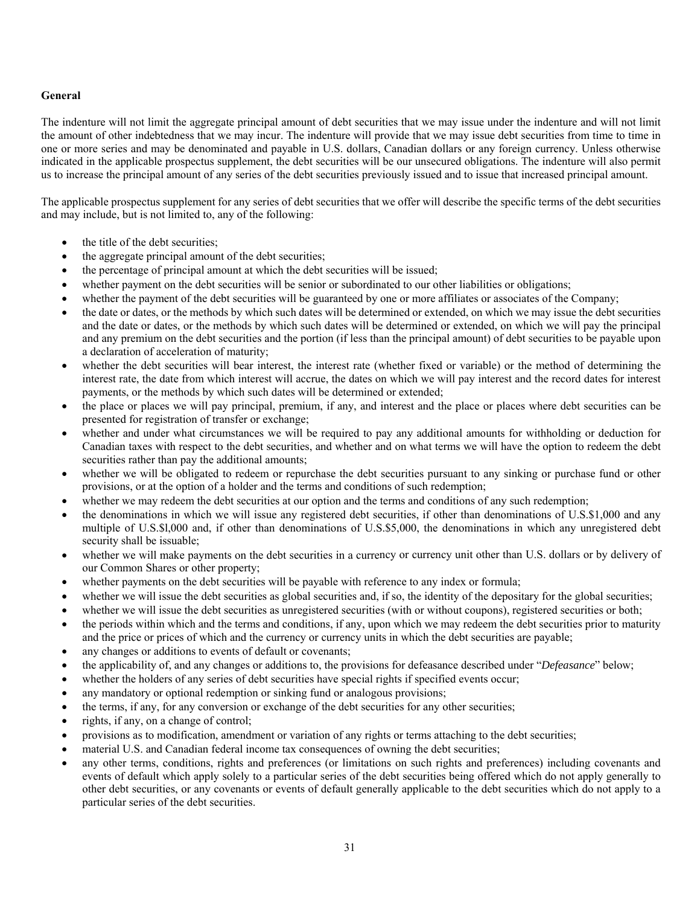**General**

The indenture will not limit the aggregate principal amount of debt securities that we may issue under the indenture and will not limit the amount of other indebtedness that we may incur. The indenture will provide that we may issue debt securities from time to time in one or more series and may be denominated and payable in U.S. dollars, Canadian dollars or any foreign currency. Unless otherwise indicated in the applicable prospectus supplement, the debt securities will be our unsecured obligations. The indenture will also permit us to increase the principal amount of any series of the debt securities previously issued and to issue that increased principal amount.

The applicable prospectus supplement for any series of debt securities that we offer will describe the specific terms of the debt securities and may include, but is not limited to, any of the following:

- the title of the debt securities;
- the aggregate principal amount of the debt securities;
- the percentage of principal amount at which the debt securities will be issued;
- whether payment on the debt securities will be senior or subordinated to our other liabilities or obligations;
- whether the payment of the debt securities will be guaranteed by one or more affiliates or associates of the Company;
- the date or dates, or the methods by which such dates will be determined or extended, on which we may issue the debt securities and the date or dates, or the methods by which such dates will be determined or extended, on which we will pay the principal and any premium on the debt securities and the portion (if less than the principal amount) of debt securities to be payable upon a declaration of acceleration of maturity;
- whether the debt securities will bear interest, the interest rate (whether fixed or variable) or the method of determining the interest rate, the date from which interest will accrue, the dates on which we will pay interest and the record dates for interest payments, or the methods by which such dates will be determined or extended;
- the place or places we will pay principal, premium, if any, and interest and the place or places where debt securities can be presented for registration of transfer or exchange;
- whether and under what circumstances we will be required to pay any additional amounts for withholding or deduction for Canadian taxes with respect to the debt securities, and whether and on what terms we will have the option to redeem the debt securities rather than pay the additional amounts;
- whether we will be obligated to redeem or repurchase the debt securities pursuant to any sinking or purchase fund or other provisions, or at the option of a holder and the terms and conditions of such redemption;
- whether we may redeem the debt securities at our option and the terms and conditions of any such redemption;
- the denominations in which we will issue any registered debt securities, if other than denominations of U.S.$1,000 and any multiple of U.S.$l,000 and, if other than denominations of U.S.$5,000, the denominations in which any unregistered debt security shall be issuable;
- whether we will make payments on the debt securities in a currency or currency unit other than U.S. dollars or by delivery of our Common Shares or other property;
- whether payments on the debt securities will be payable with reference to any index or formula;
- whether we will issue the debt securities as global securities and, if so, the identity of the depositary for the global securities;
- whether we will issue the debt securities as unregistered securities (with or without coupons), registered securities or both;
- the periods within which and the terms and conditions, if any, upon which we may redeem the debt securities prior to maturity and the price or prices of which and the currency or currency units in which the debt securities are payable;
- any changes or additions to events of default or covenants;
- the applicability of, and any changes or additions to, the provisions for defeasance described under "*Defeasance*" below;
- whether the holders of any series of debt securities have special rights if specified events occur;
- any mandatory or optional redemption or sinking fund or analogous provisions;
- the terms, if any, for any conversion or exchange of the debt securities for any other securities;
- rights, if any, on a change of control;
- provisions as to modification, amendment or variation of any rights or terms attaching to the debt securities;
- material U.S. and Canadian federal income tax consequences of owning the debt securities;
- any other terms, conditions, rights and preferences (or limitations on such rights and preferences) including covenants and events of default which apply solely to a particular series of the debt securities being offered which do not apply generally to other debt securities, or any covenants or events of default generally applicable to the debt securities which do not apply to a particular series of the debt securities.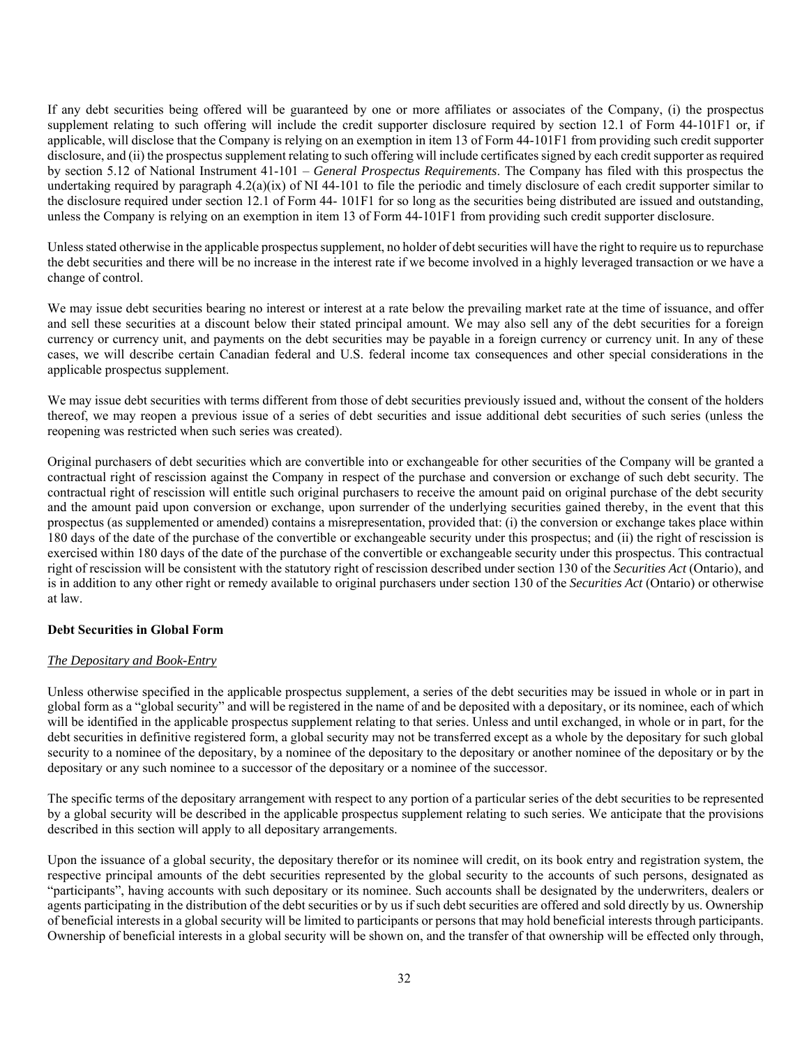If any debt securities being offered will be guaranteed by one or more affiliates or associates of the Company, (i) the prospectus supplement relating to such offering will include the credit supporter disclosure required by section 12.1 of Form 44-101F1 or, if applicable, will disclose that the Company is relying on an exemption in item 13 of Form 44-101F1 from providing such credit supporter disclosure, and (ii) the prospectus supplement relating to such offering will include certificates signed by each credit supporter as required by section 5.12 of National Instrument 41-101 – *General Prospectus Requirements*. The Company has filed with this prospectus the undertaking required by paragraph 4.2(a)(ix) of NI 44-101 to file the periodic and timely disclosure of each credit supporter similar to the disclosure required under section 12.1 of Form 44- 101F1 for so long as the securities being distributed are issued and outstanding, unless the Company is relying on an exemption in item 13 of Form 44-101F1 from providing such credit supporter disclosure.

Unless stated otherwise in the applicable prospectus supplement, no holder of debt securities will have the right to require us to repurchase the debt securities and there will be no increase in the interest rate if we become involved in a highly leveraged transaction or we have a change of control.

We may issue debt securities bearing no interest or interest at a rate below the prevailing market rate at the time of issuance, and offer and sell these securities at a discount below their stated principal amount. We may also sell any of the debt securities for a foreign currency or currency unit, and payments on the debt securities may be payable in a foreign currency or currency unit. In any of these cases, we will describe certain Canadian federal and U.S. federal income tax consequences and other special considerations in the applicable prospectus supplement.

We may issue debt securities with terms different from those of debt securities previously issued and, without the consent of the holders thereof, we may reopen a previous issue of a series of debt securities and issue additional debt securities of such series (unless the reopening was restricted when such series was created).

Original purchasers of debt securities which are convertible into or exchangeable for other securities of the Company will be granted a contractual right of rescission against the Company in respect of the purchase and conversion or exchange of such debt security. The contractual right of rescission will entitle such original purchasers to receive the amount paid on original purchase of the debt security and the amount paid upon conversion or exchange, upon surrender of the underlying securities gained thereby, in the event that this prospectus (as supplemented or amended) contains a misrepresentation, provided that: (i) the conversion or exchange takes place within 180 days of the date of the purchase of the convertible or exchangeable security under this prospectus; and (ii) the right of rescission is exercised within 180 days of the date of the purchase of the convertible or exchangeable security under this prospectus. This contractual right of rescission will be consistent with the statutory right of rescission described under section 130 of the *Securities Act* (Ontario), and is in addition to any other right or remedy available to original purchasers under section 130 of the *Securities Act* (Ontario) or otherwise at law.

**Debt Securities in Global Form**

*The Depositary and Book-Entry*

Unless otherwise specified in the applicable prospectus supplement, a series of the debt securities may be issued in whole or in part in global form as a "global security" and will be registered in the name of and be deposited with a depositary, or its nominee, each of which will be identified in the applicable prospectus supplement relating to that series. Unless and until exchanged, in whole or in part, for the debt securities in definitive registered form, a global security may not be transferred except as a whole by the depositary for such global security to a nominee of the depositary, by a nominee of the depositary to the depositary or another nominee of the depositary or by the depositary or any such nominee to a successor of the depositary or a nominee of the successor.

The specific terms of the depositary arrangement with respect to any portion of a particular series of the debt securities to be represented by a global security will be described in the applicable prospectus supplement relating to such series. We anticipate that the provisions described in this section will apply to all depositary arrangements.

Upon the issuance of a global security, the depositary therefor or its nominee will credit, on its book entry and registration system, the respective principal amounts of the debt securities represented by the global security to the accounts of such persons, designated as "participants", having accounts with such depositary or its nominee. Such accounts shall be designated by the underwriters, dealers or agents participating in the distribution of the debt securities or by us if such debt securities are offered and sold directly by us. Ownership of beneficial interests in a global security will be limited to participants or persons that may hold beneficial interests through participants. Ownership of beneficial interests in a global security will be shown on, and the transfer of that ownership will be effected only through,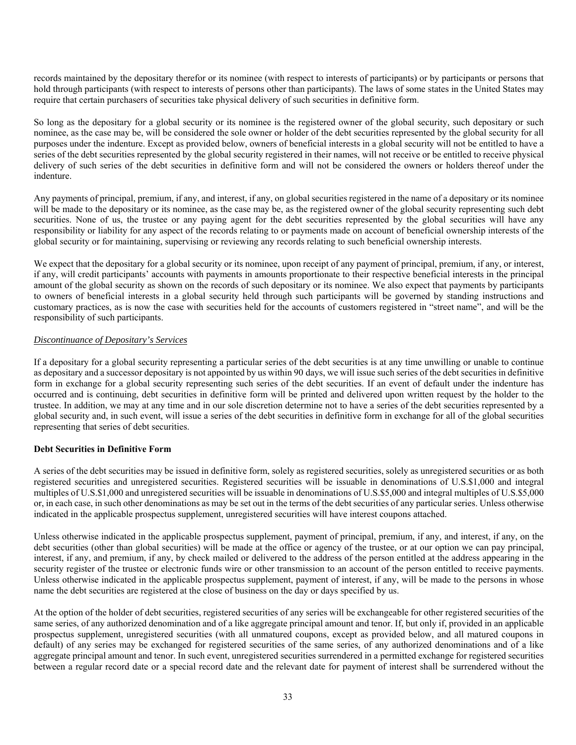records maintained by the depositary therefor or its nominee (with respect to interests of participants) or by participants or persons that hold through participants (with respect to interests of persons other than participants). The laws of some states in the United States may require that certain purchasers of securities take physical delivery of such securities in definitive form.

So long as the depositary for a global security or its nominee is the registered owner of the global security, such depositary or such nominee, as the case may be, will be considered the sole owner or holder of the debt securities represented by the global security for all purposes under the indenture. Except as provided below, owners of beneficial interests in a global security will not be entitled to have a series of the debt securities represented by the global security registered in their names, will not receive or be entitled to receive physical delivery of such series of the debt securities in definitive form and will not be considered the owners or holders thereof under the indenture.

Any payments of principal, premium, if any, and interest, if any, on global securities registered in the name of a depositary or its nominee will be made to the depositary or its nominee, as the case may be, as the registered owner of the global security representing such debt securities. None of us, the trustee or any paying agent for the debt securities represented by the global securities will have any responsibility or liability for any aspect of the records relating to or payments made on account of beneficial ownership interests of the global security or for maintaining, supervising or reviewing any records relating to such beneficial ownership interests.

We expect that the depositary for a global security or its nominee, upon receipt of any payment of principal, premium, if any, or interest, if any, will credit participants' accounts with payments in amounts proportionate to their respective beneficial interests in the principal amount of the global security as shown on the records of such depositary or its nominee. We also expect that payments by participants to owners of beneficial interests in a global security held through such participants will be governed by standing instructions and customary practices, as is now the case with securities held for the accounts of customers registered in "street name", and will be the responsibility of such participants.

*Discontinuance of Depositary's Services*

If a depositary for a global security representing a particular series of the debt securities is at any time unwilling or unable to continue as depositary and a successor depositary is not appointed by us within 90 days, we will issue such series of the debt securities in definitive form in exchange for a global security representing such series of the debt securities. If an event of default under the indenture has occurred and is continuing, debt securities in definitive form will be printed and delivered upon written request by the holder to the trustee. In addition, we may at any time and in our sole discretion determine not to have a series of the debt securities represented by a global security and, in such event, will issue a series of the debt securities in definitive form in exchange for all of the global securities representing that series of debt securities.

**Debt Securities in Definitive Form**

A series of the debt securities may be issued in definitive form, solely as registered securities, solely as unregistered securities or as both registered securities and unregistered securities. Registered securities will be issuable in denominations of U.S.$1,000 and integral multiples of U.S.$1,000 and unregistered securities will be issuable in denominations of U.S.$5,000 and integral multiples of U.S.$5,000 or, in each case, in such other denominations as may be set out in the terms of the debt securities of any particular series. Unless otherwise indicated in the applicable prospectus supplement, unregistered securities will have interest coupons attached.

Unless otherwise indicated in the applicable prospectus supplement, payment of principal, premium, if any, and interest, if any, on the debt securities (other than global securities) will be made at the office or agency of the trustee, or at our option we can pay principal, interest, if any, and premium, if any, by check mailed or delivered to the address of the person entitled at the address appearing in the security register of the trustee or electronic funds wire or other transmission to an account of the person entitled to receive payments. Unless otherwise indicated in the applicable prospectus supplement, payment of interest, if any, will be made to the persons in whose name the debt securities are registered at the close of business on the day or days specified by us.

At the option of the holder of debt securities, registered securities of any series will be exchangeable for other registered securities of the same series, of any authorized denomination and of a like aggregate principal amount and tenor. If, but only if, provided in an applicable prospectus supplement, unregistered securities (with all unmatured coupons, except as provided below, and all matured coupons in default) of any series may be exchanged for registered securities of the same series, of any authorized denominations and of a like aggregate principal amount and tenor. In such event, unregistered securities surrendered in a permitted exchange for registered securities between a regular record date or a special record date and the relevant date for payment of interest shall be surrendered without the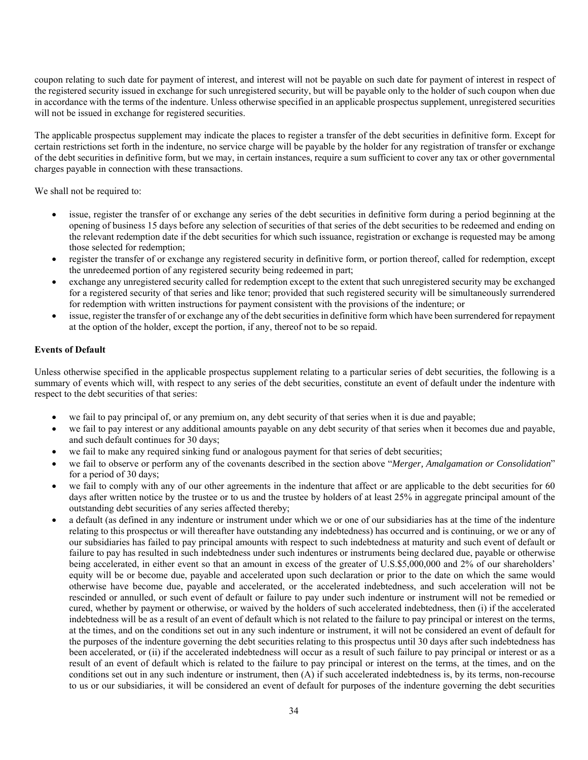coupon relating to such date for payment of interest, and interest will not be payable on such date for payment of interest in respect of the registered security issued in exchange for such unregistered security, but will be payable only to the holder of such coupon when due in accordance with the terms of the indenture. Unless otherwise specified in an applicable prospectus supplement, unregistered securities will not be issued in exchange for registered securities.

The applicable prospectus supplement may indicate the places to register a transfer of the debt securities in definitive form. Except for certain restrictions set forth in the indenture, no service charge will be payable by the holder for any registration of transfer or exchange of the debt securities in definitive form, but we may, in certain instances, require a sum sufficient to cover any tax or other governmental charges payable in connection with these transactions.

We shall not be required to:

- issue, register the transfer of or exchange any series of the debt securities in definitive form during a period beginning at the opening of business 15 days before any selection of securities of that series of the debt securities to be redeemed and ending on the relevant redemption date if the debt securities for which such issuance, registration or exchange is requested may be among those selected for redemption;
- register the transfer of or exchange any registered security in definitive form, or portion thereof, called for redemption, except the unredeemed portion of any registered security being redeemed in part;
- exchange any unregistered security called for redemption except to the extent that such unregistered security may be exchanged for a registered security of that series and like tenor; provided that such registered security will be simultaneously surrendered for redemption with written instructions for payment consistent with the provisions of the indenture; or
- issue, register the transfer of or exchange any of the debt securities in definitive form which have been surrendered for repayment at the option of the holder, except the portion, if any, thereof not to be so repaid.

### Events of Default

Unless otherwise specified in the applicable prospectus supplement relating to a particular series of debt securities, the following is a summary of events which will, with respect to any series of the debt securities, constitute an event of default under the indenture with respect to the debt securities of that series:

- we fail to pay principal of, or any premium on, any debt security of that series when it is due and payable;
- we fail to pay interest or any additional amounts payable on any debt security of that series when it becomes due and payable, and such default continues for 30 days;
- we fail to make any required sinking fund or analogous payment for that series of debt securities;
- we fail to observe or perform any of the covenants described in the section above "*Merger, Amalgamation or Consolidation*" for a period of 30 days;
- we fail to comply with any of our other agreements in the indenture that affect or are applicable to the debt securities for 60 days after written notice by the trustee or to us and the trustee by holders of at least 25% in aggregate principal amount of the outstanding debt securities of any series affected thereby;
- a default (as defined in any indenture or instrument under which we or one of our subsidiaries has at the time of the indenture relating to this prospectus or will thereafter have outstanding any indebtedness) has occurred and is continuing, or we or any of our subsidiaries has failed to pay principal amounts with respect to such indebtedness at maturity and such event of default or failure to pay has resulted in such indebtedness under such indentures or instruments being declared due, payable or otherwise being accelerated, in either event so that an amount in excess of the greater of U.S.$5,000,000 and 2% of our shareholders' equity will be or become due, payable and accelerated upon such declaration or prior to the date on which the same would otherwise have become due, payable and accelerated, or the accelerated indebtedness, and such acceleration will not be rescinded or annulled, or such event of default or failure to pay under such indenture or instrument will not be remedied or cured, whether by payment or otherwise, or waived by the holders of such accelerated indebtedness, then (i) if the accelerated indebtedness will be as a result of an event of default which is not related to the failure to pay principal or interest on the terms, at the times, and on the conditions set out in any such indenture or instrument, it will not be considered an event of default for the purposes of the indenture governing the debt securities relating to this prospectus until 30 days after such indebtedness has been accelerated, or (ii) if the accelerated indebtedness will occur as a result of such failure to pay principal or interest or as a result of an event of default which is related to the failure to pay principal or interest on the terms, at the times, and on the conditions set out in any such indenture or instrument, then (A) if such accelerated indebtedness is, by its terms, non-recourse to us or our subsidiaries, it will be considered an event of default for purposes of the indenture governing the debt securities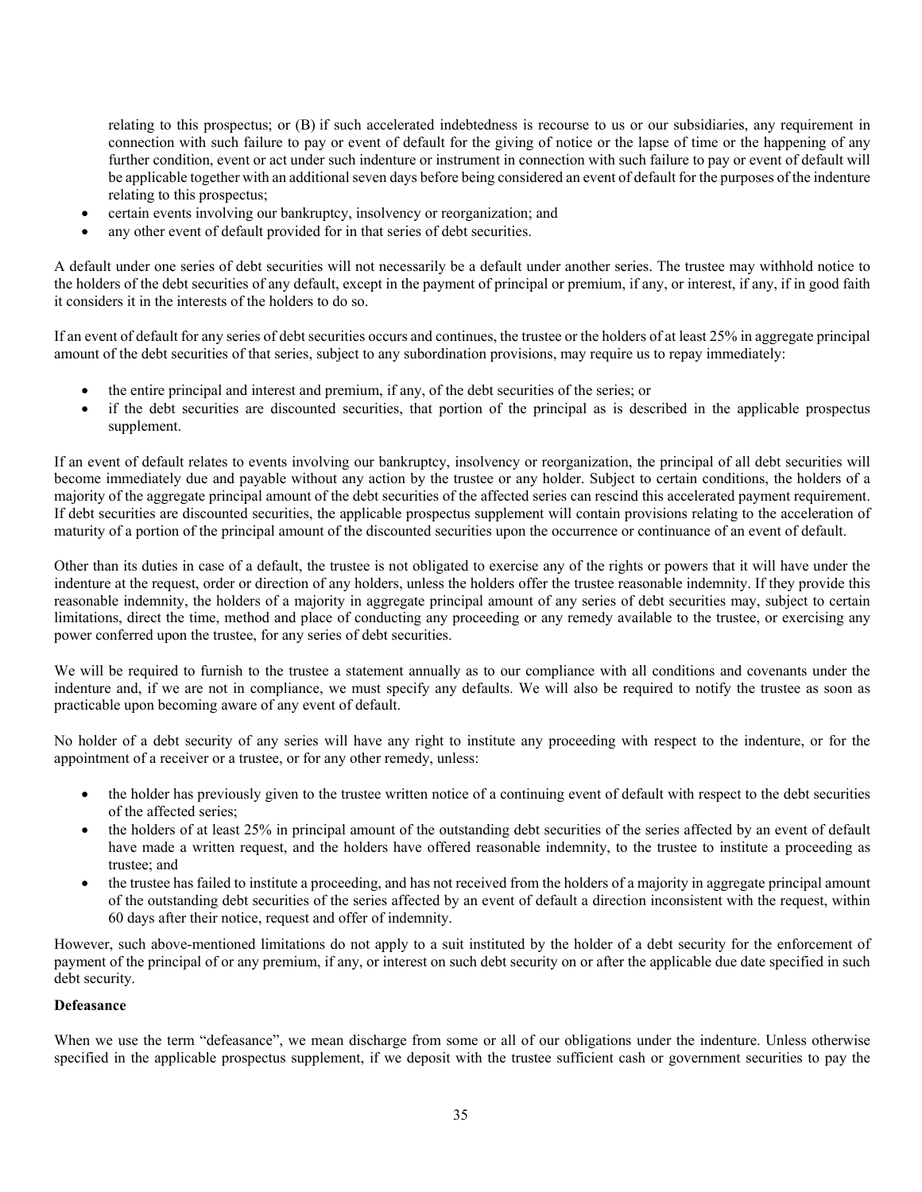relating to this prospectus; or (B) if such accelerated indebtedness is recourse to us or our subsidiaries, any requirement in connection with such failure to pay or event of default for the giving of notice or the lapse of time or the happening of any further condition, event or act under such indenture or instrument in connection with such failure to pay or event of default will be applicable together with an additional seven days before being considered an event of default for the purposes of the indenture relating to this prospectus;

- certain events involving our bankruptcy, insolvency or reorganization; and
- any other event of default provided for in that series of debt securities.

A default under one series of debt securities will not necessarily be a default under another series. The trustee may withhold notice to the holders of the debt securities of any default, except in the payment of principal or premium, if any, or interest, if any, if in good faith it considers it in the interests of the holders to do so.

If an event of default for any series of debt securities occurs and continues, the trustee or the holders of at least 25% in aggregate principal amount of the debt securities of that series, subject to any subordination provisions, may require us to repay immediately:

- the entire principal and interest and premium, if any, of the debt securities of the series; or
- if the debt securities are discounted securities, that portion of the principal as is described in the applicable prospectus supplement.

If an event of default relates to events involving our bankruptcy, insolvency or reorganization, the principal of all debt securities will become immediately due and payable without any action by the trustee or any holder. Subject to certain conditions, the holders of a majority of the aggregate principal amount of the debt securities of the affected series can rescind this accelerated payment requirement. If debt securities are discounted securities, the applicable prospectus supplement will contain provisions relating to the acceleration of maturity of a portion of the principal amount of the discounted securities upon the occurrence or continuance of an event of default.

Other than its duties in case of a default, the trustee is not obligated to exercise any of the rights or powers that it will have under the indenture at the request, order or direction of any holders, unless the holders offer the trustee reasonable indemnity. If they provide this reasonable indemnity, the holders of a majority in aggregate principal amount of any series of debt securities may, subject to certain limitations, direct the time, method and place of conducting any proceeding or any remedy available to the trustee, or exercising any power conferred upon the trustee, for any series of debt securities.

We will be required to furnish to the trustee a statement annually as to our compliance with all conditions and covenants under the indenture and, if we are not in compliance, we must specify any defaults. We will also be required to notify the trustee as soon as practicable upon becoming aware of any event of default.

No holder of a debt security of any series will have any right to institute any proceeding with respect to the indenture, or for the appointment of a receiver or a trustee, or for any other remedy, unless:

- the holder has previously given to the trustee written notice of a continuing event of default with respect to the debt securities of the affected series;
- the holders of at least 25% in principal amount of the outstanding debt securities of the series affected by an event of default have made a written request, and the holders have offered reasonable indemnity, to the trustee to institute a proceeding as trustee; and
- the trustee has failed to institute a proceeding, and has not received from the holders of a majority in aggregate principal amount of the outstanding debt securities of the series affected by an event of default a direction inconsistent with the request, within 60 days after their notice, request and offer of indemnity.

However, such above-mentioned limitations do not apply to a suit instituted by the holder of a debt security for the enforcement of payment of the principal of or any premium, if any, or interest on such debt security on or after the applicable due date specified in such debt security.

**Defeasance**

When we use the term "defeasance", we mean discharge from some or all of our obligations under the indenture. Unless otherwise specified in the applicable prospectus supplement, if we deposit with the trustee sufficient cash or government securities to pay the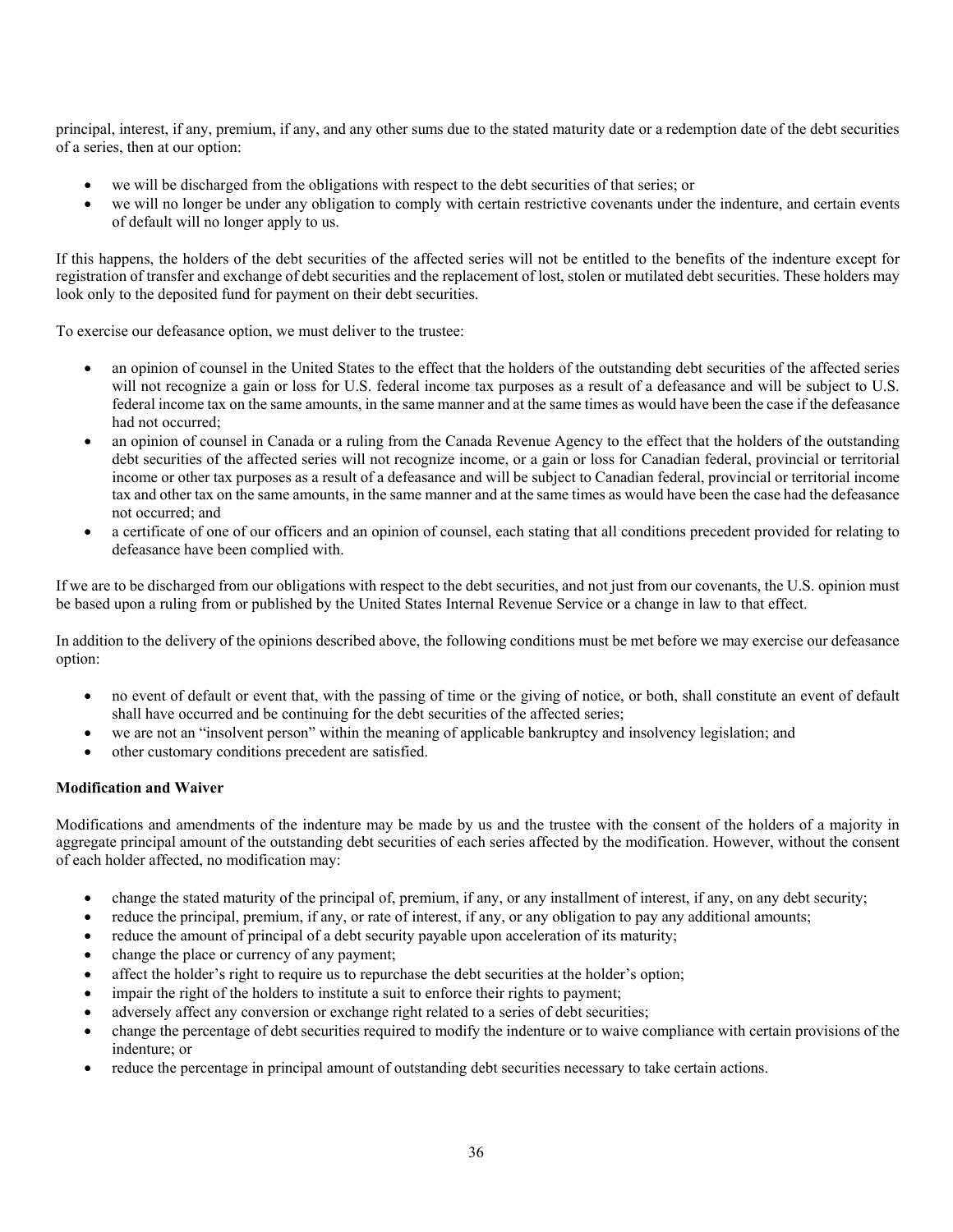principal, interest, if any, premium, if any, and any other sums due to the stated maturity date or a redemption date of the debt securities of a series, then at our option:

- we will be discharged from the obligations with respect to the debt securities of that series; or
- we will no longer be under any obligation to comply with certain restrictive covenants under the indenture, and certain events of default will no longer apply to us.

If this happens, the holders of the debt securities of the affected series will not be entitled to the benefits of the indenture except for registration of transfer and exchange of debt securities and the replacement of lost, stolen or mutilated debt securities. These holders may look only to the deposited fund for payment on their debt securities.

To exercise our defeasance option, we must deliver to the trustee:

- an opinion of counsel in the United States to the effect that the holders of the outstanding debt securities of the affected series will not recognize a gain or loss for U.S. federal income tax purposes as a result of a defeasance and will be subject to U.S. federal income tax on the same amounts, in the same manner and at the same times as would have been the case if the defeasance had not occurred;
- an opinion of counsel in Canada or a ruling from the Canada Revenue Agency to the effect that the holders of the outstanding debt securities of the affected series will not recognize income, or a gain or loss for Canadian federal, provincial or territorial income or other tax purposes as a result of a defeasance and will be subject to Canadian federal, provincial or territorial income tax and other tax on the same amounts, in the same manner and at the same times as would have been the case had the defeasance not occurred; and
- a certificate of one of our officers and an opinion of counsel, each stating that all conditions precedent provided for relating to defeasance have been complied with.

If we are to be discharged from our obligations with respect to the debt securities, and not just from our covenants, the U.S. opinion must be based upon a ruling from or published by the United States Internal Revenue Service or a change in law to that effect.

In addition to the delivery of the opinions described above, the following conditions must be met before we may exercise our defeasance option:

- no event of default or event that, with the passing of time or the giving of notice, or both, shall constitute an event of default shall have occurred and be continuing for the debt securities of the affected series;
- we are not an "insolvent person" within the meaning of applicable bankruptcy and insolvency legislation; and
- other customary conditions precedent are satisfied.

**Modification and Waiver**

Modifications and amendments of the indenture may be made by us and the trustee with the consent of the holders of a majority in aggregate principal amount of the outstanding debt securities of each series affected by the modification. However, without the consent of each holder affected, no modification may:

- change the stated maturity of the principal of, premium, if any, or any installment of interest, if any, on any debt security;
- reduce the principal, premium, if any, or rate of interest, if any, or any obligation to pay any additional amounts;
- reduce the amount of principal of a debt security payable upon acceleration of its maturity;
- change the place or currency of any payment;
- affect the holder's right to require us to repurchase the debt securities at the holder's option;
- impair the right of the holders to institute a suit to enforce their rights to payment;
- adversely affect any conversion or exchange right related to a series of debt securities;
- change the percentage of debt securities required to modify the indenture or to waive compliance with certain provisions of the indenture; or
- reduce the percentage in principal amount of outstanding debt securities necessary to take certain actions.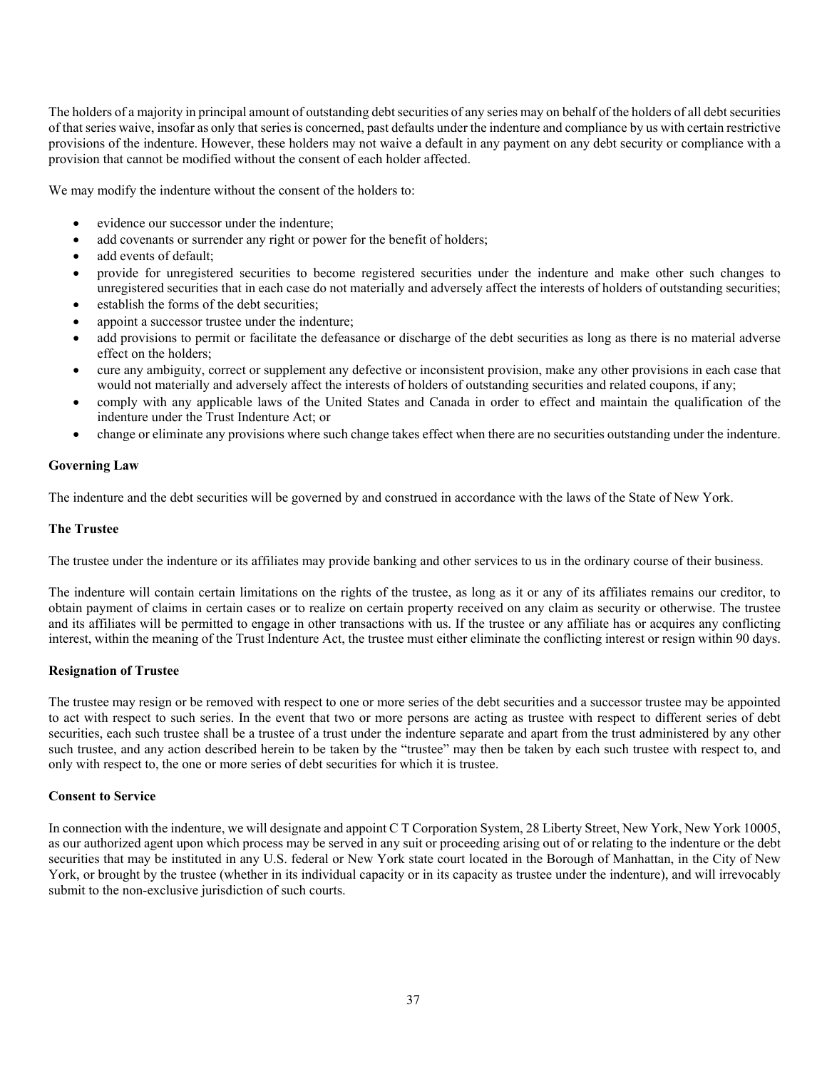The holders of a majority in principal amount of outstanding debt securities of any series may on behalf of the holders of all debt securities of that series waive, insofar as only that series is concerned, past defaults under the indenture and compliance by us with certain restrictive provisions of the indenture. However, these holders may not waive a default in any payment on any debt security or compliance with a provision that cannot be modified without the consent of each holder affected.

We may modify the indenture without the consent of the holders to:

- evidence our successor under the indenture;
- add covenants or surrender any right or power for the benefit of holders;
- add events of default;
- provide for unregistered securities to become registered securities under the indenture and make other such changes to unregistered securities that in each case do not materially and adversely affect the interests of holders of outstanding securities;
- establish the forms of the debt securities;
- appoint a successor trustee under the indenture;
- add provisions to permit or facilitate the defeasance or discharge of the debt securities as long as there is no material adverse effect on the holders;
- cure any ambiguity, correct or supplement any defective or inconsistent provision, make any other provisions in each case that would not materially and adversely affect the interests of holders of outstanding securities and related coupons, if any;
- comply with any applicable laws of the United States and Canada in order to effect and maintain the qualification of the indenture under the Trust Indenture Act; or
- change or eliminate any provisions where such change takes effect when there are no securities outstanding under the indenture.

**Governing Law**

The indenture and the debt securities will be governed by and construed in accordance with the laws of the State of New York.

**The Trustee**

The trustee under the indenture or its affiliates may provide banking and other services to us in the ordinary course of their business.

The indenture will contain certain limitations on the rights of the trustee, as long as it or any of its affiliates remains our creditor, to obtain payment of claims in certain cases or to realize on certain property received on any claim as security or otherwise. The trustee and its affiliates will be permitted to engage in other transactions with us. If the trustee or any affiliate has or acquires any conflicting interest, within the meaning of the Trust Indenture Act, the trustee must either eliminate the conflicting interest or resign within 90 days.

**Resignation of Trustee**

The trustee may resign or be removed with respect to one or more series of the debt securities and a successor trustee may be appointed to act with respect to such series. In the event that two or more persons are acting as trustee with respect to different series of debt securities, each such trustee shall be a trustee of a trust under the indenture separate and apart from the trust administered by any other such trustee, and any action described herein to be taken by the "trustee" may then be taken by each such trustee with respect to, and only with respect to, the one or more series of debt securities for which it is trustee.

**Consent to Service**

In connection with the indenture, we will designate and appoint C T Corporation System, 28 Liberty Street, New York, New York 10005, as our authorized agent upon which process may be served in any suit or proceeding arising out of or relating to the indenture or the debt securities that may be instituted in any U.S. federal or New York state court located in the Borough of Manhattan, in the City of New York, or brought by the trustee (whether in its individual capacity or in its capacity as trustee under the indenture), and will irrevocably submit to the non-exclusive jurisdiction of such courts.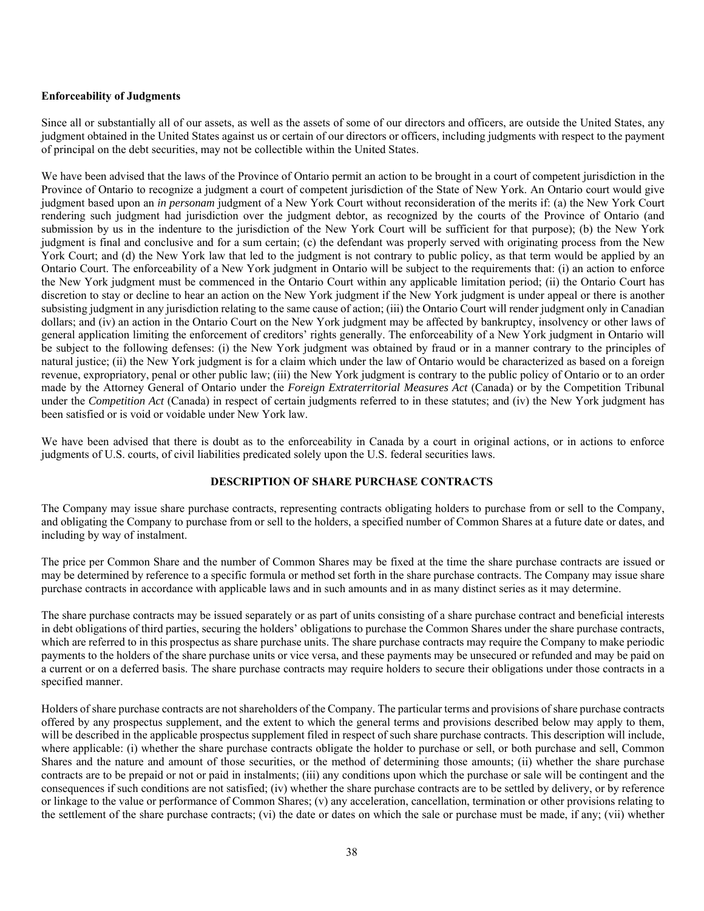**Enforceability of Judgments**

Since all or substantially all of our assets, as well as the assets of some of our directors and officers, are outside the United States, any judgment obtained in the United States against us or certain of our directors or officers, including judgments with respect to the payment of principal on the debt securities, may not be collectible within the United States.

We have been advised that the laws of the Province of Ontario permit an action to be brought in a court of competent jurisdiction in the Province of Ontario to recognize a judgment a court of competent jurisdiction of the State of New York. An Ontario court would give judgment based upon an *in personam* judgment of a New York Court without reconsideration of the merits if: (a) the New York Court rendering such judgment had jurisdiction over the judgment debtor, as recognized by the courts of the Province of Ontario (and submission by us in the indenture to the jurisdiction of the New York Court will be sufficient for that purpose); (b) the New York judgment is final and conclusive and for a sum certain; (c) the defendant was properly served with originating process from the New York Court; and (d) the New York law that led to the judgment is not contrary to public policy, as that term would be applied by an Ontario Court. The enforceability of a New York judgment in Ontario will be subject to the requirements that: (i) an action to enforce the New York judgment must be commenced in the Ontario Court within any applicable limitation period; (ii) the Ontario Court has discretion to stay or decline to hear an action on the New York judgment if the New York judgment is under appeal or there is another subsisting judgment in any jurisdiction relating to the same cause of action; (iii) the Ontario Court will render judgment only in Canadian dollars; and (iv) an action in the Ontario Court on the New York judgment may be affected by bankruptcy, insolvency or other laws of general application limiting the enforcement of creditors' rights generally. The enforceability of a New York judgment in Ontario will be subject to the following defenses: (i) the New York judgment was obtained by fraud or in a manner contrary to the principles of natural justice; (ii) the New York judgment is for a claim which under the law of Ontario would be characterized as based on a foreign revenue, expropriatory, penal or other public law; (iii) the New York judgment is contrary to the public policy of Ontario or to an order made by the Attorney General of Ontario under the *Foreign Extraterritorial Measures Act* (Canada) or by the Competition Tribunal under the *Competition Act* (Canada) in respect of certain judgments referred to in these statutes; and (iv) the New York judgment has been satisfied or is void or voidable under New York law.

We have been advised that there is doubt as to the enforceability in Canada by a court in original actions, or in actions to enforce judgments of U.S. courts, of civil liabilities predicated solely upon the U.S. federal securities laws.

## DESCRIPTION OF SHARE PURCHASE CONTRACTS

The Company may issue share purchase contracts, representing contracts obligating holders to purchase from or sell to the Company, and obligating the Company to purchase from or sell to the holders, a specified number of Common Shares at a future date or dates, and including by way of instalment.

The price per Common Share and the number of Common Shares may be fixed at the time the share purchase contracts are issued or may be determined by reference to a specific formula or method set forth in the share purchase contracts. The Company may issue share purchase contracts in accordance with applicable laws and in such amounts and in as many distinct series as it may determine.

The share purchase contracts may be issued separately or as part of units consisting of a share purchase contract and beneficial interests in debt obligations of third parties, securing the holders' obligations to purchase the Common Shares under the share purchase contracts, which are referred to in this prospectus as share purchase units. The share purchase contracts may require the Company to make periodic payments to the holders of the share purchase units or vice versa, and these payments may be unsecured or refunded and may be paid on a current or on a deferred basis. The share purchase contracts may require holders to secure their obligations under those contracts in a specified manner.

Holders of share purchase contracts are not shareholders of the Company. The particular terms and provisions of share purchase contracts offered by any prospectus supplement, and the extent to which the general terms and provisions described below may apply to them, will be described in the applicable prospectus supplement filed in respect of such share purchase contracts. This description will include, where applicable: (i) whether the share purchase contracts obligate the holder to purchase or sell, or both purchase and sell, Common Shares and the nature and amount of those securities, or the method of determining those amounts; (ii) whether the share purchase contracts are to be prepaid or not or paid in instalments; (iii) any conditions upon which the purchase or sale will be contingent and the consequences if such conditions are not satisfied; (iv) whether the share purchase contracts are to be settled by delivery, or by reference or linkage to the value or performance of Common Shares; (v) any acceleration, cancellation, termination or other provisions relating to the settlement of the share purchase contracts; (vi) the date or dates on which the sale or purchase must be made, if any; (vii) whether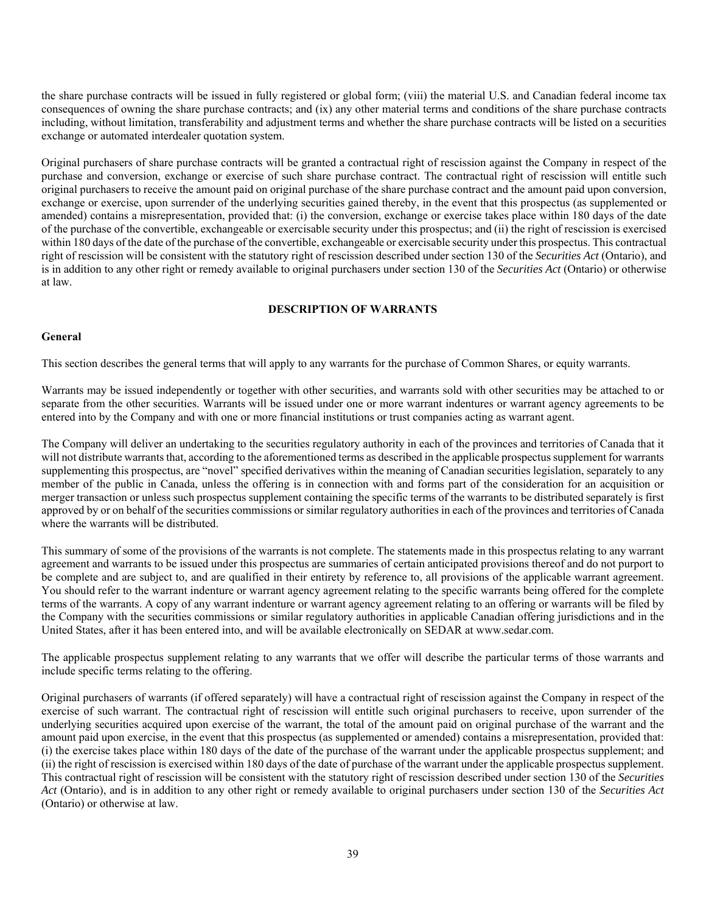the share purchase contracts will be issued in fully registered or global form; (viii) the material U.S. and Canadian federal income tax consequences of owning the share purchase contracts; and (ix) any other material terms and conditions of the share purchase contracts including, without limitation, transferability and adjustment terms and whether the share purchase contracts will be listed on a securities exchange or automated interdealer quotation system.

Original purchasers of share purchase contracts will be granted a contractual right of rescission against the Company in respect of the purchase and conversion, exchange or exercise of such share purchase contract. The contractual right of rescission will entitle such original purchasers to receive the amount paid on original purchase of the share purchase contract and the amount paid upon conversion, exchange or exercise, upon surrender of the underlying securities gained thereby, in the event that this prospectus (as supplemented or amended) contains a misrepresentation, provided that: (i) the conversion, exchange or exercise takes place within 180 days of the date of the purchase of the convertible, exchangeable or exercisable security under this prospectus; and (ii) the right of rescission is exercised within 180 days of the date of the purchase of the convertible, exchangeable or exercisable security under this prospectus. This contractual right of rescission will be consistent with the statutory right of rescission described under section 130 of the *Securities Act* (Ontario), and is in addition to any other right or remedy available to original purchasers under section 130 of the *Securities Act* (Ontario) or otherwise at law.

## DESCRIPTION OF WARRANTS

### General

This section describes the general terms that will apply to any warrants for the purchase of Common Shares, or equity warrants.

Warrants may be issued independently or together with other securities, and warrants sold with other securities may be attached to or separate from the other securities. Warrants will be issued under one or more warrant indentures or warrant agency agreements to be entered into by the Company and with one or more financial institutions or trust companies acting as warrant agent.

The Company will deliver an undertaking to the securities regulatory authority in each of the provinces and territories of Canada that it will not distribute warrants that, according to the aforementioned terms as described in the applicable prospectus supplement for warrants supplementing this prospectus, are "novel" specified derivatives within the meaning of Canadian securities legislation, separately to any member of the public in Canada, unless the offering is in connection with and forms part of the consideration for an acquisition or merger transaction or unless such prospectus supplement containing the specific terms of the warrants to be distributed separately is first approved by or on behalf of the securities commissions or similar regulatory authorities in each of the provinces and territories of Canada where the warrants will be distributed.

This summary of some of the provisions of the warrants is not complete. The statements made in this prospectus relating to any warrant agreement and warrants to be issued under this prospectus are summaries of certain anticipated provisions thereof and do not purport to be complete and are subject to, and are qualified in their entirety by reference to, all provisions of the applicable warrant agreement. You should refer to the warrant indenture or warrant agency agreement relating to the specific warrants being offered for the complete terms of the warrants. A copy of any warrant indenture or warrant agency agreement relating to an offering or warrants will be filed by the Company with the securities commissions or similar regulatory authorities in applicable Canadian offering jurisdictions and in the United States, after it has been entered into, and will be available electronically on SEDAR at www.sedar.com.

The applicable prospectus supplement relating to any warrants that we offer will describe the particular terms of those warrants and include specific terms relating to the offering.

Original purchasers of warrants (if offered separately) will have a contractual right of rescission against the Company in respect of the exercise of such warrant. The contractual right of rescission will entitle such original purchasers to receive, upon surrender of the underlying securities acquired upon exercise of the warrant, the total of the amount paid on original purchase of the warrant and the amount paid upon exercise, in the event that this prospectus (as supplemented or amended) contains a misrepresentation, provided that: (i) the exercise takes place within 180 days of the date of the purchase of the warrant under the applicable prospectus supplement; and (ii) the right of rescission is exercised within 180 days of the date of purchase of the warrant under the applicable prospectus supplement. This contractual right of rescission will be consistent with the statutory right of rescission described under section 130 of the *Securities Act* (Ontario), and is in addition to any other right or remedy available to original purchasers under section 130 of the *Securities Act* (Ontario) or otherwise at law.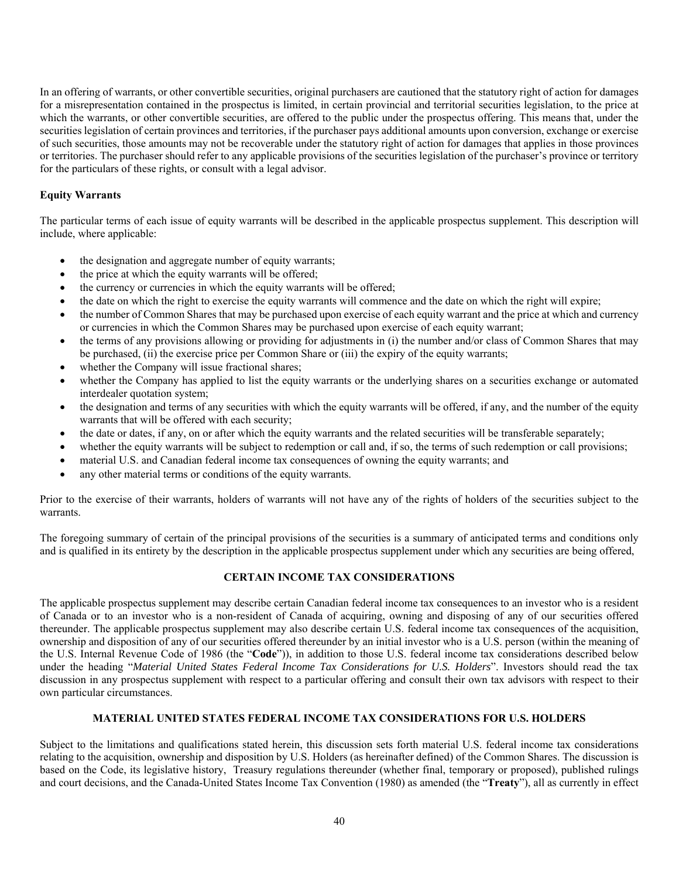In an offering of warrants, or other convertible securities, original purchasers are cautioned that the statutory right of action for damages for a misrepresentation contained in the prospectus is limited, in certain provincial and territorial securities legislation, to the price at which the warrants, or other convertible securities, are offered to the public under the prospectus offering. This means that, under the securities legislation of certain provinces and territories, if the purchaser pays additional amounts upon conversion, exchange or exercise of such securities, those amounts may not be recoverable under the statutory right of action for damages that applies in those provinces or territories. The purchaser should refer to any applicable provisions of the securities legislation of the purchaser's province or territory for the particulars of these rights, or consult with a legal advisor.

**Equity Warrants**

The particular terms of each issue of equity warrants will be described in the applicable prospectus supplement. This description will include, where applicable:

- the designation and aggregate number of equity warrants;
- the price at which the equity warrants will be offered;
- the currency or currencies in which the equity warrants will be offered;
- the date on which the right to exercise the equity warrants will commence and the date on which the right will expire;
- the number of Common Shares that may be purchased upon exercise of each equity warrant and the price at which and currency or currencies in which the Common Shares may be purchased upon exercise of each equity warrant;
- the terms of any provisions allowing or providing for adjustments in (i) the number and/or class of Common Shares that may be purchased, (ii) the exercise price per Common Share or (iii) the expiry of the equity warrants;
- whether the Company will issue fractional shares;
- whether the Company has applied to list the equity warrants or the underlying shares on a securities exchange or automated interdealer quotation system;
- the designation and terms of any securities with which the equity warrants will be offered, if any, and the number of the equity warrants that will be offered with each security;
- the date or dates, if any, on or after which the equity warrants and the related securities will be transferable separately;
- whether the equity warrants will be subject to redemption or call and, if so, the terms of such redemption or call provisions;
- material U.S. and Canadian federal income tax consequences of owning the equity warrants; and
- any other material terms or conditions of the equity warrants.

Prior to the exercise of their warrants, holders of warrants will not have any of the rights of holders of the securities subject to the warrants.

The foregoing summary of certain of the principal provisions of the securities is a summary of anticipated terms and conditions only and is qualified in its entirety by the description in the applicable prospectus supplement under which any securities are being offered,

## CERTAIN INCOME TAX CONSIDERATIONS

The applicable prospectus supplement may describe certain Canadian federal income tax consequences to an investor who is a resident of Canada or to an investor who is a non-resident of Canada of acquiring, owning and disposing of any of our securities offered thereunder. The applicable prospectus supplement may also describe certain U.S. federal income tax consequences of the acquisition, ownership and disposition of any of our securities offered thereunder by an initial investor who is a U.S. person (within the meaning of the U.S. Internal Revenue Code of 1986 (the "**Code**")), in addition to those U.S. federal income tax considerations described below under the heading "*Material United States Federal Income Tax Considerations for U.S. Holders*". Investors should read the tax discussion in any prospectus supplement with respect to a particular offering and consult their own tax advisors with respect to their own particular circumstances.

## MATERIAL UNITED STATES FEDERAL INCOME TAX CONSIDERATIONS FOR U.S. HOLDERS

Subject to the limitations and qualifications stated herein, this discussion sets forth material U.S. federal income tax considerations relating to the acquisition, ownership and disposition by U.S. Holders (as hereinafter defined) of the Common Shares. The discussion is based on the Code, its legislative history, Treasury regulations thereunder (whether final, temporary or proposed), published rulings and court decisions, and the Canada-United States Income Tax Convention (1980) as amended (the "**Treaty**"), all as currently in effect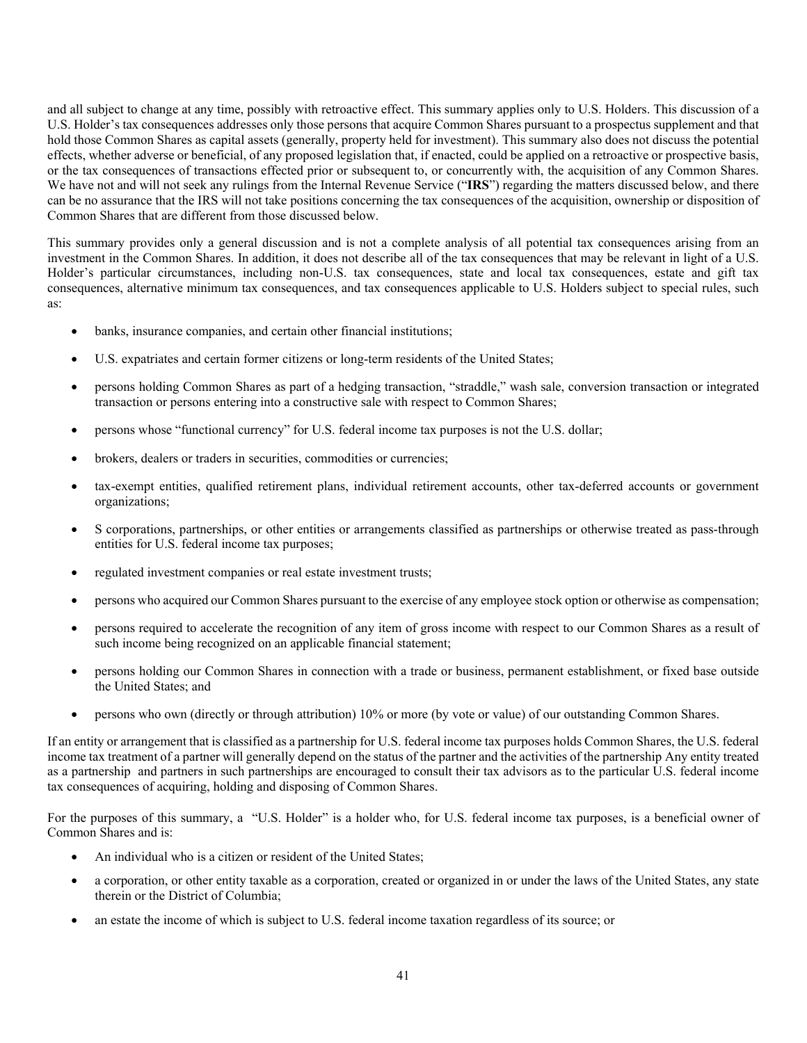and all subject to change at any time, possibly with retroactive effect. This summary applies only to U.S. Holders. This discussion of a U.S. Holder's tax consequences addresses only those persons that acquire Common Shares pursuant to a prospectus supplement and that hold those Common Shares as capital assets (generally, property held for investment). This summary also does not discuss the potential effects, whether adverse or beneficial, of any proposed legislation that, if enacted, could be applied on a retroactive or prospective basis, or the tax consequences of transactions effected prior or subsequent to, or concurrently with, the acquisition of any Common Shares. We have not and will not seek any rulings from the Internal Revenue Service ("**IRS**") regarding the matters discussed below, and there can be no assurance that the IRS will not take positions concerning the tax consequences of the acquisition, ownership or disposition of Common Shares that are different from those discussed below.

This summary provides only a general discussion and is not a complete analysis of all potential tax consequences arising from an investment in the Common Shares. In addition, it does not describe all of the tax consequences that may be relevant in light of a U.S. Holder's particular circumstances, including non-U.S. tax consequences, state and local tax consequences, estate and gift tax consequences, alternative minimum tax consequences, and tax consequences applicable to U.S. Holders subject to special rules, such as:

- banks, insurance companies, and certain other financial institutions;
- U.S. expatriates and certain former citizens or long-term residents of the United States;
- persons holding Common Shares as part of a hedging transaction, "straddle," wash sale, conversion transaction or integrated transaction or persons entering into a constructive sale with respect to Common Shares;
- persons whose "functional currency" for U.S. federal income tax purposes is not the U.S. dollar;
- brokers, dealers or traders in securities, commodities or currencies;
- tax-exempt entities, qualified retirement plans, individual retirement accounts, other tax-deferred accounts or government organizations;
- S corporations, partnerships, or other entities or arrangements classified as partnerships or otherwise treated as pass-through entities for U.S. federal income tax purposes;
- regulated investment companies or real estate investment trusts;
- persons who acquired our Common Shares pursuant to the exercise of any employee stock option or otherwise as compensation;
- persons required to accelerate the recognition of any item of gross income with respect to our Common Shares as a result of such income being recognized on an applicable financial statement;
- persons holding our Common Shares in connection with a trade or business, permanent establishment, or fixed base outside the United States; and
- persons who own (directly or through attribution) 10% or more (by vote or value) of our outstanding Common Shares.

If an entity or arrangement that is classified as a partnership for U.S. federal income tax purposes holds Common Shares, the U.S. federal income tax treatment of a partner will generally depend on the status of the partner and the activities of the partnership Any entity treated as a partnership and partners in such partnerships are encouraged to consult their tax advisors as to the particular U.S. federal income tax consequences of acquiring, holding and disposing of Common Shares.

For the purposes of this summary, a "U.S. Holder" is a holder who, for U.S. federal income tax purposes, is a beneficial owner of Common Shares and is:

- An individual who is a citizen or resident of the United States;
- a corporation, or other entity taxable as a corporation, created or organized in or under the laws of the United States, any state therein or the District of Columbia;
- an estate the income of which is subject to U.S. federal income taxation regardless of its source; or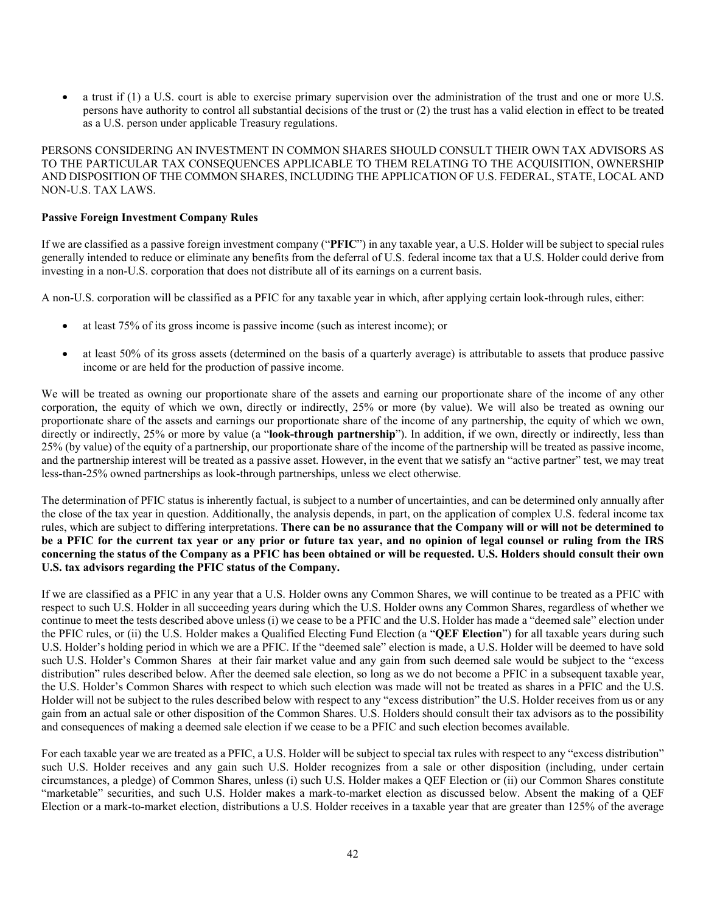- a trust if (1) a U.S. court is able to exercise primary supervision over the administration of the trust and one or more U.S. persons have authority to control all substantial decisions of the trust or (2) the trust has a valid election in effect to be treated as a U.S. person under applicable Treasury regulations.

PERSONS CONSIDERING AN INVESTMENT IN COMMON SHARES SHOULD CONSULT THEIR OWN TAX ADVISORS AS TO THE PARTICULAR TAX CONSEQUENCES APPLICABLE TO THEM RELATING TO THE ACQUISITION, OWNERSHIP AND DISPOSITION OF THE COMMON SHARES, INCLUDING THE APPLICATION OF U.S. FEDERAL, STATE, LOCAL AND NON-U.S. TAX LAWS.

**Passive Foreign Investment Company Rules**

If we are classified as a passive foreign investment company ("**PFIC**") in any taxable year, a U.S. Holder will be subject to special rules generally intended to reduce or eliminate any benefits from the deferral of U.S. federal income tax that a U.S. Holder could derive from investing in a non-U.S. corporation that does not distribute all of its earnings on a current basis.

A non-U.S. corporation will be classified as a PFIC for any taxable year in which, after applying certain look-through rules, either:

- at least 75% of its gross income is passive income (such as interest income); or
- at least 50% of its gross assets (determined on the basis of a quarterly average) is attributable to assets that produce passive income or are held for the production of passive income.

We will be treated as owning our proportionate share of the assets and earning our proportionate share of the income of any other corporation, the equity of which we own, directly or indirectly, 25% or more (by value). We will also be treated as owning our proportionate share of the assets and earnings our proportionate share of the income of any partnership, the equity of which we own, directly or indirectly, 25% or more by value (a "**look-through partnership**"). In addition, if we own, directly or indirectly, less than 25% (by value) of the equity of a partnership, our proportionate share of the income of the partnership will be treated as passive income, and the partnership interest will be treated as a passive asset. However, in the event that we satisfy an "active partner" test, we may treat less-than-25% owned partnerships as look-through partnerships, unless we elect otherwise.

The determination of PFIC status is inherently factual, is subject to a number of uncertainties, and can be determined only annually after the close of the tax year in question. Additionally, the analysis depends, in part, on the application of complex U.S. federal income tax rules, which are subject to differing interpretations. **There can be no assurance that the Company will or will not be determined to be a PFIC for the current tax year or any prior or future tax year, and no opinion of legal counsel or ruling from the IRS concerning the status of the Company as a PFIC has been obtained or will be requested. U.S. Holders should consult their own U.S. tax advisors regarding the PFIC status of the Company.**

If we are classified as a PFIC in any year that a U.S. Holder owns any Common Shares, we will continue to be treated as a PFIC with respect to such U.S. Holder in all succeeding years during which the U.S. Holder owns any Common Shares, regardless of whether we continue to meet the tests described above unless (i) we cease to be a PFIC and the U.S. Holder has made a "deemed sale" election under the PFIC rules, or (ii) the U.S. Holder makes a Qualified Electing Fund Election (a "**QEF Election**") for all taxable years during such U.S. Holder's holding period in which we are a PFIC. If the "deemed sale" election is made, a U.S. Holder will be deemed to have sold such U.S. Holder's Common Shares at their fair market value and any gain from such deemed sale would be subject to the "excess distribution" rules described below. After the deemed sale election, so long as we do not become a PFIC in a subsequent taxable year, the U.S. Holder's Common Shares with respect to which such election was made will not be treated as shares in a PFIC and the U.S. Holder will not be subject to the rules described below with respect to any "excess distribution" the U.S. Holder receives from us or any gain from an actual sale or other disposition of the Common Shares. U.S. Holders should consult their tax advisors as to the possibility and consequences of making a deemed sale election if we cease to be a PFIC and such election becomes available.

For each taxable year we are treated as a PFIC, a U.S. Holder will be subject to special tax rules with respect to any "excess distribution" such U.S. Holder receives and any gain such U.S. Holder recognizes from a sale or other disposition (including, under certain circumstances, a pledge) of Common Shares, unless (i) such U.S. Holder makes a QEF Election or (ii) our Common Shares constitute "marketable" securities, and such U.S. Holder makes a mark-to-market election as discussed below. Absent the making of a QEF Election or a mark-to-market election, distributions a U.S. Holder receives in a taxable year that are greater than 125% of the average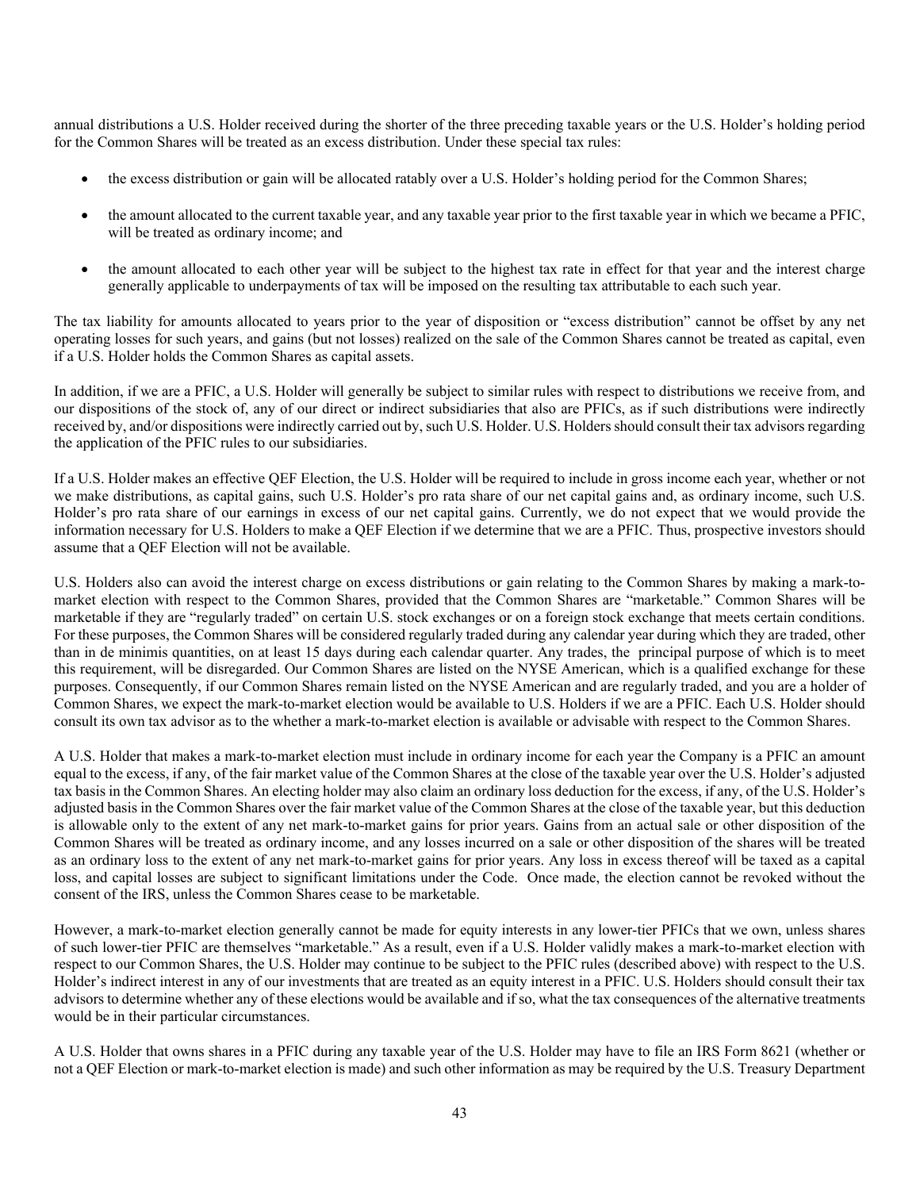annual distributions a U.S. Holder received during the shorter of the three preceding taxable years or the U.S. Holder's holding period for the Common Shares will be treated as an excess distribution. Under these special tax rules:

- the excess distribution or gain will be allocated ratably over a U.S. Holder's holding period for the Common Shares;
- the amount allocated to the current taxable year, and any taxable year prior to the first taxable year in which we became a PFIC, will be treated as ordinary income; and
- the amount allocated to each other year will be subject to the highest tax rate in effect for that year and the interest charge generally applicable to underpayments of tax will be imposed on the resulting tax attributable to each such year.

The tax liability for amounts allocated to years prior to the year of disposition or "excess distribution" cannot be offset by any net operating losses for such years, and gains (but not losses) realized on the sale of the Common Shares cannot be treated as capital, even if a U.S. Holder holds the Common Shares as capital assets.

In addition, if we are a PFIC, a U.S. Holder will generally be subject to similar rules with respect to distributions we receive from, and our dispositions of the stock of, any of our direct or indirect subsidiaries that also are PFICs, as if such distributions were indirectly received by, and/or dispositions were indirectly carried out by, such U.S. Holder. U.S. Holders should consult their tax advisors regarding the application of the PFIC rules to our subsidiaries.

If a U.S. Holder makes an effective QEF Election, the U.S. Holder will be required to include in gross income each year, whether or not we make distributions, as capital gains, such U.S. Holder's pro rata share of our net capital gains and, as ordinary income, such U.S. Holder's pro rata share of our earnings in excess of our net capital gains. Currently, we do not expect that we would provide the information necessary for U.S. Holders to make a QEF Election if we determine that we are a PFIC. Thus, prospective investors should assume that a QEF Election will not be available.

U.S. Holders also can avoid the interest charge on excess distributions or gain relating to the Common Shares by making a mark-to-market election with respect to the Common Shares, provided that the Common Shares are "marketable." Common Shares will be marketable if they are "regularly traded" on certain U.S. stock exchanges or on a foreign stock exchange that meets certain conditions. For these purposes, the Common Shares will be considered regularly traded during any calendar year during which they are traded, other than in de minimis quantities, on at least 15 days during each calendar quarter. Any trades, the principal purpose of which is to meet this requirement, will be disregarded. Our Common Shares are listed on the NYSE American, which is a qualified exchange for these purposes. Consequently, if our Common Shares remain listed on the NYSE American and are regularly traded, and you are a holder of Common Shares, we expect the mark-to-market election would be available to U.S. Holders if we are a PFIC. Each U.S. Holder should consult its own tax advisor as to the whether a mark-to-market election is available or advisable with respect to the Common Shares.

A U.S. Holder that makes a mark-to-market election must include in ordinary income for each year the Company is a PFIC an amount equal to the excess, if any, of the fair market value of the Common Shares at the close of the taxable year over the U.S. Holder's adjusted tax basis in the Common Shares. An electing holder may also claim an ordinary loss deduction for the excess, if any, of the U.S. Holder's adjusted basis in the Common Shares over the fair market value of the Common Shares at the close of the taxable year, but this deduction is allowable only to the extent of any net mark-to-market gains for prior years. Gains from an actual sale or other disposition of the Common Shares will be treated as ordinary income, and any losses incurred on a sale or other disposition of the shares will be treated as an ordinary loss to the extent of any net mark-to-market gains for prior years. Any loss in excess thereof will be taxed as a capital loss, and capital losses are subject to significant limitations under the Code. Once made, the election cannot be revoked without the consent of the IRS, unless the Common Shares cease to be marketable.

However, a mark-to-market election generally cannot be made for equity interests in any lower-tier PFICs that we own, unless shares of such lower-tier PFIC are themselves "marketable." As a result, even if a U.S. Holder validly makes a mark-to-market election with respect to our Common Shares, the U.S. Holder may continue to be subject to the PFIC rules (described above) with respect to the U.S. Holder's indirect interest in any of our investments that are treated as an equity interest in a PFIC. U.S. Holders should consult their tax advisors to determine whether any of these elections would be available and if so, what the tax consequences of the alternative treatments would be in their particular circumstances.

A U.S. Holder that owns shares in a PFIC during any taxable year of the U.S. Holder may have to file an IRS Form 8621 (whether or not a QEF Election or mark-to-market election is made) and such other information as may be required by the U.S. Treasury Department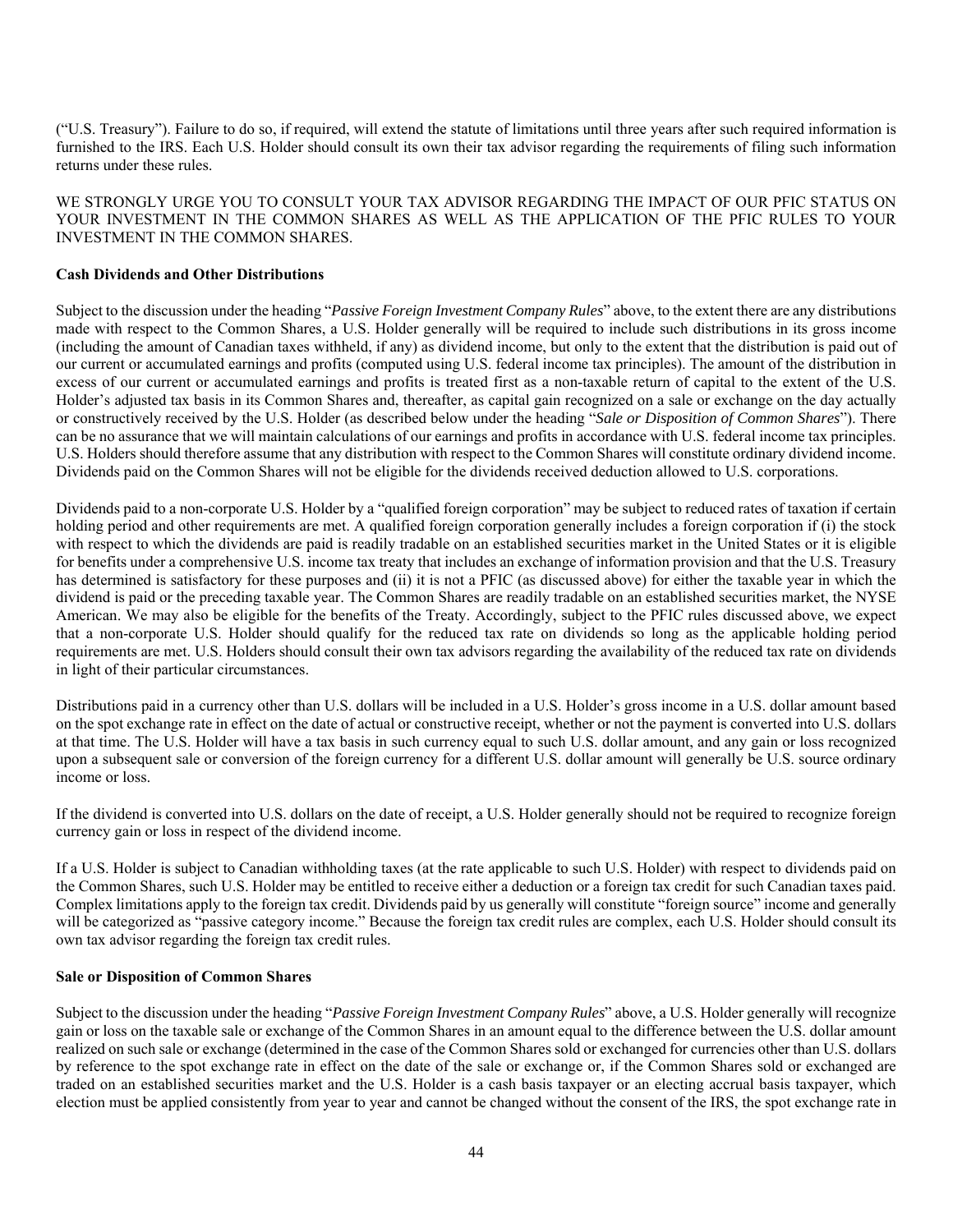("U.S. Treasury"). Failure to do so, if required, will extend the statute of limitations until three years after such required information is furnished to the IRS. Each U.S. Holder should consult its own their tax advisor regarding the requirements of filing such information returns under these rules.

WE STRONGLY URGE YOU TO CONSULT YOUR TAX ADVISOR REGARDING THE IMPACT OF OUR PFIC STATUS ON YOUR INVESTMENT IN THE COMMON SHARES AS WELL AS THE APPLICATION OF THE PFIC RULES TO YOUR INVESTMENT IN THE COMMON SHARES.

**Cash Dividends and Other Distributions**

Subject to the discussion under the heading "*Passive Foreign Investment Company Rules*" above, to the extent there are any distributions made with respect to the Common Shares, a U.S. Holder generally will be required to include such distributions in its gross income (including the amount of Canadian taxes withheld, if any) as dividend income, but only to the extent that the distribution is paid out of our current or accumulated earnings and profits (computed using U.S. federal income tax principles). The amount of the distribution in excess of our current or accumulated earnings and profits is treated first as a non-taxable return of capital to the extent of the U.S. Holder's adjusted tax basis in its Common Shares and, thereafter, as capital gain recognized on a sale or exchange on the day actually or constructively received by the U.S. Holder (as described below under the heading "*Sale or Disposition of Common Shares*"). There can be no assurance that we will maintain calculations of our earnings and profits in accordance with U.S. federal income tax principles. U.S. Holders should therefore assume that any distribution with respect to the Common Shares will constitute ordinary dividend income. Dividends paid on the Common Shares will not be eligible for the dividends received deduction allowed to U.S. corporations.

Dividends paid to a non-corporate U.S. Holder by a "qualified foreign corporation" may be subject to reduced rates of taxation if certain holding period and other requirements are met. A qualified foreign corporation generally includes a foreign corporation if (i) the stock with respect to which the dividends are paid is readily tradable on an established securities market in the United States or it is eligible for benefits under a comprehensive U.S. income tax treaty that includes an exchange of information provision and that the U.S. Treasury has determined is satisfactory for these purposes and (ii) it is not a PFIC (as discussed above) for either the taxable year in which the dividend is paid or the preceding taxable year. The Common Shares are readily tradable on an established securities market, the NYSE American. We may also be eligible for the benefits of the Treaty. Accordingly, subject to the PFIC rules discussed above, we expect that a non-corporate U.S. Holder should qualify for the reduced tax rate on dividends so long as the applicable holding period requirements are met. U.S. Holders should consult their own tax advisors regarding the availability of the reduced tax rate on dividends in light of their particular circumstances.

Distributions paid in a currency other than U.S. dollars will be included in a U.S. Holder's gross income in a U.S. dollar amount based on the spot exchange rate in effect on the date of actual or constructive receipt, whether or not the payment is converted into U.S. dollars at that time. The U.S. Holder will have a tax basis in such currency equal to such U.S. dollar amount, and any gain or loss recognized upon a subsequent sale or conversion of the foreign currency for a different U.S. dollar amount will generally be U.S. source ordinary income or loss.

If the dividend is converted into U.S. dollars on the date of receipt, a U.S. Holder generally should not be required to recognize foreign currency gain or loss in respect of the dividend income.

If a U.S. Holder is subject to Canadian withholding taxes (at the rate applicable to such U.S. Holder) with respect to dividends paid on the Common Shares, such U.S. Holder may be entitled to receive either a deduction or a foreign tax credit for such Canadian taxes paid. Complex limitations apply to the foreign tax credit. Dividends paid by us generally will constitute "foreign source" income and generally will be categorized as "passive category income." Because the foreign tax credit rules are complex, each U.S. Holder should consult its own tax advisor regarding the foreign tax credit rules.

**Sale or Disposition of Common Shares**

Subject to the discussion under the heading "*Passive Foreign Investment Company Rules*" above, a U.S. Holder generally will recognize gain or loss on the taxable sale or exchange of the Common Shares in an amount equal to the difference between the U.S. dollar amount realized on such sale or exchange (determined in the case of the Common Shares sold or exchanged for currencies other than U.S. dollars by reference to the spot exchange rate in effect on the date of the sale or exchange or, if the Common Shares sold or exchanged are traded on an established securities market and the U.S. Holder is a cash basis taxpayer or an electing accrual basis taxpayer, which election must be applied consistently from year to year and cannot be changed without the consent of the IRS, the spot exchange rate in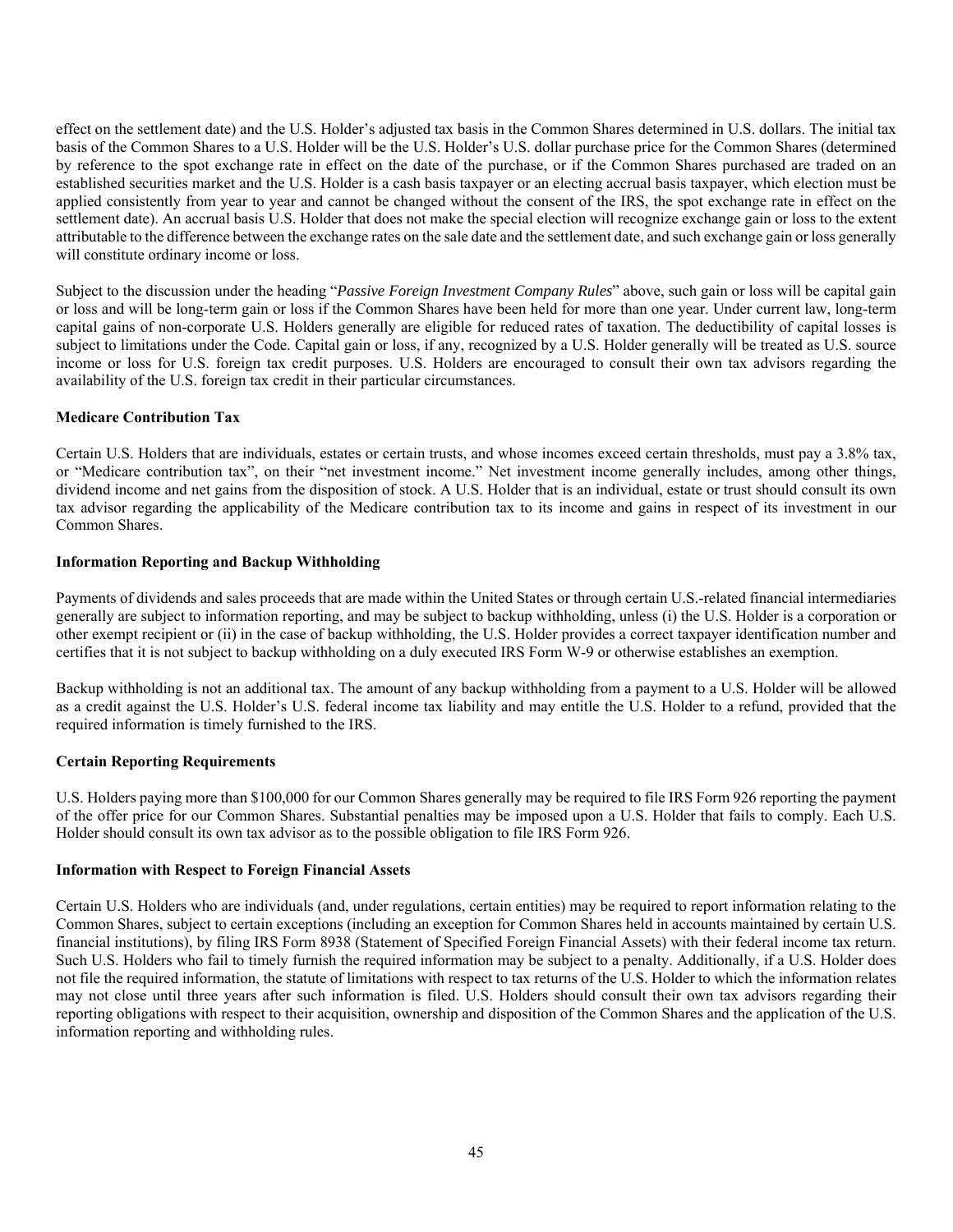effect on the settlement date) and the U.S. Holder's adjusted tax basis in the Common Shares determined in U.S. dollars. The initial tax basis of the Common Shares to a U.S. Holder will be the U.S. Holder's U.S. dollar purchase price for the Common Shares (determined by reference to the spot exchange rate in effect on the date of the purchase, or if the Common Shares purchased are traded on an established securities market and the U.S. Holder is a cash basis taxpayer or an electing accrual basis taxpayer, which election must be applied consistently from year to year and cannot be changed without the consent of the IRS, the spot exchange rate in effect on the settlement date). An accrual basis U.S. Holder that does not make the special election will recognize exchange gain or loss to the extent attributable to the difference between the exchange rates on the sale date and the settlement date, and such exchange gain or loss generally will constitute ordinary income or loss.

Subject to the discussion under the heading "*Passive Foreign Investment Company Rules*" above, such gain or loss will be capital gain or loss and will be long-term gain or loss if the Common Shares have been held for more than one year. Under current law, long-term capital gains of non-corporate U.S. Holders generally are eligible for reduced rates of taxation. The deductibility of capital losses is subject to limitations under the Code. Capital gain or loss, if any, recognized by a U.S. Holder generally will be treated as U.S. source income or loss for U.S. foreign tax credit purposes. U.S. Holders are encouraged to consult their own tax advisors regarding the availability of the U.S. foreign tax credit in their particular circumstances.

**Medicare Contribution Tax**

Certain U.S. Holders that are individuals, estates or certain trusts, and whose incomes exceed certain thresholds, must pay a 3.8% tax, or "Medicare contribution tax", on their "net investment income." Net investment income generally includes, among other things, dividend income and net gains from the disposition of stock. A U.S. Holder that is an individual, estate or trust should consult its own tax advisor regarding the applicability of the Medicare contribution tax to its income and gains in respect of its investment in our Common Shares.

**Information Reporting and Backup Withholding**

Payments of dividends and sales proceeds that are made within the United States or through certain U.S.-related financial intermediaries generally are subject to information reporting, and may be subject to backup withholding, unless (i) the U.S. Holder is a corporation or other exempt recipient or (ii) in the case of backup withholding, the U.S. Holder provides a correct taxpayer identification number and certifies that it is not subject to backup withholding on a duly executed IRS Form W-9 or otherwise establishes an exemption.

Backup withholding is not an additional tax. The amount of any backup withholding from a payment to a U.S. Holder will be allowed as a credit against the U.S. Holder's U.S. federal income tax liability and may entitle the U.S. Holder to a refund, provided that the required information is timely furnished to the IRS.

**Certain Reporting Requirements**

U.S. Holders paying more than $100,000 for our Common Shares generally may be required to file IRS Form 926 reporting the payment of the offer price for our Common Shares. Substantial penalties may be imposed upon a U.S. Holder that fails to comply. Each U.S. Holder should consult its own tax advisor as to the possible obligation to file IRS Form 926.

**Information with Respect to Foreign Financial Assets**

Certain U.S. Holders who are individuals (and, under regulations, certain entities) may be required to report information relating to the Common Shares, subject to certain exceptions (including an exception for Common Shares held in accounts maintained by certain U.S. financial institutions), by filing IRS Form 8938 (Statement of Specified Foreign Financial Assets) with their federal income tax return. Such U.S. Holders who fail to timely furnish the required information may be subject to a penalty. Additionally, if a U.S. Holder does not file the required information, the statute of limitations with respect to tax returns of the U.S. Holder to which the information relates may not close until three years after such information is filed. U.S. Holders should consult their own tax advisors regarding their reporting obligations with respect to their acquisition, ownership and disposition of the Common Shares and the application of the U.S. information reporting and withholding rules.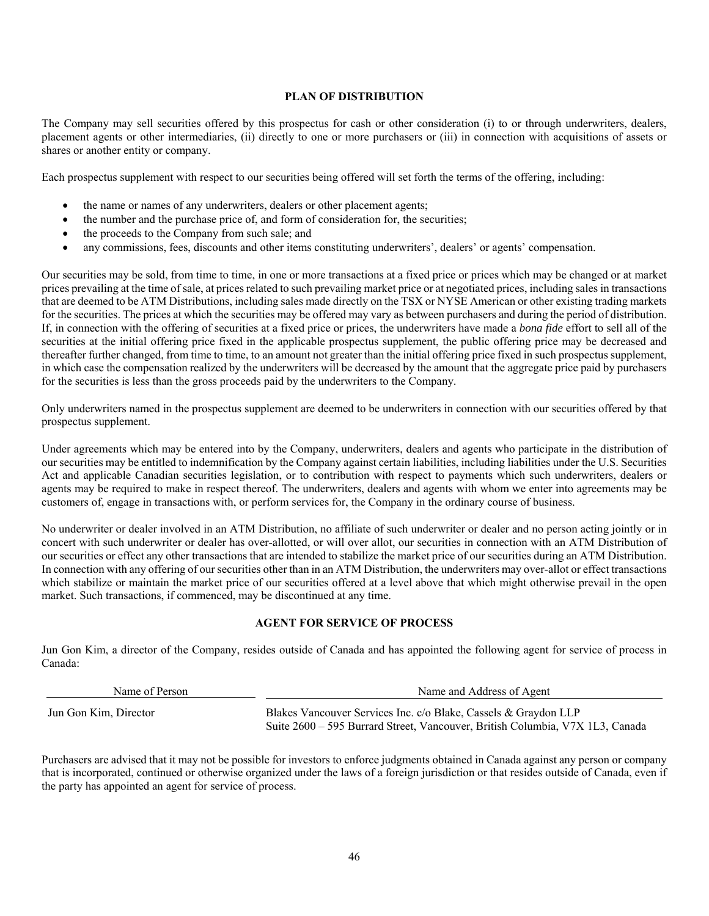## PLAN OF DISTRIBUTION

The Company may sell securities offered by this prospectus for cash or other consideration (i) to or through underwriters, dealers, placement agents or other intermediaries, (ii) directly to one or more purchasers or (iii) in connection with acquisitions of assets or shares or another entity or company.

Each prospectus supplement with respect to our securities being offered will set forth the terms of the offering, including:

- the name or names of any underwriters, dealers or other placement agents;
- the number and the purchase price of, and form of consideration for, the securities;
- the proceeds to the Company from such sale; and
- any commissions, fees, discounts and other items constituting underwriters', dealers' or agents' compensation.

Our securities may be sold, from time to time, in one or more transactions at a fixed price or prices which may be changed or at market prices prevailing at the time of sale, at prices related to such prevailing market price or at negotiated prices, including sales in transactions that are deemed to be ATM Distributions, including sales made directly on the TSX or NYSE American or other existing trading markets for the securities. The prices at which the securities may be offered may vary as between purchasers and during the period of distribution. If, in connection with the offering of securities at a fixed price or prices, the underwriters have made a *bona fide* effort to sell all of the securities at the initial offering price fixed in the applicable prospectus supplement, the public offering price may be decreased and thereafter further changed, from time to time, to an amount not greater than the initial offering price fixed in such prospectus supplement, in which case the compensation realized by the underwriters will be decreased by the amount that the aggregate price paid by purchasers for the securities is less than the gross proceeds paid by the underwriters to the Company.

Only underwriters named in the prospectus supplement are deemed to be underwriters in connection with our securities offered by that prospectus supplement.

Under agreements which may be entered into by the Company, underwriters, dealers and agents who participate in the distribution of our securities may be entitled to indemnification by the Company against certain liabilities, including liabilities under the U.S. Securities Act and applicable Canadian securities legislation, or to contribution with respect to payments which such underwriters, dealers or agents may be required to make in respect thereof. The underwriters, dealers and agents with whom we enter into agreements may be customers of, engage in transactions with, or perform services for, the Company in the ordinary course of business.

No underwriter or dealer involved in an ATM Distribution, no affiliate of such underwriter or dealer and no person acting jointly or in concert with such underwriter or dealer has over-allotted, or will over allot, our securities in connection with an ATM Distribution of our securities or effect any other transactions that are intended to stabilize the market price of our securities during an ATM Distribution. In connection with any offering of our securities other than in an ATM Distribution, the underwriters may over-allot or effect transactions which stabilize or maintain the market price of our securities offered at a level above that which might otherwise prevail in the open market. Such transactions, if commenced, may be discontinued at any time.

## AGENT FOR SERVICE OF PROCESS

Jun Gon Kim, a director of the Company, resides outside of Canada and has appointed the following agent for service of process in Canada:

| Name of Person | Name and Address of Agent |
|---|---|
| Jun Gon Kim, Director | Blakes Vancouver Services Inc. c/o Blake, Cassels & Graydon LLP<br>Suite 2600 – 595 Burrard Street, Vancouver, British Columbia, V7X 1L3, Canada |

Purchasers are advised that it may not be possible for investors to enforce judgments obtained in Canada against any person or company that is incorporated, continued or otherwise organized under the laws of a foreign jurisdiction or that resides outside of Canada, even if the party has appointed an agent for service of process.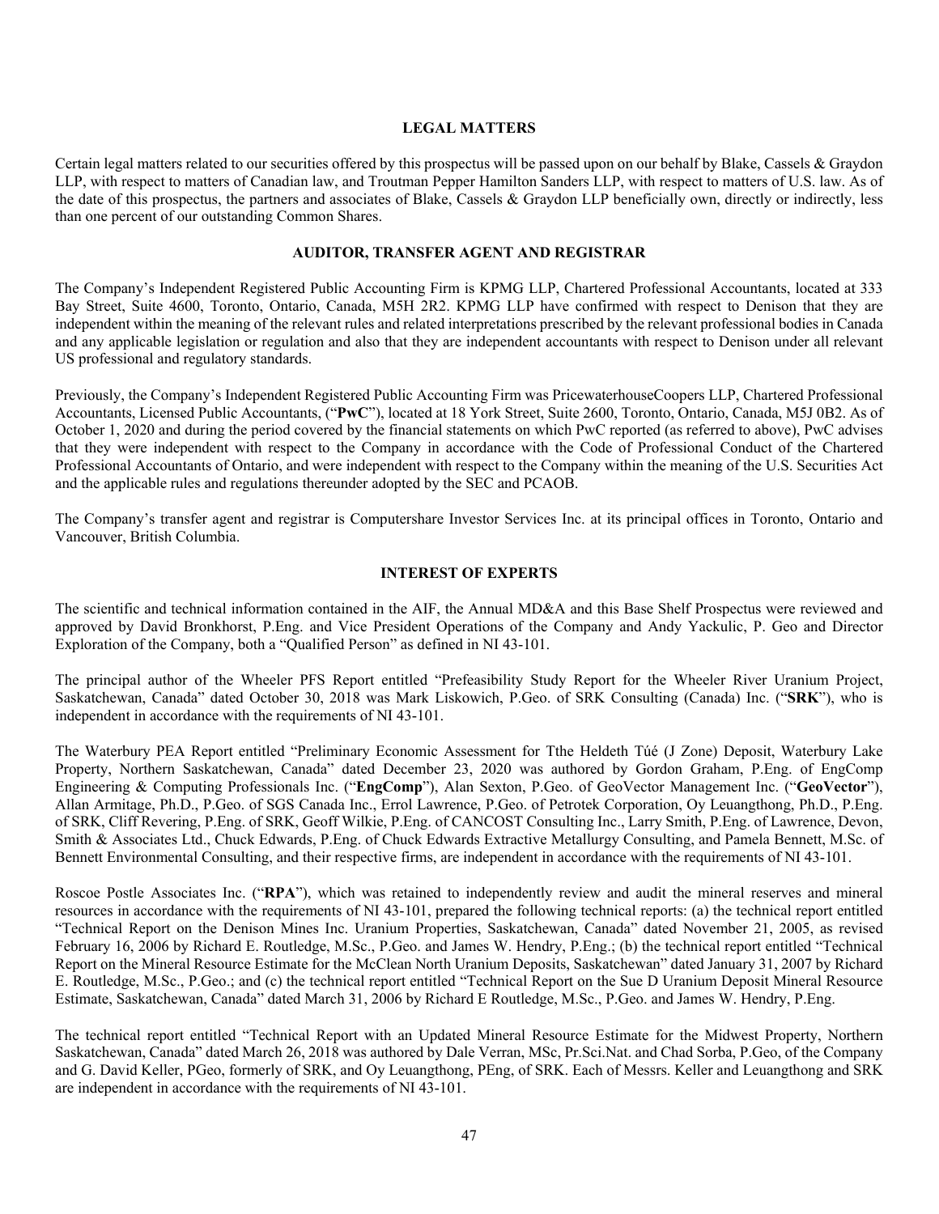## LEGAL MATTERS

Certain legal matters related to our securities offered by this prospectus will be passed upon on our behalf by Blake, Cassels & Graydon LLP, with respect to matters of Canadian law, and Troutman Pepper Hamilton Sanders LLP, with respect to matters of U.S. law. As of the date of this prospectus, the partners and associates of Blake, Cassels & Graydon LLP beneficially own, directly or indirectly, less than one percent of our outstanding Common Shares.

## AUDITOR, TRANSFER AGENT AND REGISTRAR

The Company's Independent Registered Public Accounting Firm is KPMG LLP, Chartered Professional Accountants, located at 333 Bay Street, Suite 4600, Toronto, Ontario, Canada, M5H 2R2. KPMG LLP have confirmed with respect to Denison that they are independent within the meaning of the relevant rules and related interpretations prescribed by the relevant professional bodies in Canada and any applicable legislation or regulation and also that they are independent accountants with respect to Denison under all relevant US professional and regulatory standards.

Previously, the Company's Independent Registered Public Accounting Firm was PricewaterhouseCoopers LLP, Chartered Professional Accountants, Licensed Public Accountants, ("**PwC**"), located at 18 York Street, Suite 2600, Toronto, Ontario, Canada, M5J 0B2. As of October 1, 2020 and during the period covered by the financial statements on which PwC reported (as referred to above), PwC advises that they were independent with respect to the Company in accordance with the Code of Professional Conduct of the Chartered Professional Accountants of Ontario, and were independent with respect to the Company within the meaning of the U.S. Securities Act and the applicable rules and regulations thereunder adopted by the SEC and PCAOB.

The Company's transfer agent and registrar is Computershare Investor Services Inc. at its principal offices in Toronto, Ontario and Vancouver, British Columbia.

## INTEREST OF EXPERTS

The scientific and technical information contained in the AIF, the Annual MD&A and this Base Shelf Prospectus were reviewed and approved by David Bronkhorst, P.Eng. and Vice President Operations of the Company and Andy Yackulic, P. Geo and Director Exploration of the Company, both a "Qualified Person" as defined in NI 43-101.

The principal author of the Wheeler PFS Report entitled "Prefeasibility Study Report for the Wheeler River Uranium Project, Saskatchewan, Canada" dated October 30, 2018 was Mark Liskowich, P.Geo. of SRK Consulting (Canada) Inc. ("**SRK**"), who is independent in accordance with the requirements of NI 43-101.

The Waterbury PEA Report entitled "Preliminary Economic Assessment for Tthe Heldeth Túé (J Zone) Deposit, Waterbury Lake Property, Northern Saskatchewan, Canada" dated December 23, 2020 was authored by Gordon Graham, P.Eng. of EngComp Engineering & Computing Professionals Inc. ("**EngComp**"), Alan Sexton, P.Geo. of GeoVector Management Inc. ("**GeoVector**"), Allan Armitage, Ph.D., P.Geo. of SGS Canada Inc., Errol Lawrence, P.Geo. of Petrotek Corporation, Oy Leuangthong, Ph.D., P.Eng. of SRK, Cliff Revering, P.Eng. of SRK, Geoff Wilkie, P.Eng. of CANCOST Consulting Inc., Larry Smith, P.Eng. of Lawrence, Devon, Smith & Associates Ltd., Chuck Edwards, P.Eng. of Chuck Edwards Extractive Metallurgy Consulting, and Pamela Bennett, M.Sc. of Bennett Environmental Consulting, and their respective firms, are independent in accordance with the requirements of NI 43-101.

Roscoe Postle Associates Inc. ("**RPA**"), which was retained to independently review and audit the mineral reserves and mineral resources in accordance with the requirements of NI 43-101, prepared the following technical reports: (a) the technical report entitled "Technical Report on the Denison Mines Inc. Uranium Properties, Saskatchewan, Canada" dated November 21, 2005, as revised February 16, 2006 by Richard E. Routledge, M.Sc., P.Geo. and James W. Hendry, P.Eng.; (b) the technical report entitled "Technical Report on the Mineral Resource Estimate for the McClean North Uranium Deposits, Saskatchewan" dated January 31, 2007 by Richard E. Routledge, M.Sc., P.Geo.; and (c) the technical report entitled "Technical Report on the Sue D Uranium Deposit Mineral Resource Estimate, Saskatchewan, Canada" dated March 31, 2006 by Richard E Routledge, M.Sc., P.Geo. and James W. Hendry, P.Eng.

The technical report entitled "Technical Report with an Updated Mineral Resource Estimate for the Midwest Property, Northern Saskatchewan, Canada" dated March 26, 2018 was authored by Dale Verran, MSc, Pr.Sci.Nat. and Chad Sorba, P.Geo, of the Company and G. David Keller, PGeo, formerly of SRK, and Oy Leuangthong, PEng, of SRK. Each of Messrs. Keller and Leuangthong and SRK are independent in accordance with the requirements of NI 43-101.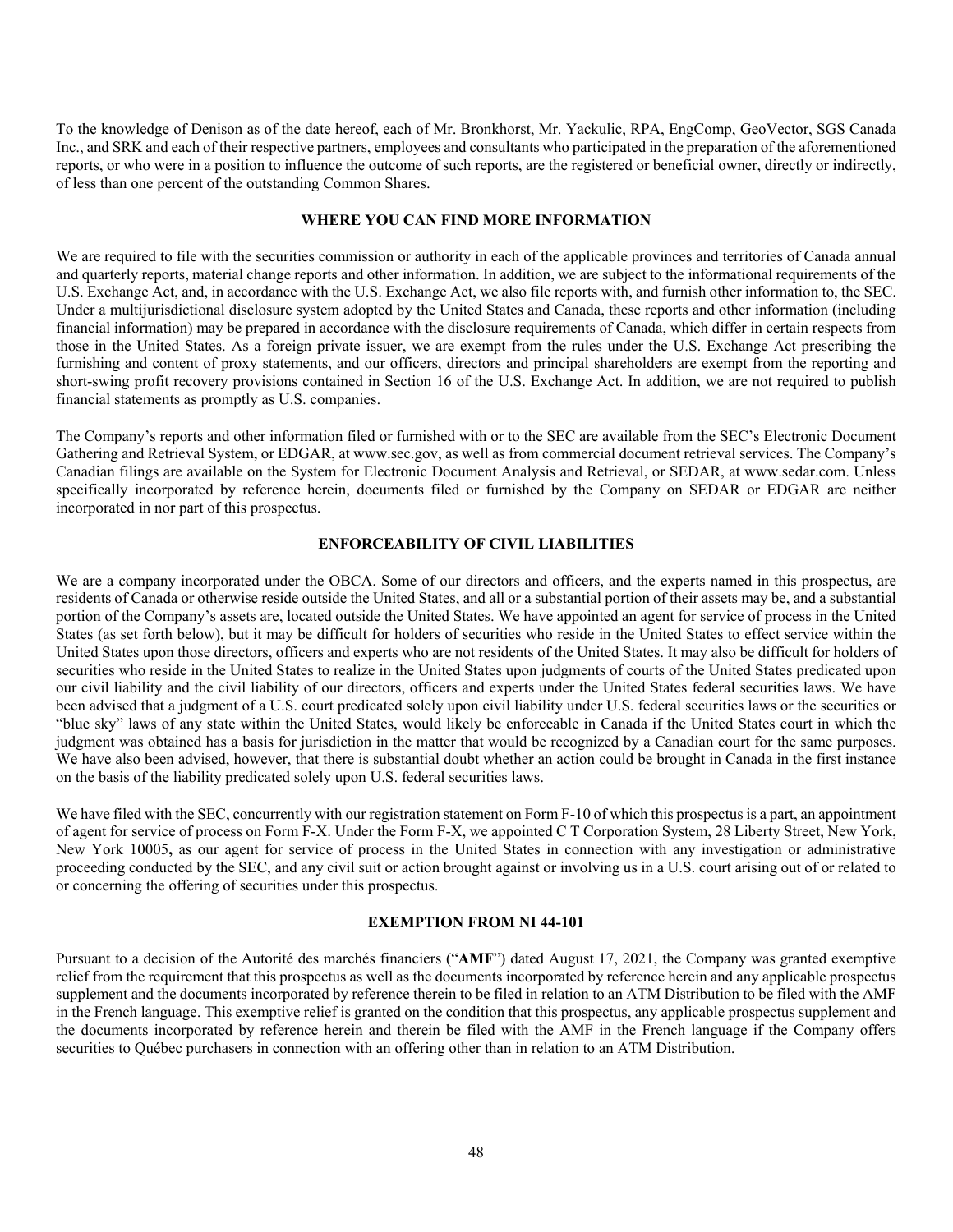To the knowledge of Denison as of the date hereof, each of Mr. Bronkhorst, Mr. Yackulic, RPA, EngComp, GeoVector, SGS Canada Inc., and SRK and each of their respective partners, employees and consultants who participated in the preparation of the aforementioned reports, or who were in a position to influence the outcome of such reports, are the registered or beneficial owner, directly or indirectly, of less than one percent of the outstanding Common Shares.

## WHERE YOU CAN FIND MORE INFORMATION

We are required to file with the securities commission or authority in each of the applicable provinces and territories of Canada annual and quarterly reports, material change reports and other information. In addition, we are subject to the informational requirements of the U.S. Exchange Act, and, in accordance with the U.S. Exchange Act, we also file reports with, and furnish other information to, the SEC. Under a multijurisdictional disclosure system adopted by the United States and Canada, these reports and other information (including financial information) may be prepared in accordance with the disclosure requirements of Canada, which differ in certain respects from those in the United States. As a foreign private issuer, we are exempt from the rules under the U.S. Exchange Act prescribing the furnishing and content of proxy statements, and our officers, directors and principal shareholders are exempt from the reporting and short-swing profit recovery provisions contained in Section 16 of the U.S. Exchange Act. In addition, we are not required to publish financial statements as promptly as U.S. companies.

The Company's reports and other information filed or furnished with or to the SEC are available from the SEC's Electronic Document Gathering and Retrieval System, or EDGAR, at www.sec.gov, as well as from commercial document retrieval services. The Company's Canadian filings are available on the System for Electronic Document Analysis and Retrieval, or SEDAR, at www.sedar.com. Unless specifically incorporated by reference herein, documents filed or furnished by the Company on SEDAR or EDGAR are neither incorporated in nor part of this prospectus.

## ENFORCEABILITY OF CIVIL LIABILITIES

We are a company incorporated under the OBCA. Some of our directors and officers, and the experts named in this prospectus, are residents of Canada or otherwise reside outside the United States, and all or a substantial portion of their assets may be, and a substantial portion of the Company's assets are, located outside the United States. We have appointed an agent for service of process in the United States (as set forth below), but it may be difficult for holders of securities who reside in the United States to effect service within the United States upon those directors, officers and experts who are not residents of the United States. It may also be difficult for holders of securities who reside in the United States to realize in the United States upon judgments of courts of the United States predicated upon our civil liability and the civil liability of our directors, officers and experts under the United States federal securities laws. We have been advised that a judgment of a U.S. court predicated solely upon civil liability under U.S. federal securities laws or the securities or "blue sky" laws of any state within the United States, would likely be enforceable in Canada if the United States court in which the judgment was obtained has a basis for jurisdiction in the matter that would be recognized by a Canadian court for the same purposes. We have also been advised, however, that there is substantial doubt whether an action could be brought in Canada in the first instance on the basis of the liability predicated solely upon U.S. federal securities laws.

We have filed with the SEC, concurrently with our registration statement on Form F-10 of which this prospectus is a part, an appointment of agent for service of process on Form F-X. Under the Form F-X, we appointed C T Corporation System, 28 Liberty Street, New York, New York 10005**,** as our agent for service of process in the United States in connection with any investigation or administrative proceeding conducted by the SEC, and any civil suit or action brought against or involving us in a U.S. court arising out of or related to or concerning the offering of securities under this prospectus.

## EXEMPTION FROM NI 44-101

Pursuant to a decision of the Autorité des marchés financiers ("**AMF**") dated August 17, 2021, the Company was granted exemptive relief from the requirement that this prospectus as well as the documents incorporated by reference herein and any applicable prospectus supplement and the documents incorporated by reference therein to be filed in relation to an ATM Distribution to be filed with the AMF in the French language. This exemptive relief is granted on the condition that this prospectus, any applicable prospectus supplement and the documents incorporated by reference herein and therein be filed with the AMF in the French language if the Company offers securities to Québec purchasers in connection with an offering other than in relation to an ATM Distribution.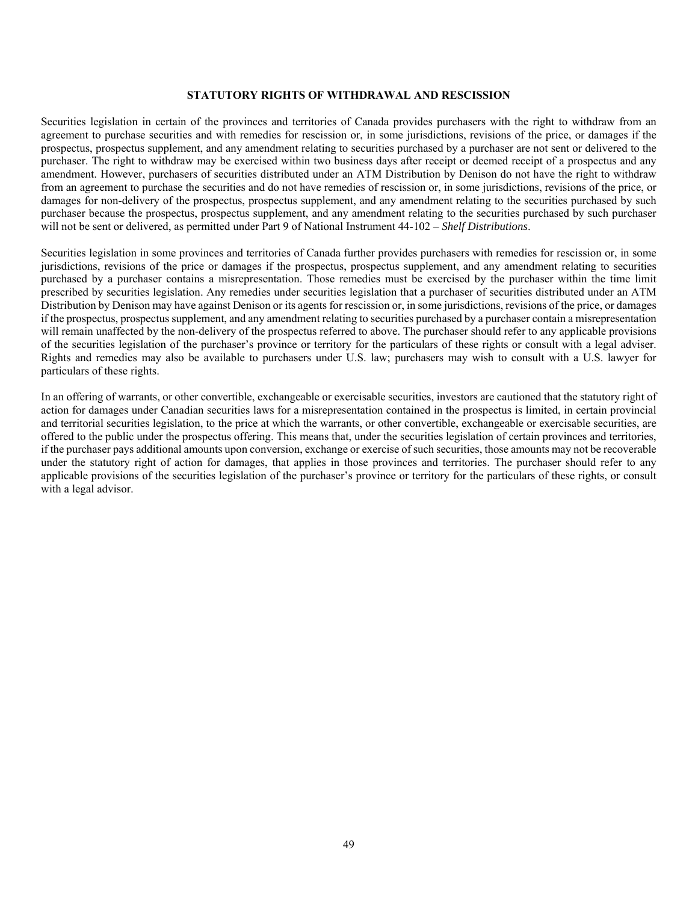## STATUTORY RIGHTS OF WITHDRAWAL AND RESCISSION

Securities legislation in certain of the provinces and territories of Canada provides purchasers with the right to withdraw from an agreement to purchase securities and with remedies for rescission or, in some jurisdictions, revisions of the price, or damages if the prospectus, prospectus supplement, and any amendment relating to securities purchased by a purchaser are not sent or delivered to the purchaser. The right to withdraw may be exercised within two business days after receipt or deemed receipt of a prospectus and any amendment. However, purchasers of securities distributed under an ATM Distribution by Denison do not have the right to withdraw from an agreement to purchase the securities and do not have remedies of rescission or, in some jurisdictions, revisions of the price, or damages for non-delivery of the prospectus, prospectus supplement, and any amendment relating to the securities purchased by such purchaser because the prospectus, prospectus supplement, and any amendment relating to the securities purchased by such purchaser will not be sent or delivered, as permitted under Part 9 of National Instrument 44-102 – *Shelf Distributions*.

Securities legislation in some provinces and territories of Canada further provides purchasers with remedies for rescission or, in some jurisdictions, revisions of the price or damages if the prospectus, prospectus supplement, and any amendment relating to securities purchased by a purchaser contains a misrepresentation. Those remedies must be exercised by the purchaser within the time limit prescribed by securities legislation. Any remedies under securities legislation that a purchaser of securities distributed under an ATM Distribution by Denison may have against Denison or its agents for rescission or, in some jurisdictions, revisions of the price, or damages if the prospectus, prospectus supplement, and any amendment relating to securities purchased by a purchaser contain a misrepresentation will remain unaffected by the non-delivery of the prospectus referred to above. The purchaser should refer to any applicable provisions of the securities legislation of the purchaser's province or territory for the particulars of these rights or consult with a legal adviser. Rights and remedies may also be available to purchasers under U.S. law; purchasers may wish to consult with a U.S. lawyer for particulars of these rights.

In an offering of warrants, or other convertible, exchangeable or exercisable securities, investors are cautioned that the statutory right of action for damages under Canadian securities laws for a misrepresentation contained in the prospectus is limited, in certain provincial and territorial securities legislation, to the price at which the warrants, or other convertible, exchangeable or exercisable securities, are offered to the public under the prospectus offering. This means that, under the securities legislation of certain provinces and territories, if the purchaser pays additional amounts upon conversion, exchange or exercise of such securities, those amounts may not be recoverable under the statutory right of action for damages, that applies in those provinces and territories. The purchaser should refer to any applicable provisions of the securities legislation of the purchaser's province or territory for the particulars of these rights, or consult with a legal advisor.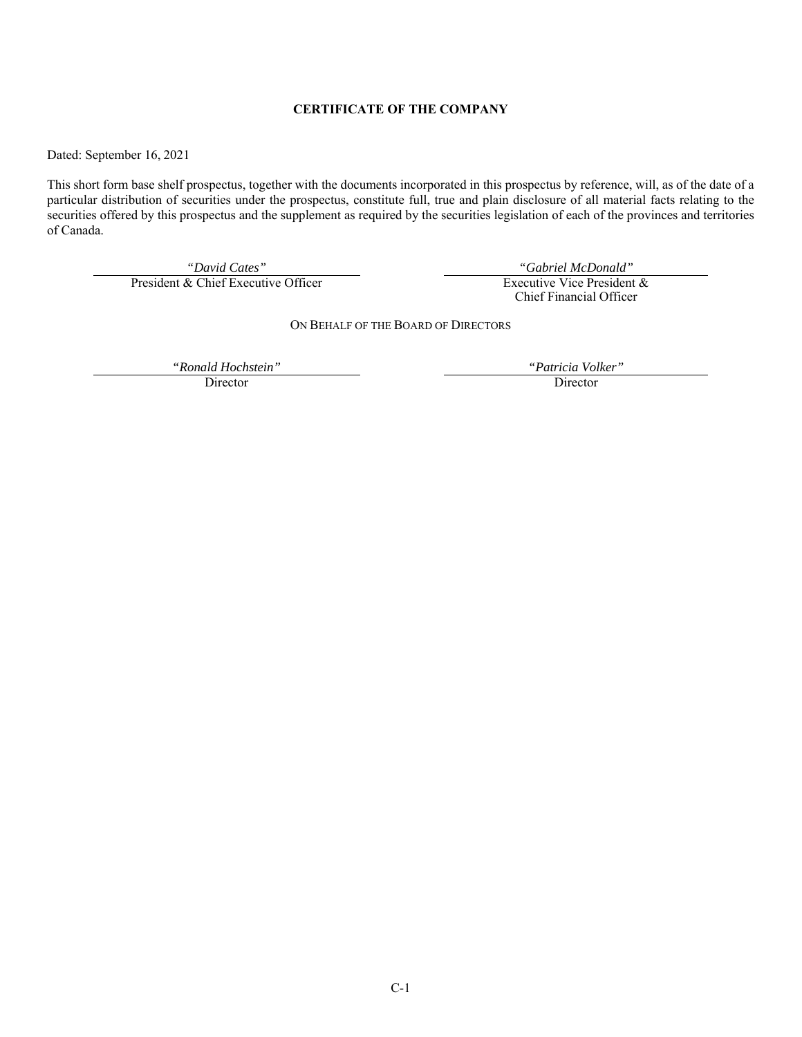**CERTIFICATE OF THE COMPANY**

Dated: September 16, 2021

This short form base shelf prospectus, together with the documents incorporated in this prospectus by reference, will, as of the date of a particular distribution of securities under the prospectus, constitute full, true and plain disclosure of all material facts relating to the securities offered by this prospectus and the supplement as required by the securities legislation of each of the provinces and territories of Canada.

| | |
|---|---|
| *"David Cates"* | *"Gabriel McDonald"* |
| President & Chief Executive Officer | Executive Vice President & Chief Financial Officer |

ON BEHALF OF THE BOARD OF DIRECTORS

| | |
|---|---|
| *"Ronald Hochstein"* | *"Patricia Volker"* |
| Director | Director |